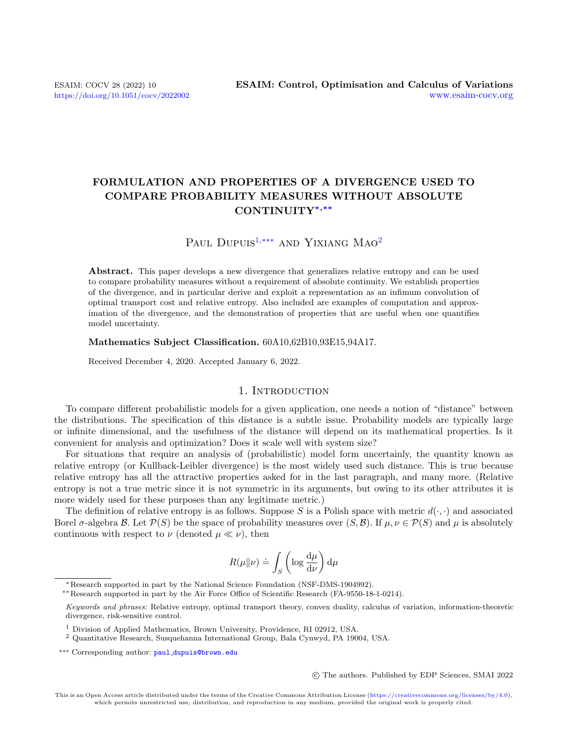# FORMULATION AND PROPERTIES OF A DIVERGENCE USED TO COMPARE PROBABILITY MEASURES WITHOUT ABSOLUTE CONTINUITY[*,**]

Paul Dupuis[1,***] and Yixiang Mao[2]

**Abstract.** This paper develops a new divergence that generalizes relative entropy and can be used to compare probability measures without a requirement of absolute continuity. We establish properties of the divergence, and in particular derive and exploit a representation as an infimum convolution of optimal transport cost and relative entropy. Also included are examples of computation and approximation of the divergence, and the demonstration of properties that are useful when one quantifies model uncertainty.

**Mathematics Subject Classification.** 60A10,62B10,93E15,94A17.

Received December 4, 2020. Accepted January 6, 2022.

## 1. Introduction

To compare different probabilistic models for a given application, one needs a notion of "distance" between the distributions. The specification of this distance is a subtle issue. Probability models are typically large or infinite dimensional, and the usefulness of the distance will depend on its mathematical properties. Is it convenient for analysis and optimization? Does it scale well with system size?

For situations that require an analysis of (probabilistic) model form uncertainly, the quantity known as relative entropy (or Kullback-Leibler divergence) is the most widely used such distance. This is true because relative entropy has all the attractive properties asked for in the last paragraph, and many more. (Relative entropy is not a true metric since it is not symmetric in its arguments, but owing to its other attributes it is more widely used for these purposes than any legitimate metric.)

The definition of relative entropy is as follows. Suppose $S$ is a Polish space with metric $d(\cdot,\cdot)$ and associated Borel $\sigma$-algebra $\mathcal{B}$. Let $\mathcal{P}(S)$ be the space of probability measures over $(S,\mathcal{B})$. If $\mu,\nu\in\mathcal{P}(S)$ and $\mu$ is absolutely continuous with respect to $\nu$ (denoted $\mu\ll\nu$), then

$$R(\mu\|\nu)\doteq\int_S\left(\log\frac{\mathrm{d}\mu}{\mathrm{d}\nu}\right)\mathrm{d}\mu$$

---

[*] Research supported in part by the National Science Foundation (NSF-DMS-1904992).

[**] Research supported in part by the Air Force Office of Scientific Research (FA-9550-18-1-0214).

*Keywords and phrases:* Relative entropy, optimal transport theory, convex duality, calculus of variation, information-theoretic divergence, risk-sensitive control.

[1] Division of Applied Mathematics, Brown University, Providence, RI 02912, USA.

[2] Quantitative Research, Susquehanna International Group, Bala Cynwyd, PA 19004, USA.

[***] Corresponding author: paul_dupuis@brown.edu

© The authors. Published by EDP Sciences, SMAI 2022

This is an Open Access article distributed under the terms of the Creative Commons Attribution License (https://creativecommons.org/licenses/by/4.0), which permits unrestricted use, distribution, and reproduction in any medium, provided the original work is properly cited.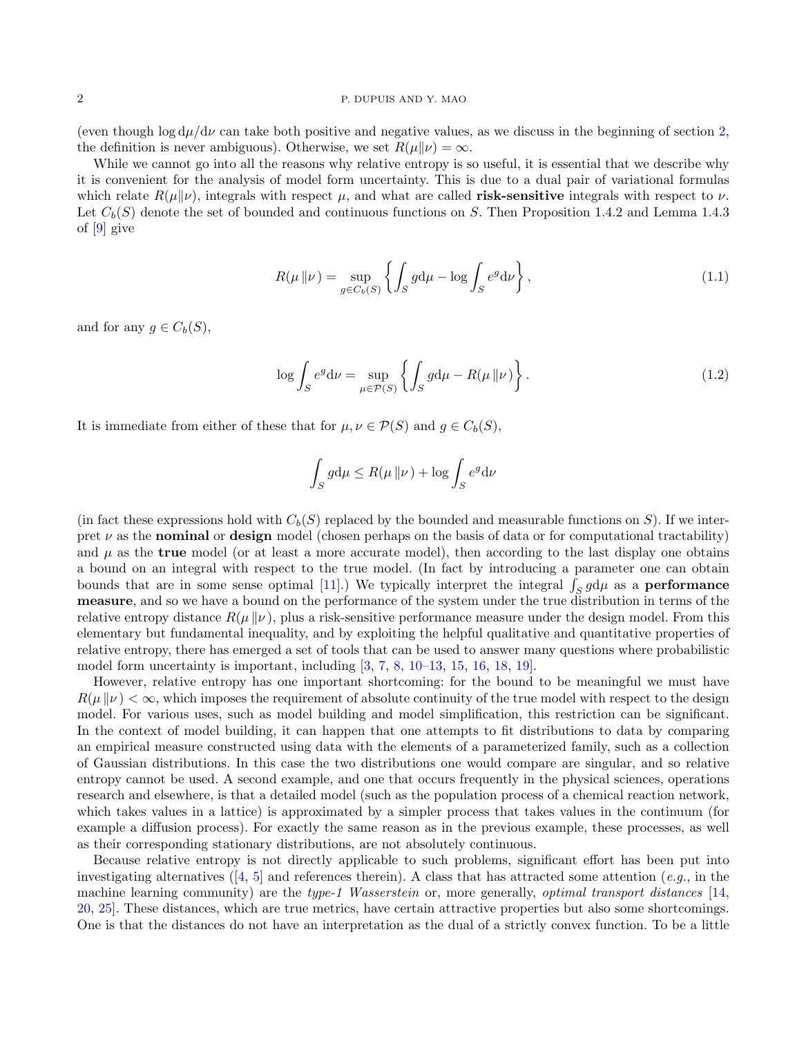(even though $\log \mathrm{d}\mu/\mathrm{d}\nu$ can take both positive and negative values, as we discuss in the beginning of section 2, the definition is never ambiguous). Otherwise, we set $R(\mu\|\nu) = \infty$.

While we cannot go into all the reasons why relative entropy is so useful, it is essential that we describe why it is convenient for the analysis of model form uncertainty. This is due to a dual pair of variational formulas which relate $R(\mu\|\nu)$, integrals with respect $\mu$, and what are called **risk-sensitive** integrals with respect to $\nu$. Let $C_b(S)$ denote the set of bounded and continuous functions on $S$. Then Proposition 1.4.2 and Lemma 1.4.3 of [9] give

$$R(\mu\,\|\nu) = \sup_{g\in C_b(S)} \left\{ \int_S g \mathrm{d}\mu - \log \int_S e^g \mathrm{d}\nu \right\}, \tag{1.1}$$

and for any $g \in C_b(S)$,

$$\log \int_S e^g \mathrm{d}\nu = \sup_{\mu\in \mathcal{P}(S)} \left\{ \int_S g \mathrm{d}\mu - R(\mu\,\|\nu) \right\}. \tag{1.2}$$

It is immediate from either of these that for $\mu, \nu \in \mathcal{P}(S)$ and $g \in C_b(S)$,

$$\int_S g \mathrm{d}\mu \le R(\mu\,\|\nu) + \log \int_S e^g \mathrm{d}\nu$$

(in fact these expressions hold with $C_b(S)$ replaced by the bounded and measurable functions on $S$). If we interpret $\nu$ as the **nominal** or **design** model (chosen perhaps on the basis of data or for computational tractability) and $\mu$ as the **true** model (or at least a more accurate model), then according to the last display one obtains a bound on an integral with respect to the true model. (In fact by introducing a parameter one can obtain bounds that are in some sense optimal [11].) We typically interpret the integral $\int_S g \mathrm{d}\mu$ as a **performance measure**, and so we have a bound on the performance of the system under the true distribution in terms of the relative entropy distance $R(\mu\,\|\nu)$, plus a risk-sensitive performance measure under the design model. From this elementary but fundamental inequality, and by exploiting the helpful qualitative and quantitative properties of relative entropy, there has emerged a set of tools that can be used to answer many questions where probabilistic model form uncertainty is important, including [3, 7, 8, 10–13, 15, 16, 18, 19].

However, relative entropy has one important shortcoming: for the bound to be meaningful we must have $R(\mu\,\|\nu) < \infty$, which imposes the requirement of absolute continuity of the true model with respect to the design model. For various uses, such as model building and model simplification, this restriction can be significant. In the context of model building, it can happen that one attempts to fit distributions to data by comparing an empirical measure constructed using data with the elements of a parameterized family, such as a collection of Gaussian distributions. In this case the two distributions one would compare are singular, and so relative entropy cannot be used. A second example, and one that occurs frequently in the physical sciences, operations research and elsewhere, is that a detailed model (such as the population process of a chemical reaction network, which takes values in a lattice) is approximated by a simpler process that takes values in the continuum (for example a diffusion process). For exactly the same reason as in the previous example, these processes, as well as their corresponding stationary distributions, are not absolutely continuous.

Because relative entropy is not directly applicable to such problems, significant effort has been put into investigating alternatives ([4, 5] and references therein). A class that has attracted some attention (*e.g.*, in the machine learning community) are the *type-1 Wasserstein* or, more generally, *optimal transport distances* [14, 20, 25]. These distances, which are true metrics, have certain attractive properties but also some shortcomings. One is that the distances do not have an interpretation as the dual of a strictly convex function. To be a little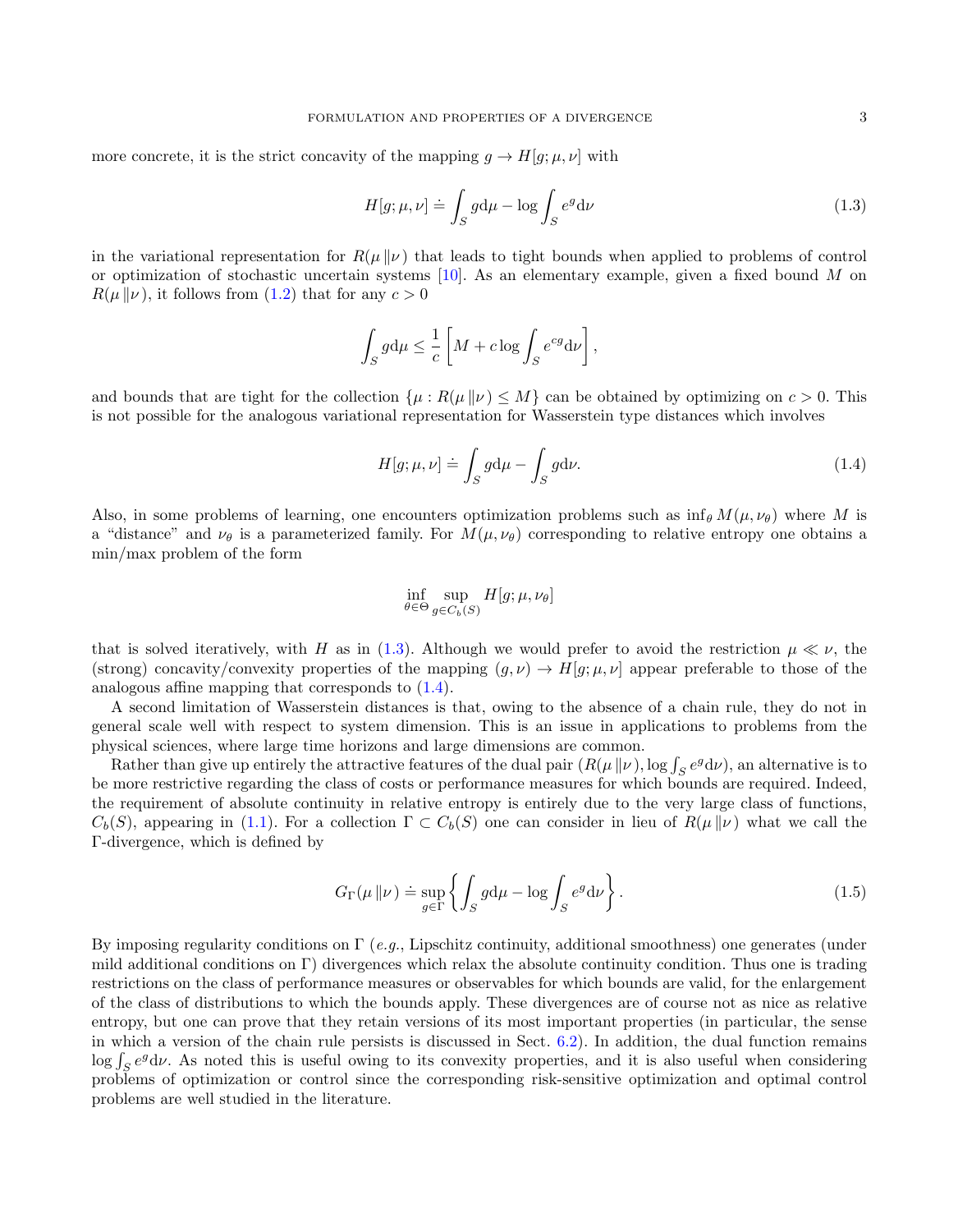more concrete, it is the strict concavity of the mapping $g \to H[g;\mu,\nu]$ with

$$H[g;\mu,\nu] \doteq \int_S g \mathrm{d}\mu - \log \int_S e^g \mathrm{d}\nu \tag{1.3}$$

in the variational representation for $R(\mu \| \nu)$ that leads to tight bounds when applied to problems of control or optimization of stochastic uncertain systems [10]. As an elementary example, given a fixed bound $M$ on $R(\mu \| \nu)$, it follows from (1.2) that for any $c > 0$

$$\int_S g \mathrm{d}\mu \le \frac{1}{c}\left[M + c \log \int_S e^{cg} \mathrm{d}\nu\right],$$

and bounds that are tight for the collection $\{\mu : R(\mu \| \nu) \le M\}$ can be obtained by optimizing on $c > 0$. This is not possible for the analogous variational representation for Wasserstein type distances which involves

$$H[g;\mu,\nu] \doteq \int_S g \mathrm{d}\mu - \int_S g \mathrm{d}\nu. \tag{1.4}$$

Also, in some problems of learning, one encounters optimization problems such as $\inf_\theta M(\mu,\nu_\theta)$ where $M$ is a "distance" and $\nu_\theta$ is a parameterized family. For $M(\mu,\nu_\theta)$ corresponding to relative entropy one obtains a min/max problem of the form

$$\inf_{\theta\in\Theta} \sup_{g\in C_b(S)} H[g;\mu,\nu_\theta]$$

that is solved iteratively, with $H$ as in (1.3). Although we would prefer to avoid the restriction $\mu \ll \nu$, the (strong) concavity/convexity properties of the mapping $(g,\nu) \to H[g;\mu,\nu]$ appear preferable to those of the analogous affine mapping that corresponds to (1.4).

A second limitation of Wasserstein distances is that, owing to the absence of a chain rule, they do not in general scale well with respect to system dimension. This is an issue in applications to problems from the physical sciences, where large time horizons and large dimensions are common.

Rather than give up entirely the attractive features of the dual pair $(R(\mu \| \nu), \log \int_S e^g \mathrm{d}\nu)$, an alternative is to be more restrictive regarding the class of costs or performance measures for which bounds are required. Indeed, the requirement of absolute continuity in relative entropy is entirely due to the very large class of functions, $C_b(S)$, appearing in (1.1). For a collection $\Gamma \subset C_b(S)$ one can consider in lieu of $R(\mu \| \nu)$ what we call the $\Gamma$-divergence, which is defined by

$$G_\Gamma(\mu \| \nu) \doteq \sup_{g\in\Gamma}\left\{\int_S g \mathrm{d}\mu - \log \int_S e^g \mathrm{d}\nu\right\}. \tag{1.5}$$

By imposing regularity conditions on $\Gamma$ (*e.g.*, Lipschitz continuity, additional smoothness) one generates (under mild additional conditions on $\Gamma$) divergences which relax the absolute continuity condition. Thus one is trading restrictions on the class of performance measures or observables for which bounds are valid, for the enlargement of the class of distributions to which the bounds apply. These divergences are of course not as nice as relative entropy, but one can prove that they retain versions of its most important properties (in particular, the sense in which a version of the chain rule persists is discussed in Sect. 6.2). In addition, the dual function remains $\log \int_S e^g \mathrm{d}\nu$. As noted this is useful owing to its convexity properties, and it is also useful when considering problems of optimization or control since the corresponding risk-sensitive optimization and optimal control problems are well studied in the literature.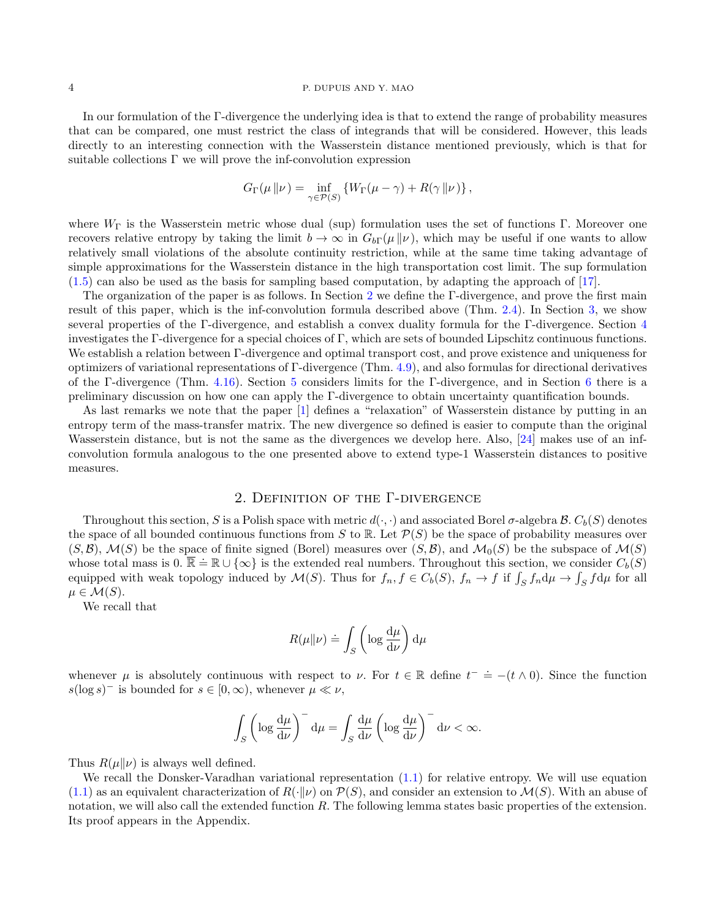In our formulation of the Γ-divergence the underlying idea is that to extend the range of probability measures that can be compared, one must restrict the class of integrands that will be considered. However, this leads directly to an interesting connection with the Wasserstein distance mentioned previously, which is that for suitable collections Γ we will prove the inf-convolution expression

$$G_\Gamma(\mu \,\|\nu) = \inf_{\gamma \in \mathcal{P}(S)} \left\{ W_\Gamma(\mu - \gamma) + R(\gamma \,\|\nu) \right\},$$

where $W_\Gamma$ is the Wasserstein metric whose dual (sup) formulation uses the set of functions Γ. Moreover one recovers relative entropy by taking the limit $b \to \infty$ in $G_{b\Gamma}(\mu \,\|\nu)$, which may be useful if one wants to allow relatively small violations of the absolute continuity restriction, while at the same time taking advantage of simple approximations for the Wasserstein distance in the high transportation cost limit. The sup formulation (1.5) can also be used as the basis for sampling based computation, by adapting the approach of [17].

The organization of the paper is as follows. In Section 2 we define the Γ-divergence, and prove the first main result of this paper, which is the inf-convolution formula described above (Thm. 2.4). In Section 3, we show several properties of the Γ-divergence, and establish a convex duality formula for the Γ-divergence. Section 4 investigates the Γ-divergence for a special choices of Γ, which are sets of bounded Lipschitz continuous functions. We establish a relation between Γ-divergence and optimal transport cost, and prove existence and uniqueness for optimizers of variational representations of Γ-divergence (Thm. 4.9), and also formulas for directional derivatives of the Γ-divergence (Thm. 4.16). Section 5 considers limits for the Γ-divergence, and in Section 6 there is a preliminary discussion on how one can apply the Γ-divergence to obtain uncertainty quantification bounds.

As last remarks we note that the paper [1] defines a "relaxation" of Wasserstein distance by putting in an entropy term of the mass-transfer matrix. The new divergence so defined is easier to compute than the original Wasserstein distance, but is not the same as the divergences we develop here. Also, [24] makes use of an inf-convolution formula analogous to the one presented above to extend type-1 Wasserstein distances to positive measures.

## 2. Definition of the Γ-divergence

Throughout this section, $S$ is a Polish space with metric $d(\cdot,\cdot)$ and associated Borel σ-algebra $\mathcal{B}$. $C_b(S)$ denotes the space of all bounded continuous functions from $S$ to $\mathbb{R}$. Let $\mathcal{P}(S)$ be the space of probability measures over $(S, \mathcal{B})$, $\mathcal{M}(S)$ be the space of finite signed (Borel) measures over $(S, \mathcal{B})$, and $\mathcal{M}_0(S)$ be the subspace of $\mathcal{M}(S)$ whose total mass is 0. $\overline{\mathbb{R}} \doteq \mathbb{R} \cup \{\infty\}$ is the extended real numbers. Throughout this section, we consider $C_b(S)$ equipped with weak topology induced by $\mathcal{M}(S)$. Thus for $f_n, f \in C_b(S)$, $f_n \to f$ if $\int_S f_n \mathrm{d}\mu \to \int_S f \mathrm{d}\mu$ for all $\mu \in \mathcal{M}(S)$.

We recall that

$$R(\mu \|\nu) \doteq \int_S \left( \log \frac{\mathrm{d}\mu}{\mathrm{d}\nu} \right) \mathrm{d}\mu$$

whenever $\mu$ is absolutely continuous with respect to $\nu$. For $t \in \mathbb{R}$ define $t^- \doteq -(t \wedge 0)$. Since the function $s(\log s)^-$ is bounded for $s \in [0, \infty)$, whenever $\mu \ll \nu$,

$$\int_S \left( \log \frac{\mathrm{d}\mu}{\mathrm{d}\nu} \right)^- \mathrm{d}\mu = \int_S \frac{\mathrm{d}\mu}{\mathrm{d}\nu} \left( \log \frac{\mathrm{d}\mu}{\mathrm{d}\nu} \right)^- \mathrm{d}\nu < \infty.$$

Thus $R(\mu \|\nu)$ is always well defined.

We recall the Donsker-Varadhan variational representation (1.1) for relative entropy. We will use equation (1.1) as an equivalent characterization of $R(\cdot\|\nu)$ on $\mathcal{P}(S)$, and consider an extension to $\mathcal{M}(S)$. With an abuse of notation, we will also call the extended function $R$. The following lemma states basic properties of the extension. Its proof appears in the Appendix.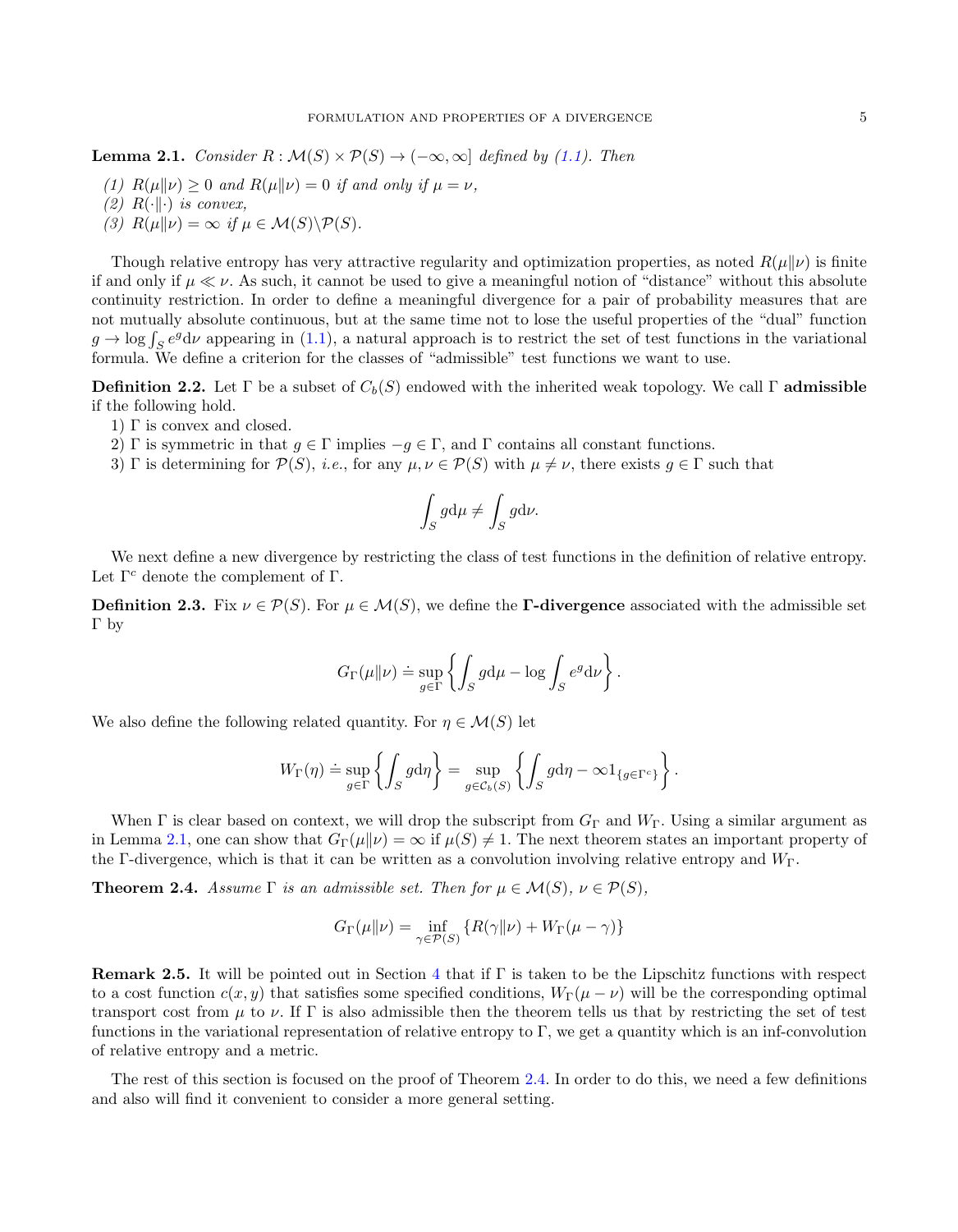**Lemma 2.1.** *Consider $R : \mathcal{M}(S) \times \mathcal{P}(S) \to (-\infty, \infty]$ defined by (1.1). Then*

*(1) $R(\mu\|\nu) \geq 0$ and $R(\mu\|\nu) = 0$ if and only if $\mu = \nu$,*
*(2) $R(\cdot\|\cdot)$ is convex,*
*(3) $R(\mu\|\nu) = \infty$ if $\mu \in \mathcal{M}(S)\backslash\mathcal{P}(S)$.*

Though relative entropy has very attractive regularity and optimization properties, as noted $R(\mu\|\nu)$ is finite if and only if $\mu \ll \nu$. As such, it cannot be used to give a meaningful notion of "distance" without this absolute continuity restriction. In order to define a meaningful divergence for a pair of probability measures that are not mutually absolute continuous, but at the same time not to lose the useful properties of the "dual" function $g \to \log \int_S e^g d\nu$ appearing in (1.1), a natural approach is to restrict the set of test functions in the variational formula. We define a criterion for the classes of "admissible" test functions we want to use.

**Definition 2.2.** Let $\Gamma$ be a subset of $C_b(S)$ endowed with the inherited weak topology. We call $\Gamma$ **admissible** if the following hold.

1) $\Gamma$ is convex and closed.
2) $\Gamma$ is symmetric in that $g \in \Gamma$ implies $-g \in \Gamma$, and $\Gamma$ contains all constant functions.
3) $\Gamma$ is determining for $\mathcal{P}(S)$, *i.e.*, for any $\mu, \nu \in \mathcal{P}(S)$ with $\mu \neq \nu$, there exists $g \in \Gamma$ such that

$$\int_S g d\mu \neq \int_S g d\nu.$$

We next define a new divergence by restricting the class of test functions in the definition of relative entropy. Let $\Gamma^c$ denote the complement of $\Gamma$.

**Definition 2.3.** Fix $\nu \in \mathcal{P}(S)$. For $\mu \in \mathcal{M}(S)$, we define the **$\Gamma$-divergence** associated with the admissible set $\Gamma$ by

$$G_\Gamma(\mu\|\nu) \doteq \sup_{g\in\Gamma} \left\{ \int_S g d\mu - \log \int_S e^g d\nu \right\}.$$

We also define the following related quantity. For $\eta \in \mathcal{M}(S)$ let

$$W_\Gamma(\eta) \doteq \sup_{g\in\Gamma} \left\{ \int_S g d\eta \right\} = \sup_{g\in\mathcal{C}_b(S)} \left\{ \int_S g d\eta - \infty 1_{\{g\in\Gamma^c\}} \right\}.$$

When $\Gamma$ is clear based on context, we will drop the subscript from $G_\Gamma$ and $W_\Gamma$. Using a similar argument as in Lemma 2.1, one can show that $G_\Gamma(\mu\|\nu) = \infty$ if $\mu(S) \neq 1$. The next theorem states an important property of the $\Gamma$-divergence, which is that it can be written as a convolution involving relative entropy and $W_\Gamma$.

**Theorem 2.4.** *Assume $\Gamma$ is an admissible set. Then for $\mu \in \mathcal{M}(S)$, $\nu \in \mathcal{P}(S)$,*

$$G_\Gamma(\mu\|\nu) = \inf_{\gamma\in\mathcal{P}(S)} \{R(\gamma\|\nu) + W_\Gamma(\mu - \gamma)\}$$

**Remark 2.5.** It will be pointed out in Section 4 that if $\Gamma$ is taken to be the Lipschitz functions with respect to a cost function $c(x, y)$ that satisfies some specified conditions, $W_\Gamma(\mu - \nu)$ will be the corresponding optimal transport cost from $\mu$ to $\nu$. If $\Gamma$ is also admissible then the theorem tells us that by restricting the set of test functions in the variational representation of relative entropy to $\Gamma$, we get a quantity which is an inf-convolution of relative entropy and a metric.

The rest of this section is focused on the proof of Theorem 2.4. In order to do this, we need a few definitions and also will find it convenient to consider a more general setting.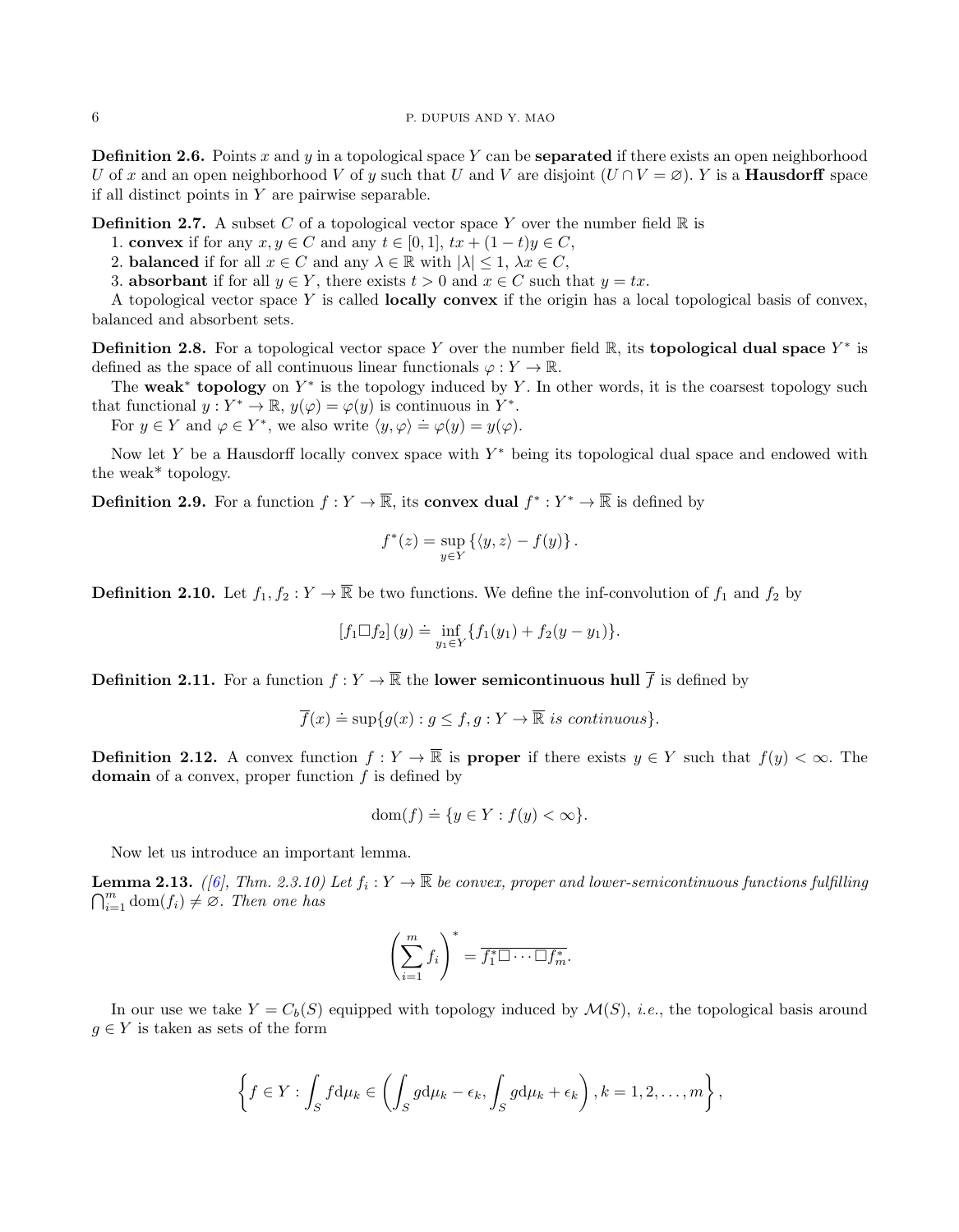**Definition 2.6.** Points $x$ and $y$ in a topological space $Y$ can be **separated** if there exists an open neighborhood $U$ of $x$ and an open neighborhood $V$ of $y$ such that $U$ and $V$ are disjoint ($U \cap V = \varnothing$). $Y$ is a **Hausdorff** space if all distinct points in $Y$ are pairwise separable.

**Definition 2.7.** A subset $C$ of a topological vector space $Y$ over the number field $\mathbb{R}$ is

1. **convex** if for any $x, y \in C$ and any $t \in [0,1]$, $tx + (1-t)y \in C$,
2. **balanced** if for all $x \in C$ and any $\lambda \in \mathbb{R}$ with $|\lambda| \leq 1$, $\lambda x \in C$,
3. **absorbant** if for all $y \in Y$, there exists $t > 0$ and $x \in C$ such that $y = tx$.

A topological vector space $Y$ is called **locally convex** if the origin has a local topological basis of convex, balanced and absorbent sets.

**Definition 2.8.** For a topological vector space $Y$ over the number field $\mathbb{R}$, its **topological dual space** $Y^*$ is defined as the space of all continuous linear functionals $\varphi : Y \to \mathbb{R}$.

The **weak**$^*$ **topology** on $Y^*$ is the topology induced by $Y$. In other words, it is the coarsest topology such that functional $y : Y^* \to \mathbb{R}$, $y(\varphi) = \varphi(y)$ is continuous in $Y^*$.

For $y \in Y$ and $\varphi \in Y^*$, we also write $\langle y, \varphi \rangle \doteq \varphi(y) = y(\varphi)$.

Now let $Y$ be a Hausdorff locally convex space with $Y^*$ being its topological dual space and endowed with the weak* topology.

**Definition 2.9.** For a function $f : Y \to \overline{\mathbb{R}}$, its **convex dual** $f^* : Y^* \to \overline{\mathbb{R}}$ is defined by

$$f^*(z) = \sup_{y \in Y} \left\{ \langle y, z \rangle - f(y) \right\}.$$

**Definition 2.10.** Let $f_1, f_2 : Y \to \overline{\mathbb{R}}$ be two functions. We define the inf-convolution of $f_1$ and $f_2$ by

$$\left[ f_1 \Box f_2 \right](y) \doteq \inf_{y_1 \in Y} \{ f_1(y_1) + f_2(y - y_1) \}.$$

**Definition 2.11.** For a function $f : Y \to \overline{\mathbb{R}}$ the **lower semicontinuous hull** $\overline{f}$ is defined by

$$\overline{f}(x) \doteq \sup \{ g(x) : g \leq f, g : Y \to \overline{\mathbb{R}} \textit{ is continuous} \}.$$

**Definition 2.12.** A convex function $f : Y \to \overline{\mathbb{R}}$ is **proper** if there exists $y \in Y$ such that $f(y) < \infty$. The **domain** of a convex, proper function $f$ is defined by

$$\mathrm{dom}(f) \doteq \{ y \in Y : f(y) < \infty \}.$$

Now let us introduce an important lemma.

**Lemma 2.13.** *([6], Thm. 2.3.10) Let $f_i : Y \to \overline{\mathbb{R}}$ be convex, proper and lower-semicontinuous functions fulfilling $\bigcap_{i=1}^m \mathrm{dom}(f_i) \neq \varnothing$. Then one has*

$$\left( \sum_{i=1}^m f_i \right)^* = \overline{f_1^* \Box \cdots \Box f_m^*}.$$

In our use we take $Y = C_b(S)$ equipped with topology induced by $\mathcal{M}(S)$, *i.e.*, the topological basis around $g \in Y$ is taken as sets of the form

$$\left\{ f \in Y : \int_S f \mathrm{d}\mu_k \in \left( \int_S g \mathrm{d}\mu_k - \epsilon_k, \int_S g \mathrm{d}\mu_k + \epsilon_k \right), k = 1, 2, \ldots, m \right\},$$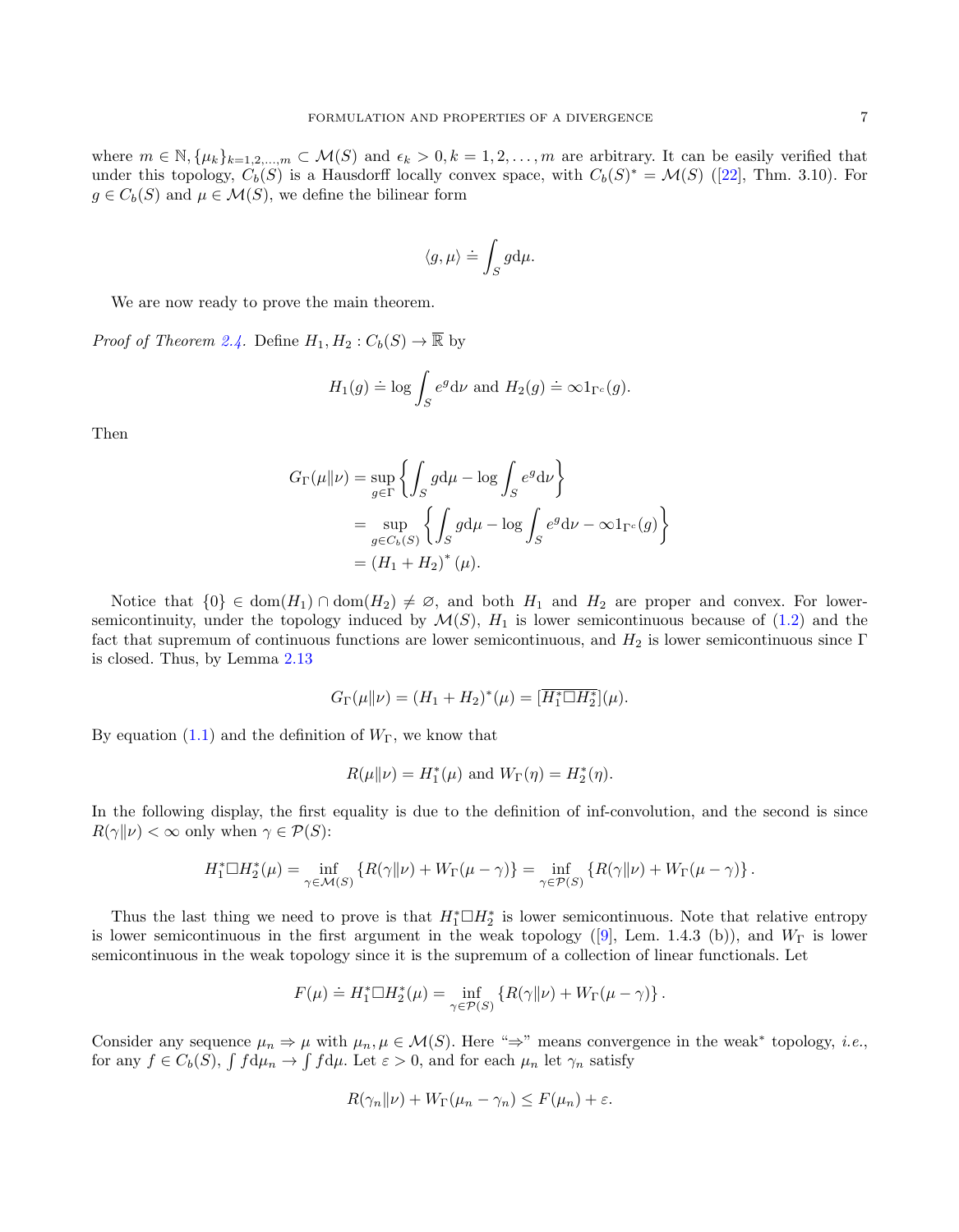where $m \in \mathbb{N}, \{\mu_k\}_{k=1,2,\dots,m} \subset \mathcal{M}(S)$ and $\epsilon_k > 0, k = 1, 2, \dots, m$ are arbitrary. It can be easily verified that under this topology, $C_b(S)$ is a Hausdorff locally convex space, with $C_b(S)^* = \mathcal{M}(S)$ ([22], Thm. 3.10). For $g \in C_b(S)$ and $\mu \in \mathcal{M}(S)$, we define the bilinear form

$$
\langle g, \mu \rangle \doteq \int_S g \mathrm{d}\mu.
$$

We are now ready to prove the main theorem.

*Proof of Theorem 2.4.* Define $H_1, H_2 : C_b(S) \to \overline{\mathbb{R}}$ by

$$
H_1(g) \doteq \log \int_S e^g \mathrm{d}\nu \text{ and } H_2(g) \doteq \infty 1_{\Gamma^c}(g).
$$

Then

$$
\begin{aligned}
G_\Gamma(\mu\|\nu) &= \sup_{g \in \Gamma} \left\{ \int_S g \mathrm{d}\mu - \log \int_S e^g \mathrm{d}\nu \right\} \\
&= \sup_{g \in C_b(S)} \left\{ \int_S g \mathrm{d}\mu - \log \int_S e^g \mathrm{d}\nu - \infty 1_{\Gamma^c}(g) \right\} \\
&= (H_1 + H_2)^* (\mu).
\end{aligned}
$$

Notice that $\{0\} \in \operatorname{dom}(H_1) \cap \operatorname{dom}(H_2) \neq \varnothing$, and both $H_1$ and $H_2$ are proper and convex. For lower-semicontinuity, under the topology induced by $\mathcal{M}(S)$, $H_1$ is lower semicontinuous because of (1.2) and the fact that supremum of continuous functions are lower semicontinuous, and $H_2$ is lower semicontinuous since $\Gamma$ is closed. Thus, by Lemma 2.13

$$
G_\Gamma(\mu\|\nu) = (H_1 + H_2)^*(\mu) = [\overline{H_1^* \square H_2^*}](\mu).
$$

By equation (1.1) and the definition of $W_\Gamma$, we know that

$$
R(\mu\|\nu) = H_1^*(\mu) \text{ and } W_\Gamma(\eta) = H_2^*(\eta).
$$

In the following display, the first equality is due to the definition of inf-convolution, and the second is since $R(\gamma\|\nu) < \infty$ only when $\gamma \in \mathcal{P}(S)$:

$$
H_1^* \square H_2^*(\mu) = \inf_{\gamma \in \mathcal{M}(S)} \{R(\gamma\|\nu) + W_\Gamma(\mu - \gamma)\} = \inf_{\gamma \in \mathcal{P}(S)} \{R(\gamma\|\nu) + W_\Gamma(\mu - \gamma)\}.
$$

Thus the last thing we need to prove is that $H_1^* \square H_2^*$ is lower semicontinuous. Note that relative entropy is lower semicontinuous in the first argument in the weak topology ([9], Lem. 1.4.3 (b)), and $W_\Gamma$ is lower semicontinuous in the weak topology since it is the supremum of a collection of linear functionals. Let

$$
F(\mu) \doteq H_1^* \square H_2^*(\mu) = \inf_{\gamma \in \mathcal{P}(S)} \{R(\gamma\|\nu) + W_\Gamma(\mu - \gamma)\}.
$$

Consider any sequence $\mu_n \Rightarrow \mu$ with $\mu_n, \mu \in \mathcal{M}(S)$. Here "$\Rightarrow$" means convergence in the weak$^*$ topology, *i.e.*, for any $f \in C_b(S)$, $\int f \mathrm{d}\mu_n \to \int f \mathrm{d}\mu$. Let $\varepsilon > 0$, and for each $\mu_n$ let $\gamma_n$ satisfy

$$
R(\gamma_n\|\nu) + W_\Gamma(\mu_n - \gamma_n) \le F(\mu_n) + \varepsilon.
$$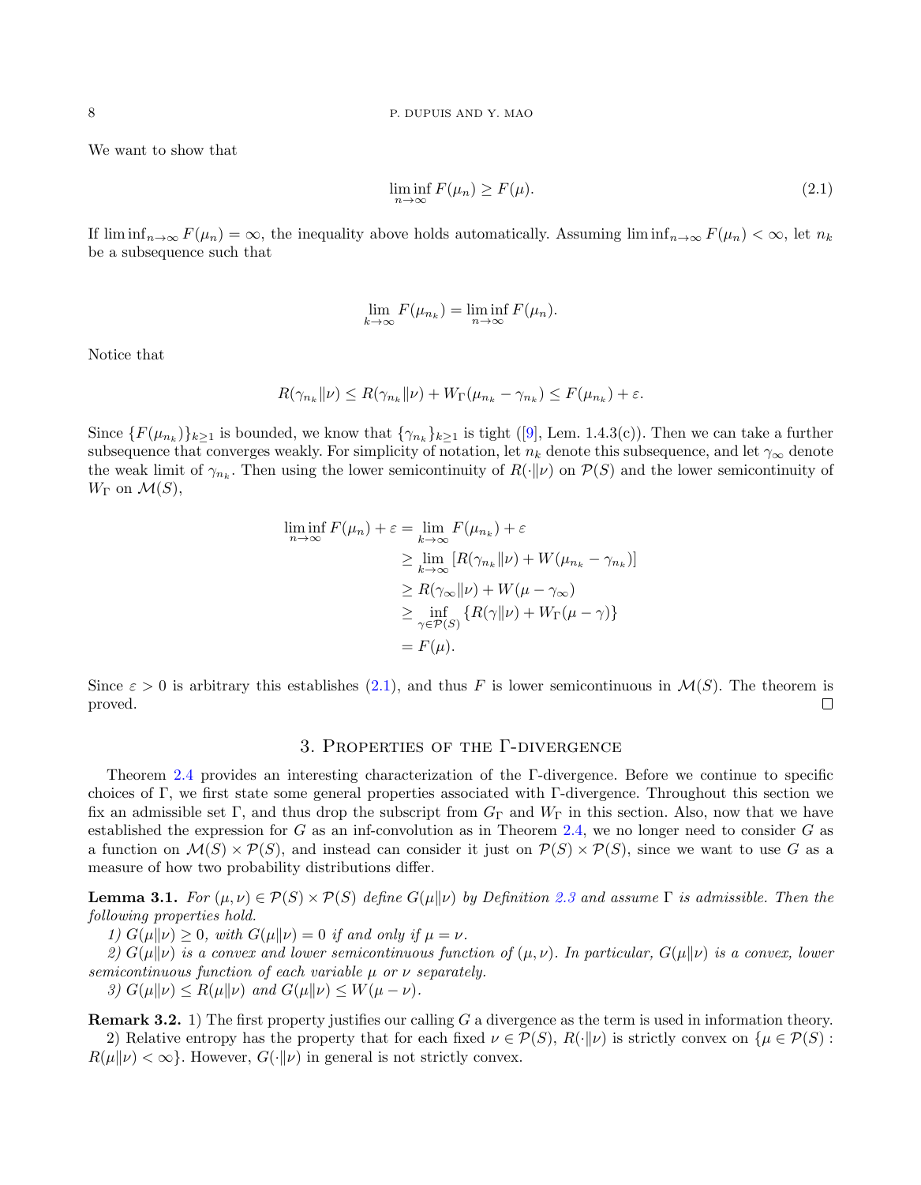We want to show that

$$\liminf_{n\to\infty} F(\mu_n) \geq F(\mu). \tag{2.1}$$

If $\liminf_{n\to\infty} F(\mu_n) = \infty$, the inequality above holds automatically. Assuming $\liminf_{n\to\infty} F(\mu_n) < \infty$, let $n_k$ be a subsequence such that

$$\lim_{k\to\infty} F(\mu_{n_k}) = \liminf_{n\to\infty} F(\mu_n).$$

Notice that

$$R(\gamma_{n_k}\|\nu) \leq R(\gamma_{n_k}\|\nu) + W_\Gamma(\mu_{n_k} - \gamma_{n_k}) \leq F(\mu_{n_k}) + \varepsilon.$$

Since $\{F(\mu_{n_k})\}_{k\geq 1}$ is bounded, we know that $\{\gamma_{n_k}\}_{k\geq 1}$ is tight ([9], Lem. 1.4.3(c)). Then we can take a further subsequence that converges weakly. For simplicity of notation, let $n_k$ denote this subsequence, and let $\gamma_\infty$ denote the weak limit of $\gamma_{n_k}$. Then using the lower semicontinuity of $R(\cdot\|\nu)$ on $\mathcal{P}(S)$ and the lower semicontinuity of $W_\Gamma$ on $\mathcal{M}(S)$,

$$\begin{aligned}
\liminf_{n\to\infty} F(\mu_n) + \varepsilon &= \lim_{k\to\infty} F(\mu_{n_k}) + \varepsilon \\
&\geq \lim_{k\to\infty} \left[R(\gamma_{n_k}\|\nu) + W(\mu_{n_k} - \gamma_{n_k})\right] \\
&\geq R(\gamma_\infty\|\nu) + W(\mu - \gamma_\infty) \\
&\geq \inf_{\gamma\in\mathcal{P}(S)} \{R(\gamma\|\nu) + W_\Gamma(\mu - \gamma)\} \\
&= F(\mu).
\end{aligned}$$

Since $\varepsilon > 0$ is arbitrary this establishes (2.1), and thus $F$ is lower semicontinuous in $\mathcal{M}(S)$. The theorem is proved. $\square$

## 3. Properties of the Γ-divergence

Theorem 2.4 provides an interesting characterization of the Γ-divergence. Before we continue to specific choices of Γ, we first state some general properties associated with Γ-divergence. Throughout this section we fix an admissible set Γ, and thus drop the subscript from $G_\Gamma$ and $W_\Gamma$ in this section. Also, now that we have established the expression for $G$ as an inf-convolution as in Theorem 2.4, we no longer need to consider $G$ as a function on $\mathcal{M}(S) \times \mathcal{P}(S)$, and instead can consider it just on $\mathcal{P}(S) \times \mathcal{P}(S)$, since we want to use $G$ as a measure of how two probability distributions differ.

**Lemma 3.1.** *For $(\mu, \nu) \in \mathcal{P}(S) \times \mathcal{P}(S)$ define $G(\mu\|\nu)$ by Definition 2.3 and assume Γ is admissible. Then the following properties hold.*

*1) $G(\mu\|\nu) \geq 0$, with $G(\mu\|\nu) = 0$ if and only if $\mu = \nu$.*

*2) $G(\mu\|\nu)$ is a convex and lower semicontinuous function of $(\mu, \nu)$. In particular, $G(\mu\|\nu)$ is a convex, lower semicontinuous function of each variable $\mu$ or $\nu$ separately.*

*3) $G(\mu\|\nu) \leq R(\mu\|\nu)$ and $G(\mu\|\nu) \leq W(\mu - \nu)$.*

**Remark 3.2.** 1) The first property justifies our calling $G$ a divergence as the term is used in information theory.

2) Relative entropy has the property that for each fixed $\nu \in \mathcal{P}(S)$, $R(\cdot\|\nu)$ is strictly convex on $\{\mu \in \mathcal{P}(S) : R(\mu\|\nu) < \infty\}$. However, $G(\cdot\|\nu)$ in general is not strictly convex.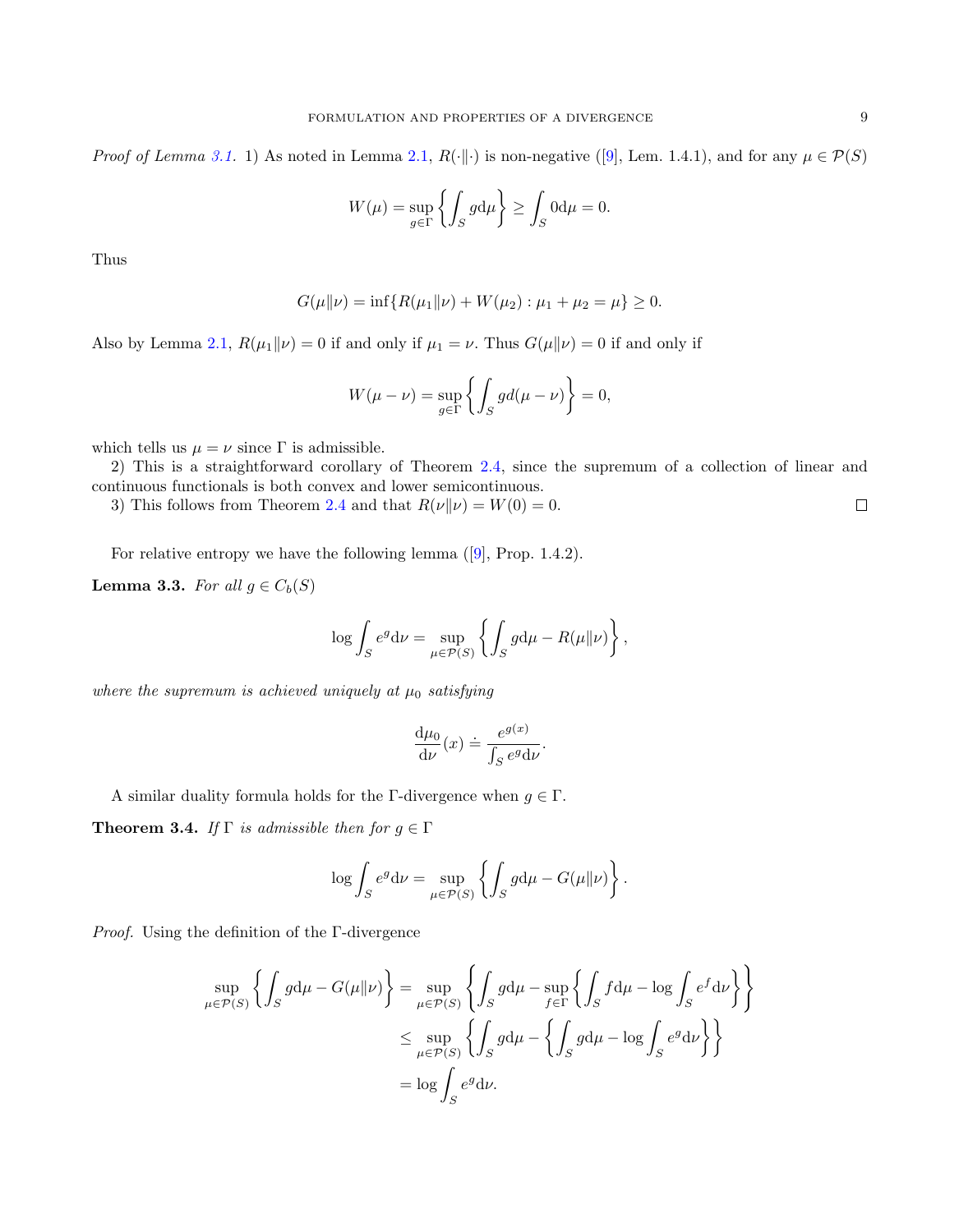*Proof of Lemma 3.1.* 1) As noted in Lemma 2.1, $R(\cdot\|\cdot)$ is non-negative ([9], Lem. 1.4.1), and for any $\mu \in \mathcal{P}(S)$

$$W(\mu) = \sup_{g\in\Gamma}\left\{\int_S g \mathrm{d}\mu\right\} \geq \int_S 0 \mathrm{d}\mu = 0.$$

Thus

$$G(\mu\|\nu) = \inf\{R(\mu_1\|\nu) + W(\mu_2) : \mu_1 + \mu_2 = \mu\} \geq 0.$$

Also by Lemma 2.1, $R(\mu_1\|\nu) = 0$ if and only if $\mu_1 = \nu$. Thus $G(\mu\|\nu) = 0$ if and only if

$$W(\mu - \nu) = \sup_{g\in\Gamma}\left\{\int_S g d(\mu - \nu)\right\} = 0,$$

which tells us $\mu = \nu$ since $\Gamma$ is admissible.

2) This is a straightforward corollary of Theorem 2.4, since the supremum of a collection of linear and continuous functionals is both convex and lower semicontinuous.

3) This follows from Theorem 2.4 and that $R(\nu\|\nu) = W(0) = 0$. □

For relative entropy we have the following lemma ([9], Prop. 1.4.2).

**Lemma 3.3.** *For all $g \in C_b(S)$*

$$\log \int_S e^g \mathrm{d}\nu = \sup_{\mu\in\mathcal{P}(S)}\left\{\int_S g\mathrm{d}\mu - R(\mu\|\nu)\right\},$$

*where the supremum is achieved uniquely at $\mu_0$ satisfying*

$$\frac{\mathrm{d}\mu_0}{\mathrm{d}\nu}(x) \doteq \frac{e^{g(x)}}{\int_S e^g \mathrm{d}\nu}.$$

A similar duality formula holds for the $\Gamma$-divergence when $g \in \Gamma$.

**Theorem 3.4.** *If $\Gamma$ is admissible then for $g \in \Gamma$*

$$\log \int_S e^g \mathrm{d}\nu = \sup_{\mu\in\mathcal{P}(S)}\left\{\int_S g\mathrm{d}\mu - G(\mu\|\nu)\right\}.$$

*Proof.* Using the definition of the $\Gamma$-divergence

$$\begin{aligned}
\sup_{\mu\in\mathcal{P}(S)}\left\{\int_S g\mathrm{d}\mu - G(\mu\|\nu)\right\} &= \sup_{\mu\in\mathcal{P}(S)}\left\{\int_S g\mathrm{d}\mu - \sup_{f\in\Gamma}\left\{\int_S f\mathrm{d}\mu - \log\int_S e^f\mathrm{d}\nu\right\}\right\} \\
&\leq \sup_{\mu\in\mathcal{P}(S)}\left\{\int_S g\mathrm{d}\mu - \left\{\int_S g\mathrm{d}\mu - \log\int_S e^g\mathrm{d}\nu\right\}\right\} \\
&= \log\int_S e^g\mathrm{d}\nu.
\end{aligned}$$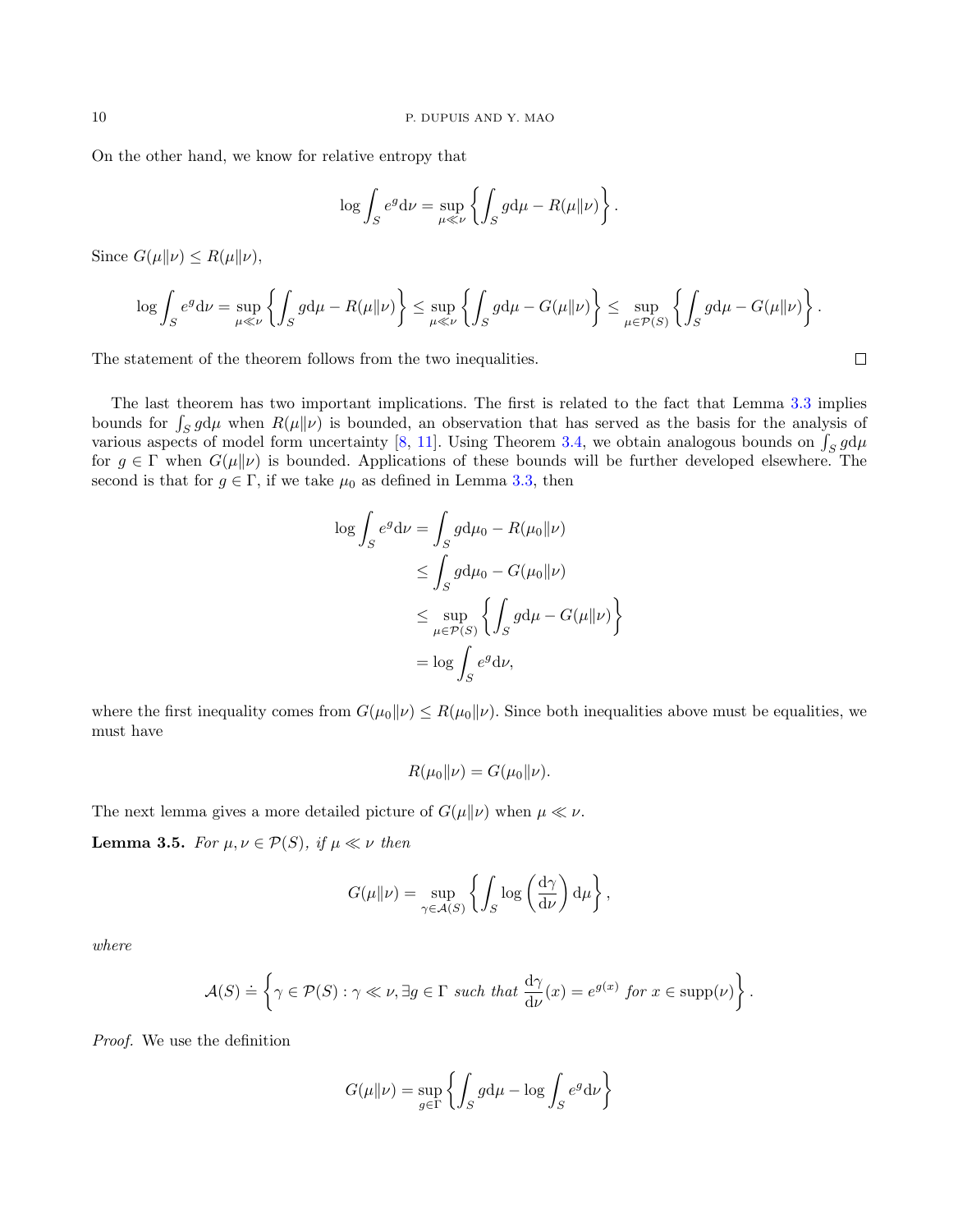On the other hand, we know for relative entropy that

$$\log \int_S e^g \mathrm{d}\nu = \sup_{\mu \ll \nu} \left\{ \int_S g \mathrm{d}\mu - R(\mu \| \nu) \right\}.$$

Since $G(\mu\|\nu) \leq R(\mu\|\nu)$,

$$\log \int_S e^g \mathrm{d}\nu = \sup_{\mu \ll \nu} \left\{ \int_S g \mathrm{d}\mu - R(\mu \| \nu) \right\} \leq \sup_{\mu \ll \nu} \left\{ \int_S g \mathrm{d}\mu - G(\mu \| \nu) \right\} \leq \sup_{\mu \in \mathcal{P}(S)} \left\{ \int_S g \mathrm{d}\mu - G(\mu \| \nu) \right\}.$$

The statement of the theorem follows from the two inequalities. □

The last theorem has two important implications. The first is related to the fact that Lemma 3.3 implies bounds for $\int_S g \mathrm{d}\mu$ when $R(\mu\|\nu)$ is bounded, an observation that has served as the basis for the analysis of various aspects of model form uncertainty [8, 11]. Using Theorem 3.4, we obtain analogous bounds on $\int_S g \mathrm{d}\mu$ for $g \in \Gamma$ when $G(\mu\|\nu)$ is bounded. Applications of these bounds will be further developed elsewhere. The second is that for $g \in \Gamma$, if we take $\mu_0$ as defined in Lemma 3.3, then

$$\begin{aligned}
\log \int_S e^g \mathrm{d}\nu &= \int_S g \mathrm{d}\mu_0 - R(\mu_0 \| \nu) \\
&\leq \int_S g \mathrm{d}\mu_0 - G(\mu_0 \| \nu) \\
&\leq \sup_{\mu \in \mathcal{P}(S)} \left\{ \int_S g \mathrm{d}\mu - G(\mu \| \nu) \right\} \\
&= \log \int_S e^g \mathrm{d}\nu,
\end{aligned}$$

where the first inequality comes from $G(\mu_0\|\nu) \leq R(\mu_0\|\nu)$. Since both inequalities above must be equalities, we must have

$$R(\mu_0\|\nu) = G(\mu_0\|\nu).$$

The next lemma gives a more detailed picture of $G(\mu\|\nu)$ when $\mu \ll \nu$.

**Lemma 3.5.** *For $\mu, \nu \in \mathcal{P}(S)$, if $\mu \ll \nu$ then*

$$G(\mu\|\nu) = \sup_{\gamma \in \mathcal{A}(S)} \left\{ \int_S \log \left( \frac{\mathrm{d}\gamma}{\mathrm{d}\nu} \right) \mathrm{d}\mu \right\},$$

*where*

$$\mathcal{A}(S) \doteq \left\{ \gamma \in \mathcal{P}(S) : \gamma \ll \nu, \exists g \in \Gamma \text{ such that } \frac{\mathrm{d}\gamma}{\mathrm{d}\nu}(x) = e^{g(x)} \text{ for } x \in \mathrm{supp}(\nu) \right\}.$$

*Proof.* We use the definition

$$G(\mu\|\nu) = \sup_{g \in \Gamma} \left\{ \int_S g \mathrm{d}\mu - \log \int_S e^g \mathrm{d}\nu \right\}$$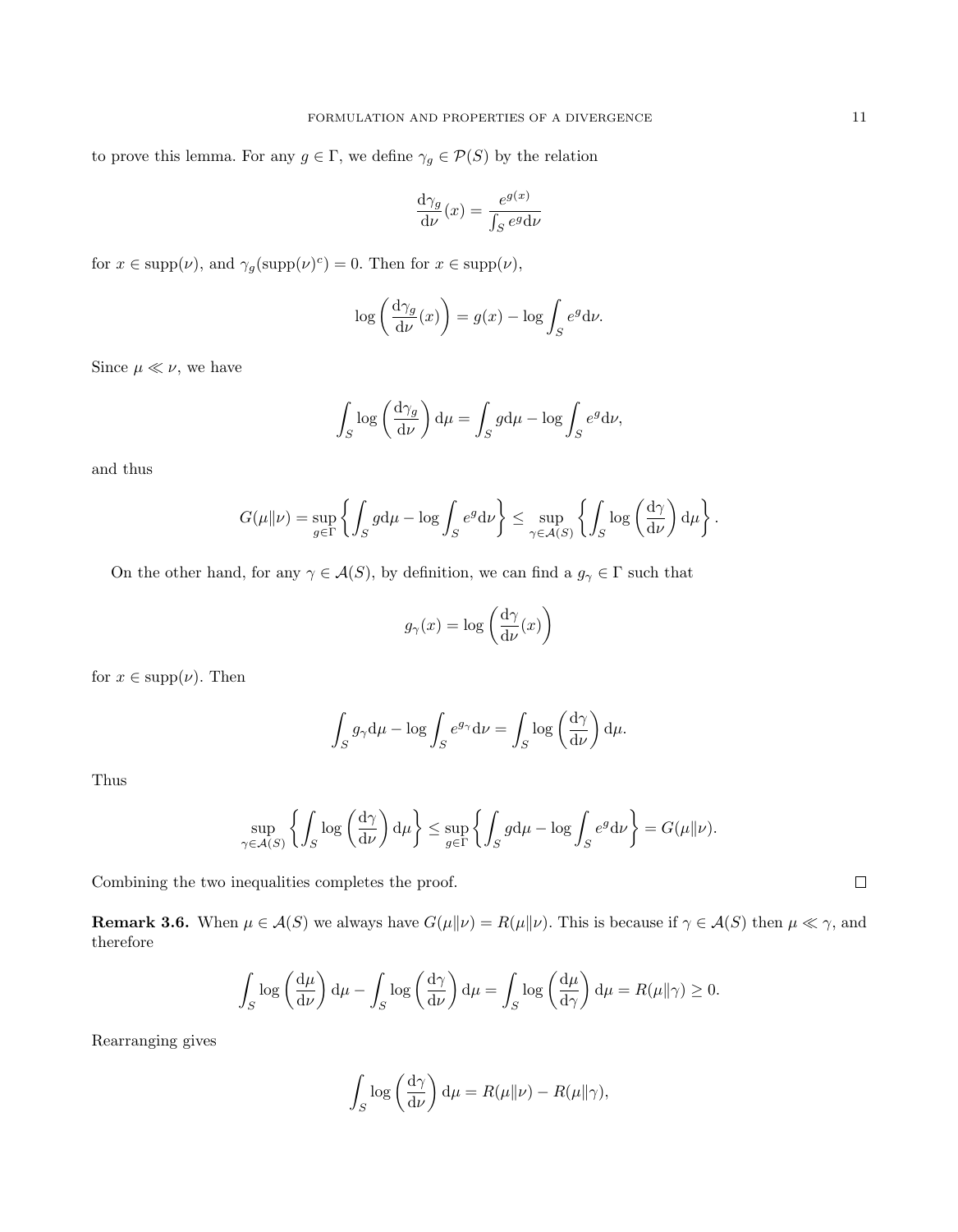to prove this lemma. For any $g \in \Gamma$, we define $\gamma_g \in \mathcal{P}(S)$ by the relation

$$\frac{\mathrm{d}\gamma_g}{\mathrm{d}\nu}(x) = \frac{e^{g(x)}}{\int_S e^g \mathrm{d}\nu}$$

for $x \in \operatorname{supp}(\nu)$, and $\gamma_g(\operatorname{supp}(\nu)^c) = 0$. Then for $x \in \operatorname{supp}(\nu)$,

$$\log\left(\frac{\mathrm{d}\gamma_g}{\mathrm{d}\nu}(x)\right) = g(x) - \log \int_S e^g \mathrm{d}\nu.$$

Since $\mu \ll \nu$, we have

$$\int_S \log\left(\frac{\mathrm{d}\gamma_g}{\mathrm{d}\nu}\right) \mathrm{d}\mu = \int_S g \mathrm{d}\mu - \log \int_S e^g \mathrm{d}\nu,$$

and thus

$$G(\mu\|\nu) = \sup_{g\in\Gamma}\left\{\int_S g\mathrm{d}\mu - \log\int_S e^g\mathrm{d}\nu\right\} \leq \sup_{\gamma\in\mathcal{A}(S)}\left\{\int_S \log\left(\frac{\mathrm{d}\gamma}{\mathrm{d}\nu}\right)\mathrm{d}\mu\right\}.$$

On the other hand, for any $\gamma \in \mathcal{A}(S)$, by definition, we can find a $g_\gamma \in \Gamma$ such that

$$g_\gamma(x) = \log\left(\frac{\mathrm{d}\gamma}{\mathrm{d}\nu}(x)\right)$$

for $x \in \operatorname{supp}(\nu)$. Then

$$\int_S g_\gamma \mathrm{d}\mu - \log \int_S e^{g_\gamma}\mathrm{d}\nu = \int_S \log\left(\frac{\mathrm{d}\gamma}{\mathrm{d}\nu}\right)\mathrm{d}\mu.$$

Thus

$$\sup_{\gamma\in\mathcal{A}(S)}\left\{\int_S \log\left(\frac{\mathrm{d}\gamma}{\mathrm{d}\nu}\right)\mathrm{d}\mu\right\} \leq \sup_{g\in\Gamma}\left\{\int_S g\mathrm{d}\mu - \log\int_S e^g\mathrm{d}\nu\right\} = G(\mu\|\nu).$$

Combining the two inequalities completes the proof. ∎

**Remark 3.6.** When $\mu \in \mathcal{A}(S)$ we always have $G(\mu\|\nu) = R(\mu\|\nu)$. This is because if $\gamma \in \mathcal{A}(S)$ then $\mu \ll \gamma$, and therefore

$$\int_S \log\left(\frac{\mathrm{d}\mu}{\mathrm{d}\nu}\right)\mathrm{d}\mu - \int_S \log\left(\frac{\mathrm{d}\gamma}{\mathrm{d}\nu}\right)\mathrm{d}\mu = \int_S \log\left(\frac{\mathrm{d}\mu}{\mathrm{d}\gamma}\right)\mathrm{d}\mu = R(\mu\|\gamma) \geq 0.$$

Rearranging gives

$$\int_S \log\left(\frac{\mathrm{d}\gamma}{\mathrm{d}\nu}\right)\mathrm{d}\mu = R(\mu\|\nu) - R(\mu\|\gamma),$$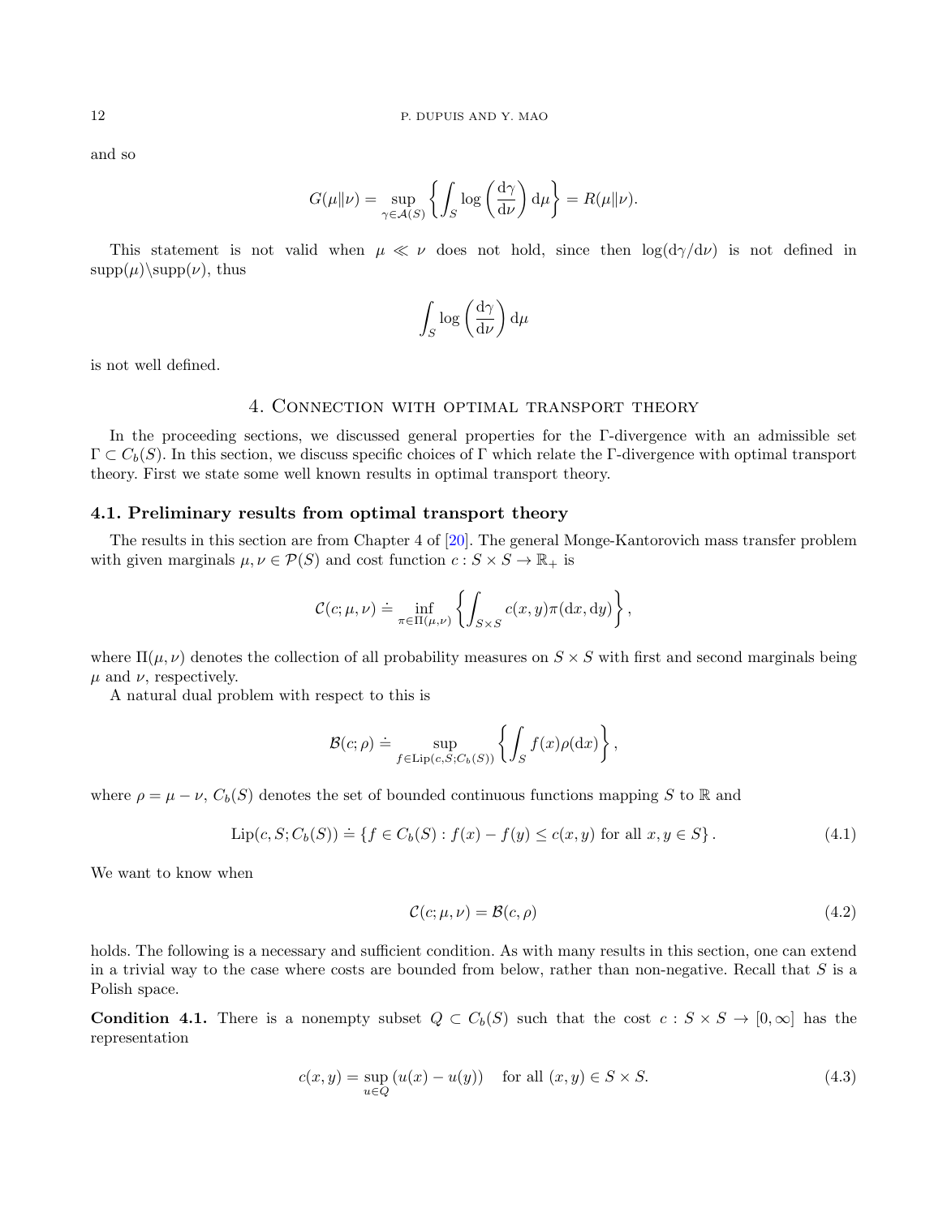and so

$$G(\mu\|\nu) = \sup_{\gamma \in \mathcal{A}(S)} \left\{ \int_S \log\left(\frac{\mathrm{d}\gamma}{\mathrm{d}\nu}\right) \mathrm{d}\mu \right\} = R(\mu\|\nu).$$

This statement is not valid when $\mu \ll \nu$ does not hold, since then $\log(\mathrm{d}\gamma/\mathrm{d}\nu)$ is not defined in $\mathrm{supp}(\mu)\backslash\mathrm{supp}(\nu)$, thus

$$\int_S \log\left(\frac{\mathrm{d}\gamma}{\mathrm{d}\nu}\right) \mathrm{d}\mu$$

is not well defined.

## 4. Connection with optimal transport theory

In the proceeding sections, we discussed general properties for the Γ-divergence with an admissible set $\Gamma \subset C_b(S)$. In this section, we discuss specific choices of Γ which relate the Γ-divergence with optimal transport theory. First we state some well known results in optimal transport theory.

### 4.1. Preliminary results from optimal transport theory

The results in this section are from Chapter 4 of [20]. The general Monge-Kantorovich mass transfer problem with given marginals $\mu, \nu \in \mathcal{P}(S)$ and cost function $c : S \times S \to \mathbb{R}_+$ is

$$\mathcal{C}(c; \mu, \nu) \doteq \inf_{\pi \in \Pi(\mu,\nu)} \left\{ \int_{S\times S} c(x,y)\pi(\mathrm{d}x, \mathrm{d}y) \right\},$$

where $\Pi(\mu,\nu)$ denotes the collection of all probability measures on $S \times S$ with first and second marginals being $\mu$ and $\nu$, respectively.

A natural dual problem with respect to this is

$$\mathcal{B}(c; \rho) \doteq \sup_{f \in \mathrm{Lip}(c,S;C_b(S))} \left\{ \int_S f(x)\rho(\mathrm{d}x) \right\},$$

where $\rho = \mu - \nu$, $C_b(S)$ denotes the set of bounded continuous functions mapping $S$ to $\mathbb{R}$ and

$$\mathrm{Lip}(c, S; C_b(S)) \doteq \{ f \in C_b(S) : f(x) - f(y) \le c(x,y) \text{ for all } x, y \in S \}. \tag{4.1}$$

We want to know when

$$\mathcal{C}(c; \mu, \nu) = \mathcal{B}(c, \rho) \tag{4.2}$$

holds. The following is a necessary and sufficient condition. As with many results in this section, one can extend in a trivial way to the case where costs are bounded from below, rather than non-negative. Recall that $S$ is a Polish space.

**Condition 4.1.** There is a nonempty subset $Q \subset C_b(S)$ such that the cost $c : S \times S \to [0, \infty]$ has the representation

$$c(x,y) = \sup_{u \in Q} (u(x) - u(y)) \quad \text{for all } (x,y) \in S \times S. \tag{4.3}$$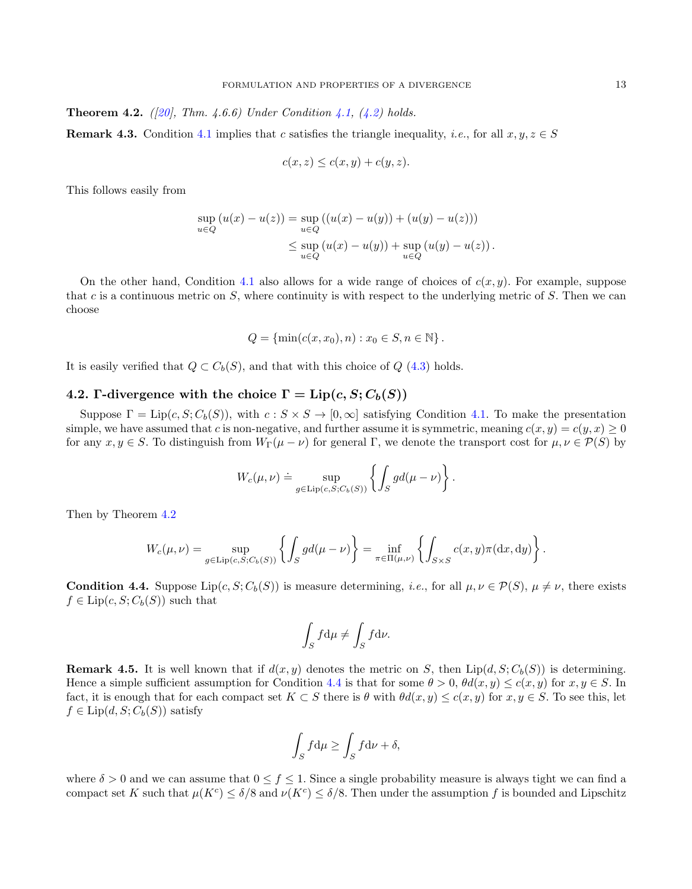**Theorem 4.2.** *([20], Thm. 4.6.6) Under Condition 4.1, (4.2) holds.*

**Remark 4.3.** Condition 4.1 implies that $c$ satisfies the triangle inequality, *i.e.*, for all $x, y, z \in S$

$$c(x, z) \leq c(x, y) + c(y, z).$$

This follows easily from

$$\begin{aligned}\sup_{u \in Q} (u(x) - u(z)) &= \sup_{u \in Q} ((u(x) - u(y)) + (u(y) - u(z))) \\ &\leq \sup_{u \in Q} (u(x) - u(y)) + \sup_{u \in Q} (u(y) - u(z)).\end{aligned}$$

On the other hand, Condition 4.1 also allows for a wide range of choices of $c(x, y)$. For example, suppose that $c$ is a continuous metric on $S$, where continuity is with respect to the underlying metric of $S$. Then we can choose

$$Q = \{\min(c(x, x_0), n) : x_0 \in S, n \in \mathbb{N}\}.$$

It is easily verified that $Q \subset C_b(S)$, and that with this choice of $Q$ (4.3) holds.

### 4.2. Γ-divergence with the choice $\Gamma = \mathrm{Lip}(c, S; C_b(S))$

Suppose $\Gamma = \mathrm{Lip}(c, S; C_b(S))$, with $c : S \times S \to [0, \infty]$ satisfying Condition 4.1. To make the presentation simple, we have assumed that $c$ is non-negative, and further assume it is symmetric, meaning $c(x, y) = c(y, x) \geq 0$ for any $x, y \in S$. To distinguish from $W_\Gamma(\mu - \nu)$ for general $\Gamma$, we denote the transport cost for $\mu, \nu \in \mathcal{P}(S)$ by

$$W_c(\mu, \nu) \doteq \sup_{g \in \mathrm{Lip}(c, S; C_b(S))} \left\{ \int_S g d(\mu - \nu) \right\}.$$

Then by Theorem 4.2

$$W_c(\mu, \nu) = \sup_{g \in \mathrm{Lip}(c, S; C_b(S))} \left\{ \int_S g d(\mu - \nu) \right\} = \inf_{\pi \in \Pi(\mu, \nu)} \left\{ \int_{S \times S} c(x, y) \pi(\mathrm{d}x, \mathrm{d}y) \right\}.$$

**Condition 4.4.** Suppose $\mathrm{Lip}(c, S; C_b(S))$ is measure determining, *i.e.*, for all $\mu, \nu \in \mathcal{P}(S)$, $\mu \neq \nu$, there exists $f \in \mathrm{Lip}(c, S; C_b(S))$ such that

$$\int_S f \mathrm{d}\mu \neq \int_S f \mathrm{d}\nu.$$

**Remark 4.5.** It is well known that if $d(x, y)$ denotes the metric on $S$, then $\mathrm{Lip}(d, S; C_b(S))$ is determining. Hence a simple sufficient assumption for Condition 4.4 is that for some $\theta > 0$, $\theta d(x, y) \leq c(x, y)$ for $x, y \in S$. In fact, it is enough that for each compact set $K \subset S$ there is $\theta$ with $\theta d(x, y) \leq c(x, y)$ for $x, y \in S$. To see this, let $f \in \mathrm{Lip}(d, S; C_b(S))$ satisfy

$$\int_S f \mathrm{d}\mu \geq \int_S f \mathrm{d}\nu + \delta,$$

where $\delta > 0$ and we can assume that $0 \leq f \leq 1$. Since a single probability measure is always tight we can find a compact set $K$ such that $\mu(K^c) \leq \delta/8$ and $\nu(K^c) \leq \delta/8$. Then under the assumption $f$ is bounded and Lipschitz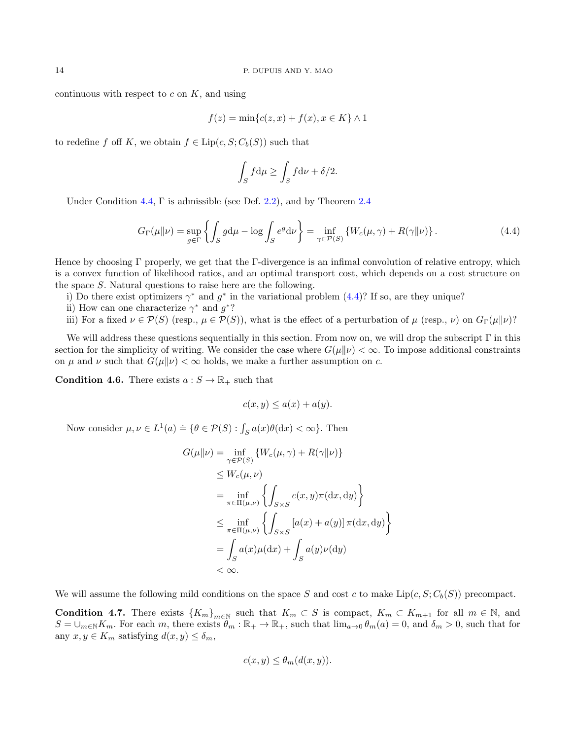continuous with respect to $c$ on $K$, and using

$$f(z) = \min\{c(z,x) + f(x), x \in K\} \wedge 1$$

to redefine $f$ off $K$, we obtain $f \in \mathrm{Lip}(c, S; C_b(S))$ such that

$$\int_S f \mathrm{d}\mu \geq \int_S f \mathrm{d}\nu + \delta/2.$$

Under Condition 4.4, $\Gamma$ is admissible (see Def. 2.2), and by Theorem 2.4

$$G_\Gamma(\mu\|\nu) = \sup_{g \in \Gamma} \left\{ \int_S g \mathrm{d}\mu - \log \int_S e^g \mathrm{d}\nu \right\} = \inf_{\gamma \in \mathcal{P}(S)} \left\{ W_c(\mu, \gamma) + R(\gamma\|\nu) \right\}. \tag{4.4}$$

Hence by choosing $\Gamma$ properly, we get that the $\Gamma$-divergence is an infimal convolution of relative entropy, which is a convex function of likelihood ratios, and an optimal transport cost, which depends on a cost structure on the space $S$. Natural questions to raise here are the following.

i) Do there exist optimizers $\gamma^*$ and $g^*$ in the variational problem (4.4)? If so, are they unique?

ii) How can one characterize $\gamma^*$ and $g^*$?

iii) For a fixed $\nu \in \mathcal{P}(S)$ (resp., $\mu \in \mathcal{P}(S)$), what is the effect of a perturbation of $\mu$ (resp., $\nu$) on $G_\Gamma(\mu\|\nu)$?

We will address these questions sequentially in this section. From now on, we will drop the subscript $\Gamma$ in this section for the simplicity of writing. We consider the case where $G(\mu\|\nu) < \infty$. To impose additional constraints on $\mu$ and $\nu$ such that $G(\mu\|\nu) < \infty$ holds, we make a further assumption on $c$.

**Condition 4.6.** There exists $a : S \to \mathbb{R}_+$ such that

$$c(x, y) \leq a(x) + a(y).$$

Now consider $\mu, \nu \in L^1(a) \doteq \{\theta \in \mathcal{P}(S) : \int_S a(x)\theta(\mathrm{d}x) < \infty\}$. Then

$$\begin{aligned}
G(\mu\|\nu) &= \inf_{\gamma \in \mathcal{P}(S)} \left\{ W_c(\mu, \gamma) + R(\gamma\|\nu) \right\} \\
&\leq W_c(\mu, \nu) \\
&= \inf_{\pi \in \Pi(\mu,\nu)} \left\{ \int_{S \times S} c(x, y) \pi(\mathrm{d}x, \mathrm{d}y) \right\} \\
&\leq \inf_{\pi \in \Pi(\mu,\nu)} \left\{ \int_{S \times S} [a(x) + a(y)] \, \pi(\mathrm{d}x, \mathrm{d}y) \right\} \\
&= \int_S a(x)\mu(\mathrm{d}x) + \int_S a(y)\nu(\mathrm{d}y) \\
&< \infty.
\end{aligned}$$

We will assume the following mild conditions on the space $S$ and cost $c$ to make $\mathrm{Lip}(c, S; C_b(S))$ precompact.

**Condition 4.7.** There exists $\{K_m\}_{m \in \mathbb{N}}$ such that $K_m \subset S$ is compact, $K_m \subset K_{m+1}$ for all $m \in \mathbb{N}$, and $S = \cup_{m \in \mathbb{N}} K_m$. For each $m$, there exists $\theta_m : \mathbb{R}_+ \to \mathbb{R}_+$, such that $\lim_{a \to 0} \theta_m(a) = 0$, and $\delta_m > 0$, such that for any $x, y \in K_m$ satisfying $d(x, y) \leq \delta_m$,

$$c(x, y) \leq \theta_m(d(x, y)).$$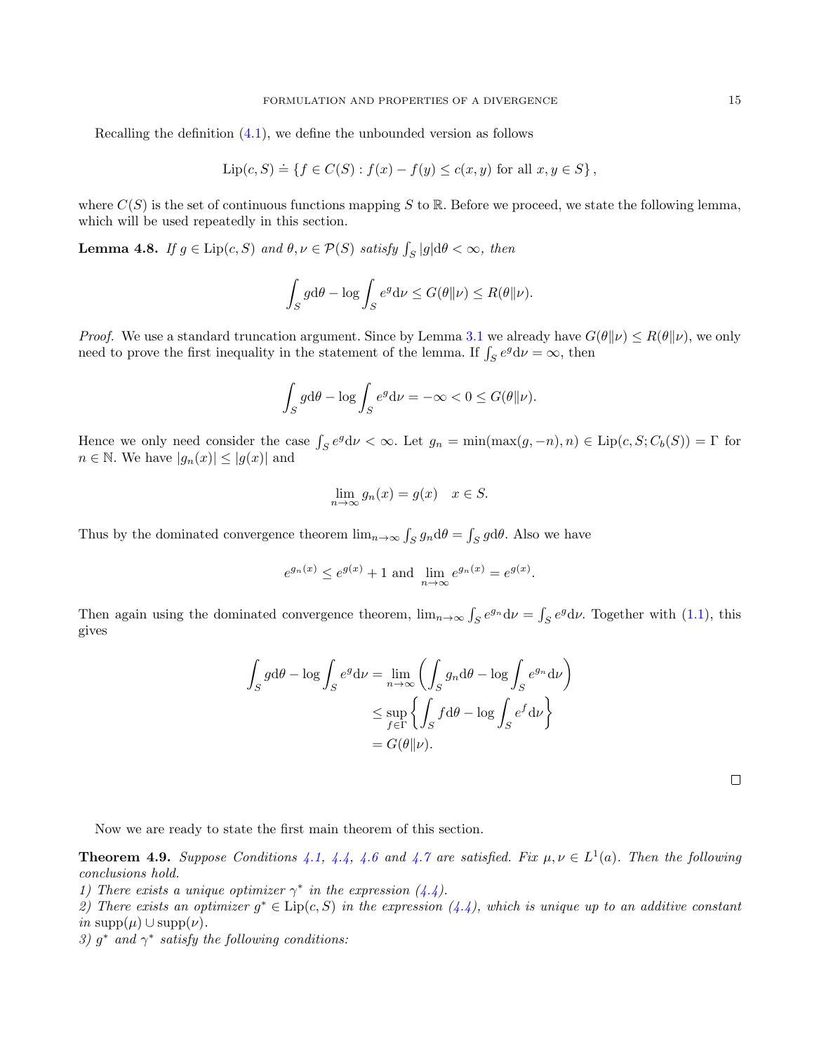Recalling the definition (4.1), we define the unbounded version as follows

$$\operatorname{Lip}(c, S) \doteq \{f \in C(S) : f(x) - f(y) \le c(x, y) \text{ for all } x, y \in S\},$$

where $C(S)$ is the set of continuous functions mapping $S$ to $\mathbb{R}$. Before we proceed, we state the following lemma, which will be used repeatedly in this section.

**Lemma 4.8.** *If $g \in \operatorname{Lip}(c, S)$ and $\theta, \nu \in \mathcal{P}(S)$ satisfy $\int_S |g| \mathrm{d}\theta < \infty$, then*

$$\int_S g \mathrm{d}\theta - \log \int_S e^g \mathrm{d}\nu \le G(\theta \| \nu) \le R(\theta \| \nu).$$

*Proof.* We use a standard truncation argument. Since by Lemma 3.1 we already have $G(\theta\|\nu) \le R(\theta\|\nu)$, we only need to prove the first inequality in the statement of the lemma. If $\int_S e^g \mathrm{d}\nu = \infty$, then

$$\int_S g \mathrm{d}\theta - \log \int_S e^g \mathrm{d}\nu = -\infty < 0 \le G(\theta\|\nu).$$

Hence we only need consider the case $\int_S e^g \mathrm{d}\nu < \infty$. Let $g_n = \min(\max(g, -n), n) \in \operatorname{Lip}(c, S; C_b(S)) = \Gamma$ for $n \in \mathbb{N}$. We have $|g_n(x)| \le |g(x)|$ and

$$\lim_{n\to\infty} g_n(x) = g(x) \quad x \in S.$$

Thus by the dominated convergence theorem $\lim_{n\to\infty} \int_S g_n \mathrm{d}\theta = \int_S g \mathrm{d}\theta$. Also we have

$$e^{g_n(x)} \le e^{g(x)} + 1 \text{ and } \lim_{n\to\infty} e^{g_n(x)} = e^{g(x)}.$$

Then again using the dominated convergence theorem, $\lim_{n\to\infty} \int_S e^{g_n} \mathrm{d}\nu = \int_S e^g \mathrm{d}\nu$. Together with (1.1), this gives

$$\begin{aligned}
\int_S g \mathrm{d}\theta - \log \int_S e^g \mathrm{d}\nu &= \lim_{n\to\infty} \left( \int_S g_n \mathrm{d}\theta - \log \int_S e^{g_n} \mathrm{d}\nu \right) \\
&\le \sup_{f \in \Gamma} \left\{ \int_S f \mathrm{d}\theta - \log \int_S e^f \mathrm{d}\nu \right\} \\
&= G(\theta\|\nu).
\end{aligned}$$

$\square$

Now we are ready to state the first main theorem of this section.

**Theorem 4.9.** *Suppose Conditions 4.1, 4.4, 4.6 and 4.7 are satisfied. Fix $\mu, \nu \in L^1(a)$. Then the following conclusions hold.*

*1) There exists a unique optimizer $\gamma^*$ in the expression (4.4).*

*2) There exists an optimizer $g^* \in \operatorname{Lip}(c, S)$ in the expression (4.4), which is unique up to an additive constant in $\operatorname{supp}(\mu) \cup \operatorname{supp}(\nu)$.*

*3) $g^*$ and $\gamma^*$ satisfy the following conditions:*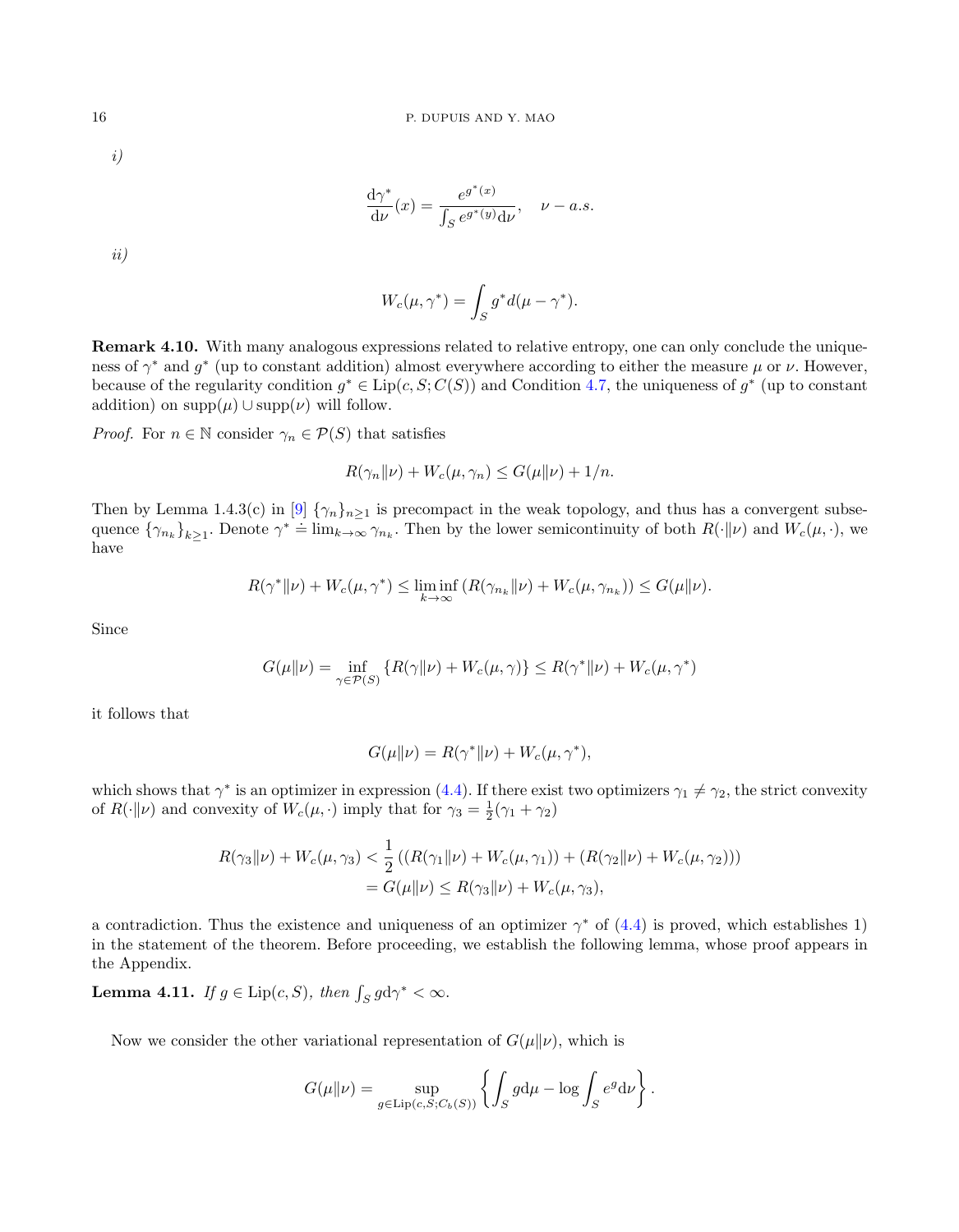*i)*

$$\frac{\mathrm{d}\gamma^*}{\mathrm{d}\nu}(x) = \frac{e^{g^*(x)}}{\int_S e^{g^*(y)}\mathrm{d}\nu}, \quad \nu - a.s.$$

*ii)*

$$W_c(\mu, \gamma^*) = \int_S g^* d(\mu - \gamma^*).$$

**Remark 4.10.** With many analogous expressions related to relative entropy, one can only conclude the uniqueness of $\gamma^*$ and $g^*$ (up to constant addition) almost everywhere according to either the measure $\mu$ or $\nu$. However, because of the regularity condition $g^* \in \mathrm{Lip}(c, S; C(S))$ and Condition 4.7, the uniqueness of $g^*$ (up to constant addition) on $\mathrm{supp}(\mu) \cup \mathrm{supp}(\nu)$ will follow.

*Proof.* For $n \in \mathbb{N}$ consider $\gamma_n \in \mathcal{P}(S)$ that satisfies

$$R(\gamma_n \| \nu) + W_c(\mu, \gamma_n) \leq G(\mu \| \nu) + 1/n.$$

Then by Lemma 1.4.3(c) in [9] $\{\gamma_n\}_{n\geq 1}$ is precompact in the weak topology, and thus has a convergent subsequence $\{\gamma_{n_k}\}_{k\geq 1}$. Denote $\gamma^* \doteq \lim_{k\to\infty} \gamma_{n_k}$. Then by the lower semicontinuity of both $R(\cdot\|\nu)$ and $W_c(\mu, \cdot)$, we have

$$R(\gamma^* \| \nu) + W_c(\mu, \gamma^*) \leq \liminf_{k\to\infty} \left( R(\gamma_{n_k} \| \nu) + W_c(\mu, \gamma_{n_k}) \right) \leq G(\mu \| \nu).$$

Since

$$G(\mu \| \nu) = \inf_{\gamma \in \mathcal{P}(S)} \{ R(\gamma \| \nu) + W_c(\mu, \gamma) \} \leq R(\gamma^* \| \nu) + W_c(\mu, \gamma^*)$$

it follows that

$$G(\mu \| \nu) = R(\gamma^* \| \nu) + W_c(\mu, \gamma^*),$$

which shows that $\gamma^*$ is an optimizer in expression (4.4). If there exist two optimizers $\gamma_1 \neq \gamma_2$, the strict convexity of $R(\cdot\|\nu)$ and convexity of $W_c(\mu, \cdot)$ imply that for $\gamma_3 = \frac{1}{2}(\gamma_1 + \gamma_2)$

$$\begin{aligned} R(\gamma_3 \| \nu) + W_c(\mu, \gamma_3) &< \frac{1}{2} \left( (R(\gamma_1 \| \nu) + W_c(\mu, \gamma_1)) + (R(\gamma_2 \| \nu) + W_c(\mu, \gamma_2)) \right) \\ &= G(\mu \| \nu) \leq R(\gamma_3 \| \nu) + W_c(\mu, \gamma_3), \end{aligned}$$

a contradiction. Thus the existence and uniqueness of an optimizer $\gamma^*$ of (4.4) is proved, which establishes 1) in the statement of the theorem. Before proceeding, we establish the following lemma, whose proof appears in the Appendix.

**Lemma 4.11.** *If $g \in \mathrm{Lip}(c, S)$, then $\int_S g \mathrm{d}\gamma^* < \infty$.*

Now we consider the other variational representation of $G(\mu\|\nu)$, which is

$$G(\mu \| \nu) = \sup_{g \in \mathrm{Lip}(c,S;C_b(S))} \left\{ \int_S g \mathrm{d}\mu - \log \int_S e^g \mathrm{d}\nu \right\}.$$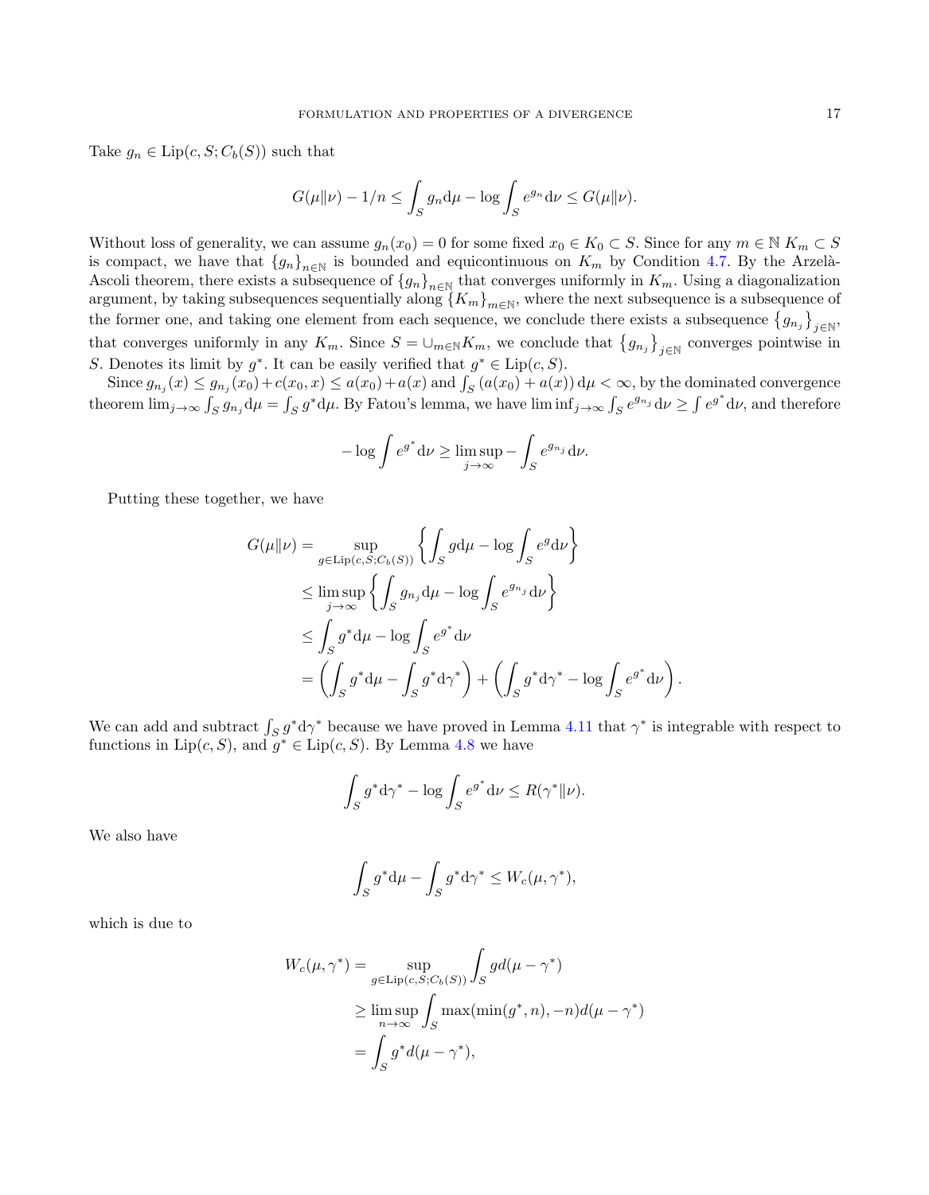Take $g_n \in \mathrm{Lip}(c, S; C_b(S))$ such that

$$G(\mu\|\nu) - 1/n \le \int_S g_n \mathrm{d}\mu - \log \int_S e^{g_n} \mathrm{d}\nu \le G(\mu\|\nu).$$

Without loss of generality, we can assume $g_n(x_0) = 0$ for some fixed $x_0 \in K_0 \subset S$. Since for any $m \in \mathbb{N}$ $K_m \subset S$ is compact, we have that $\{g_n\}_{n\in\mathbb{N}}$ is bounded and equicontinuous on $K_m$ by Condition 4.7. By the Arzelà-Ascoli theorem, there exists a subsequence of $\{g_n\}_{n\in\mathbb{N}}$ that converges uniformly in $K_m$. Using a diagonalization argument, by taking subsequences sequentially along $\{K_m\}_{m\in\mathbb{N}}$, where the next subsequence is a subsequence of the former one, and taking one element from each sequence, we conclude there exists a subsequence $\left\{g_{n_j}\right\}_{j\in\mathbb{N}}$, that converges uniformly in any $K_m$. Since $S = \cup_{m\in\mathbb{N}} K_m$, we conclude that $\left\{g_{n_j}\right\}_{j\in\mathbb{N}}$ converges pointwise in $S$. Denotes its limit by $g^*$. It can be easily verified that $g^* \in \mathrm{Lip}(c, S)$.

Since $g_{n_j}(x) \le g_{n_j}(x_0) + c(x_0, x) \le a(x_0) + a(x)$ and $\int_S (a(x_0) + a(x))\, \mathrm{d}\mu < \infty$, by the dominated convergence theorem $\lim_{j\to\infty} \int_S g_{n_j} \mathrm{d}\mu = \int_S g^* \mathrm{d}\mu$. By Fatou's lemma, we have $\liminf_{j\to\infty} \int_S e^{g_{n_j}} \mathrm{d}\nu \ge \int e^{g^*} \mathrm{d}\nu$, and therefore

$$-\log \int e^{g^*} \mathrm{d}\nu \ge \limsup_{j\to\infty} -\int_S e^{g_{n_j}} \mathrm{d}\nu.$$

Putting these together, we have

$$\begin{aligned}
G(\mu\|\nu) &= \sup_{g\in \mathrm{Lip}(c,S;C_b(S))} \left\{ \int_S g \mathrm{d}\mu - \log \int_S e^{g} \mathrm{d}\nu \right\} \\
&\le \limsup_{j\to\infty} \left\{ \int_S g_{n_j} \mathrm{d}\mu - \log \int_S e^{g_{n_j}} \mathrm{d}\nu \right\} \\
&\le \int_S g^* \mathrm{d}\mu - \log \int_S e^{g^*} \mathrm{d}\nu \\
&= \left( \int_S g^* \mathrm{d}\mu - \int_S g^* \mathrm{d}\gamma^* \right) + \left( \int_S g^* \mathrm{d}\gamma^* - \log \int_S e^{g^*} \mathrm{d}\nu \right).
\end{aligned}$$

We can add and subtract $\int_S g^* \mathrm{d}\gamma^*$ because we have proved in Lemma 4.11 that $\gamma^*$ is integrable with respect to functions in $\mathrm{Lip}(c, S)$, and $g^* \in \mathrm{Lip}(c, S)$. By Lemma 4.8 we have

$$\int_S g^* \mathrm{d}\gamma^* - \log \int_S e^{g^*} \mathrm{d}\nu \le R(\gamma^*\|\nu).$$

We also have

$$\int_S g^* \mathrm{d}\mu - \int_S g^* \mathrm{d}\gamma^* \le W_c(\mu, \gamma^*),$$

which is due to

$$\begin{aligned}
W_c(\mu, \gamma^*) &= \sup_{g\in \mathrm{Lip}(c,S;C_b(S))} \int_S g d(\mu - \gamma^*) \\
&\ge \limsup_{n\to\infty} \int_S \max(\min(g^*, n), -n) d(\mu - \gamma^*) \\
&= \int_S g^* d(\mu - \gamma^*),
\end{aligned}$$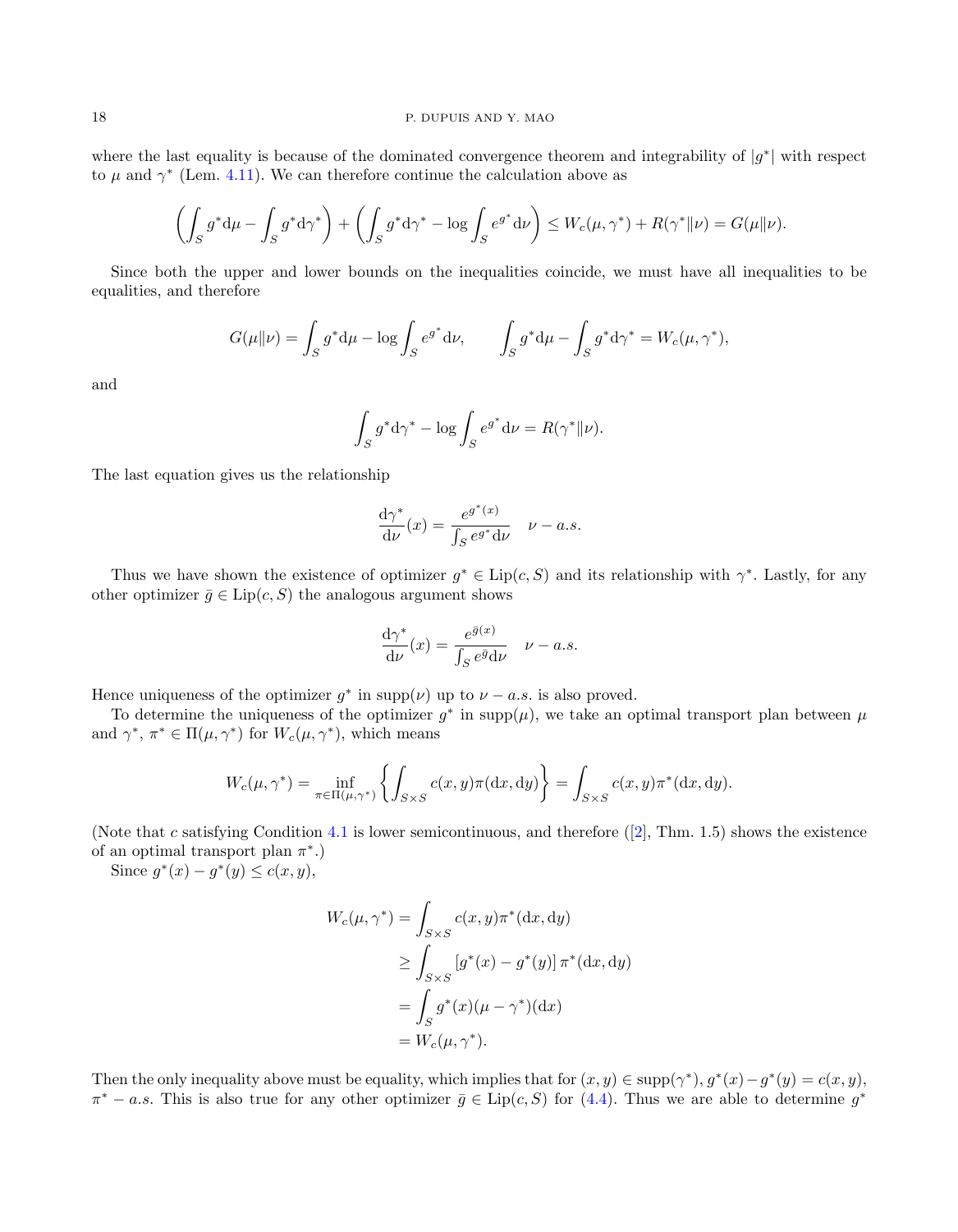where the last equality is because of the dominated convergence theorem and integrability of $|g^*|$ with respect to $\mu$ and $\gamma^*$ (Lem. 4.11). We can therefore continue the calculation above as

$$\left(\int_S g^* \mathrm{d}\mu - \int_S g^* \mathrm{d}\gamma^*\right) + \left(\int_S g^* \mathrm{d}\gamma^* - \log \int_S e^{g^*} \mathrm{d}\nu\right) \le W_c(\mu, \gamma^*) + R(\gamma^* \| \nu) = G(\mu \| \nu).$$

Since both the upper and lower bounds on the inequalities coincide, we must have all inequalities to be equalities, and therefore

$$G(\mu\|\nu) = \int_S g^* \mathrm{d}\mu - \log \int_S e^{g^*} \mathrm{d}\nu, \qquad \int_S g^* \mathrm{d}\mu - \int_S g^* \mathrm{d}\gamma^* = W_c(\mu, \gamma^*),$$

and

$$\int_S g^* \mathrm{d}\gamma^* - \log \int_S e^{g^*} \mathrm{d}\nu = R(\gamma^* \| \nu).$$

The last equation gives us the relationship

$$\frac{\mathrm{d}\gamma^*}{\mathrm{d}\nu}(x) = \frac{e^{g^*(x)}}{\int_S e^{g^*} \mathrm{d}\nu} \quad \nu - a.s.$$

Thus we have shown the existence of optimizer $g^* \in \mathrm{Lip}(c, S)$ and its relationship with $\gamma^*$. Lastly, for any other optimizer $\bar{g} \in \mathrm{Lip}(c, S)$ the analogous argument shows

$$\frac{\mathrm{d}\gamma^*}{\mathrm{d}\nu}(x) = \frac{e^{\bar{g}(x)}}{\int_S e^{\bar{g}} \mathrm{d}\nu} \quad \nu - a.s.$$

Hence uniqueness of the optimizer $g^*$ in $\mathrm{supp}(\nu)$ up to $\nu - a.s.$ is also proved.

To determine the uniqueness of the optimizer $g^*$ in $\mathrm{supp}(\mu)$, we take an optimal transport plan between $\mu$ and $\gamma^*$, $\pi^* \in \Pi(\mu, \gamma^*)$ for $W_c(\mu, \gamma^*)$, which means

$$W_c(\mu, \gamma^*) = \inf_{\pi \in \Pi(\mu, \gamma^*)} \left\{ \int_{S \times S} c(x, y) \pi(\mathrm{d}x, \mathrm{d}y) \right\} = \int_{S \times S} c(x, y) \pi^*(\mathrm{d}x, \mathrm{d}y).$$

(Note that $c$ satisfying Condition 4.1 is lower semicontinuous, and therefore ([2], Thm. 1.5) shows the existence of an optimal transport plan $\pi^*$.)

Since $g^*(x) - g^*(y) \le c(x, y)$,

$$\begin{aligned}
W_c(\mu, \gamma^*) &= \int_{S \times S} c(x, y) \pi^*(\mathrm{d}x, \mathrm{d}y) \\
&\ge \int_{S \times S} \left[g^*(x) - g^*(y)\right] \pi^*(\mathrm{d}x, \mathrm{d}y) \\
&= \int_S g^*(x) (\mu - \gamma^*)(\mathrm{d}x) \\
&= W_c(\mu, \gamma^*).
\end{aligned}$$

Then the only inequality above must be equality, which implies that for $(x, y) \in \mathrm{supp}(\gamma^*)$, $g^*(x) - g^*(y) = c(x, y)$, $\pi^* - a.s.$ This is also true for any other optimizer $\bar{g} \in \mathrm{Lip}(c, S)$ for (4.4). Thus we are able to determine $g^*$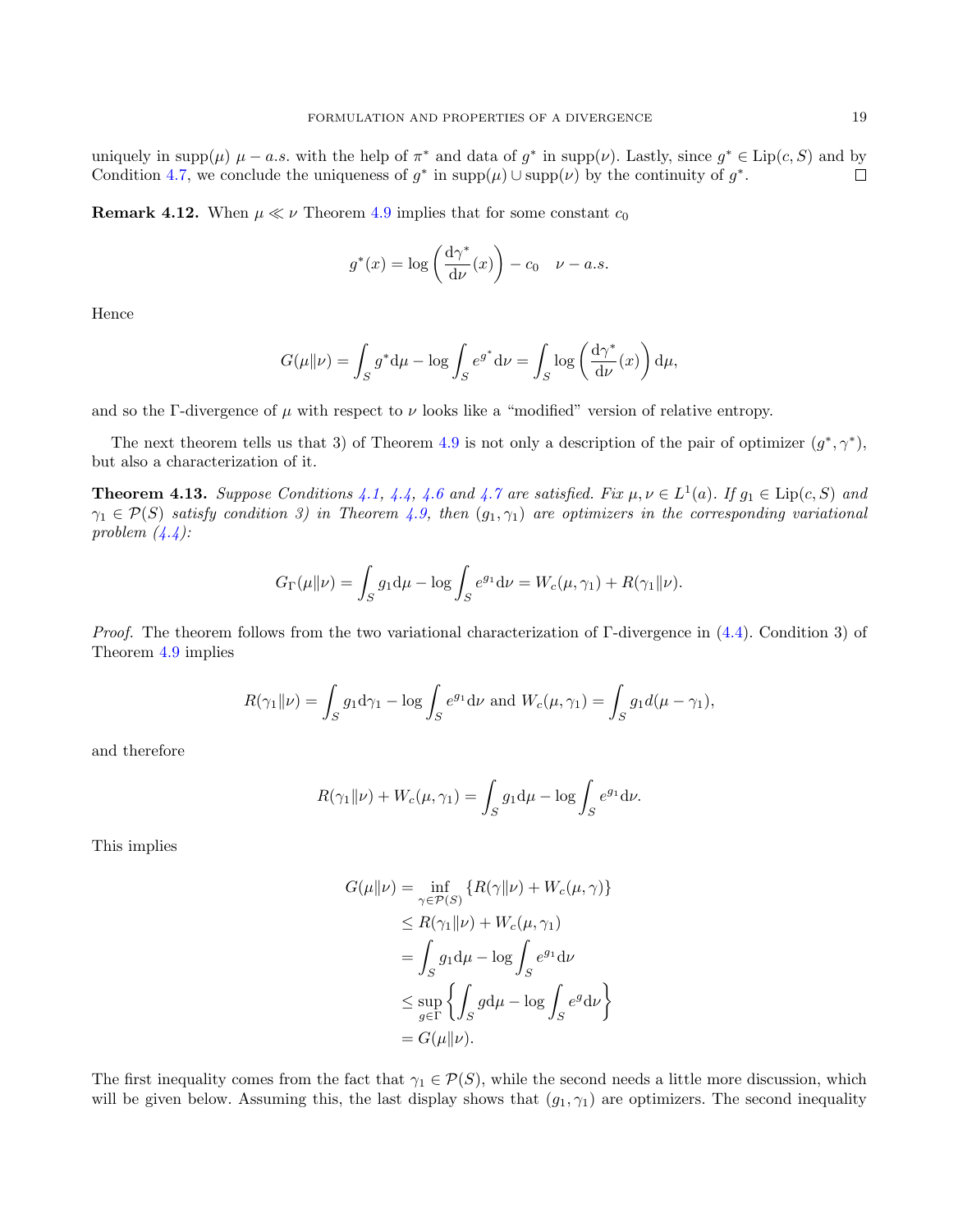uniquely in $\text{supp}(\mu)$ $\mu - a.s.$ with the help of $\pi^*$ and data of $g^*$ in $\text{supp}(\nu)$. Lastly, since $g^* \in \text{Lip}(c, S)$ and by Condition 4.7, we conclude the uniqueness of $g^*$ in $\text{supp}(\mu) \cup \text{supp}(\nu)$ by the continuity of $g^*$. $\square$

**Remark 4.12.** When $\mu \ll \nu$ Theorem 4.9 implies that for some constant $c_0$

$$g^*(x) = \log\left(\frac{\mathrm{d}\gamma^*}{\mathrm{d}\nu}(x)\right) - c_0 \quad \nu - a.s.$$

Hence

$$G(\mu\|\nu) = \int_S g^* \mathrm{d}\mu - \log \int_S e^{g^*} \mathrm{d}\nu = \int_S \log\left(\frac{\mathrm{d}\gamma^*}{\mathrm{d}\nu}(x)\right) \mathrm{d}\mu,$$

and so the $\Gamma$-divergence of $\mu$ with respect to $\nu$ looks like a "modified" version of relative entropy.

The next theorem tells us that 3) of Theorem 4.9 is not only a description of the pair of optimizer $(g^*, \gamma^*)$, but also a characterization of it.

**Theorem 4.13.** *Suppose Conditions 4.1, 4.4, 4.6 and 4.7 are satisfied. Fix $\mu, \nu \in L^1(a)$. If $g_1 \in \text{Lip}(c, S)$ and $\gamma_1 \in \mathcal{P}(S)$ satisfy condition 3) in Theorem 4.9, then $(g_1, \gamma_1)$ are optimizers in the corresponding variational problem (4.4):*

$$G_\Gamma(\mu\|\nu) = \int_S g_1 \mathrm{d}\mu - \log \int_S e^{g_1} \mathrm{d}\nu = W_c(\mu, \gamma_1) + R(\gamma_1\|\nu).$$

*Proof.* The theorem follows from the two variational characterization of $\Gamma$-divergence in (4.4). Condition 3) of Theorem 4.9 implies

$$R(\gamma_1\|\nu) = \int_S g_1 \mathrm{d}\gamma_1 - \log \int_S e^{g_1} \mathrm{d}\nu \text{ and } W_c(\mu, \gamma_1) = \int_S g_1 d(\mu - \gamma_1),$$

and therefore

$$R(\gamma_1\|\nu) + W_c(\mu, \gamma_1) = \int_S g_1 \mathrm{d}\mu - \log \int_S e^{g_1} \mathrm{d}\nu.$$

This implies

$$\begin{aligned}
G(\mu\|\nu) &= \inf_{\gamma \in \mathcal{P}(S)} \{R(\gamma\|\nu) + W_c(\mu, \gamma)\} \\
&\leq R(\gamma_1\|\nu) + W_c(\mu, \gamma_1) \\
&= \int_S g_1 \mathrm{d}\mu - \log \int_S e^{g_1} \mathrm{d}\nu \\
&\leq \sup_{g \in \Gamma} \left\{ \int_S g \mathrm{d}\mu - \log \int_S e^g \mathrm{d}\nu \right\} \\
&= G(\mu\|\nu).
\end{aligned}$$

The first inequality comes from the fact that $\gamma_1 \in \mathcal{P}(S)$, while the second needs a little more discussion, which will be given below. Assuming this, the last display shows that $(g_1, \gamma_1)$ are optimizers. The second inequality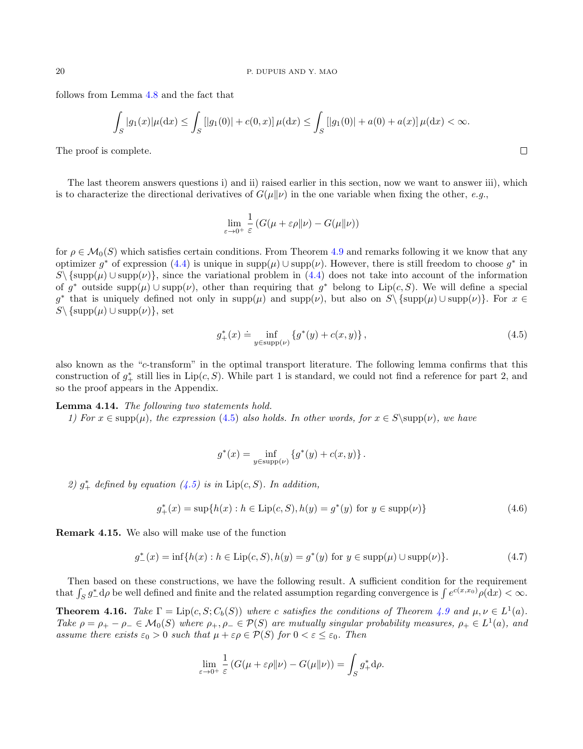follows from Lemma 4.8 and the fact that

$$\int_S |g_1(x)|\mu(\mathrm{d}x) \leq \int_S [|g_1(0)| + c(0,x)]\,\mu(\mathrm{d}x) \leq \int_S [|g_1(0)| + a(0) + a(x)]\,\mu(\mathrm{d}x) < \infty.$$

The proof is complete. ∎

The last theorem answers questions i) and ii) raised earlier in this section, now we want to answer iii), which is to characterize the directional derivatives of $G(\mu\|\nu)$ in the one variable when fixing the other, *e.g.*,

$$\lim_{\varepsilon\to 0^+} \frac{1}{\varepsilon}\left(G(\mu+\varepsilon\rho\|\nu) - G(\mu\|\nu)\right)$$

for $\rho \in \mathcal{M}_0(S)$ which satisfies certain conditions. From Theorem 4.9 and remarks following it we know that any optimizer $g^*$ of expression (4.4) is unique in $\mathrm{supp}(\mu)\cup\mathrm{supp}(\nu)$. However, there is still freedom to choose $g^*$ in $S\backslash\{\mathrm{supp}(\mu)\cup\mathrm{supp}(\nu)\}$, since the variational problem in (4.4) does not take into account of the information of $g^*$ outside $\mathrm{supp}(\mu)\cup\mathrm{supp}(\nu)$, other than requiring that $g^*$ belong to $\mathrm{Lip}(c,S)$. We will define a special $g^*$ that is uniquely defined not only in $\mathrm{supp}(\mu)$ and $\mathrm{supp}(\nu)$, but also on $S\backslash\{\mathrm{supp}(\mu)\cup\mathrm{supp}(\nu)\}$. For $x\in S\backslash\{\mathrm{supp}(\mu)\cup\mathrm{supp}(\nu)\}$, set

$$g_+^*(x) \doteq \inf_{y\in\mathrm{supp}(\nu)}\{g^*(y)+c(x,y)\}, \tag{4.5}$$

also known as the "$c$-transform" in the optimal transport literature. The following lemma confirms that this construction of $g_+^*$ still lies in $\mathrm{Lip}(c,S)$. While part 1 is standard, we could not find a reference for part 2, and so the proof appears in the Appendix.

**Lemma 4.14.** *The following two statements hold.*
*1) For $x\in\mathrm{supp}(\mu)$, the expression (4.5) also holds. In other words, for $x\in S\backslash\mathrm{supp}(\nu)$, we have*

$$g^*(x) = \inf_{y\in\mathrm{supp}(\nu)}\{g^*(y)+c(x,y)\}.$$

*2) $g_+^*$ defined by equation (4.5) is in $\mathrm{Lip}(c,S)$. In addition,*

$$g_+^*(x) = \sup\{h(x) : h\in\mathrm{Lip}(c,S), h(y)=g^*(y) \text{ for } y\in\mathrm{supp}(\nu)\} \tag{4.6}$$

**Remark 4.15.** We also will make use of the function

$$g_-^*(x) = \inf\{h(x) : h\in\mathrm{Lip}(c,S), h(y)=g^*(y) \text{ for } y\in\mathrm{supp}(\mu)\cup\mathrm{supp}(\nu)\}. \tag{4.7}$$

Then based on these constructions, we have the following result. A sufficient condition for the requirement that $\int_S g_-^*\mathrm{d}\rho$ be well defined and finite and the related assumption regarding convergence is $\int e^{c(x,x_0)}\rho(\mathrm{d}x)<\infty$.

**Theorem 4.16.** *Take $\Gamma = \mathrm{Lip}(c,S;C_b(S))$ where $c$ satisfies the conditions of Theorem 4.9 and $\mu,\nu\in L^1(a)$. Take $\rho=\rho_+-\rho_-\in\mathcal{M}_0(S)$ where $\rho_+,\rho_-\in\mathcal{P}(S)$ are mutually singular probability measures, $\rho_+\in L^1(a)$, and assume there exists $\varepsilon_0>0$ such that $\mu+\varepsilon\rho\in\mathcal{P}(S)$ for $0<\varepsilon\leq\varepsilon_0$. Then*

$$\lim_{\varepsilon\to 0^+}\frac{1}{\varepsilon}\left(G(\mu+\varepsilon\rho\|\nu)-G(\mu\|\nu)\right) = \int_S g_+^*\mathrm{d}\rho.$$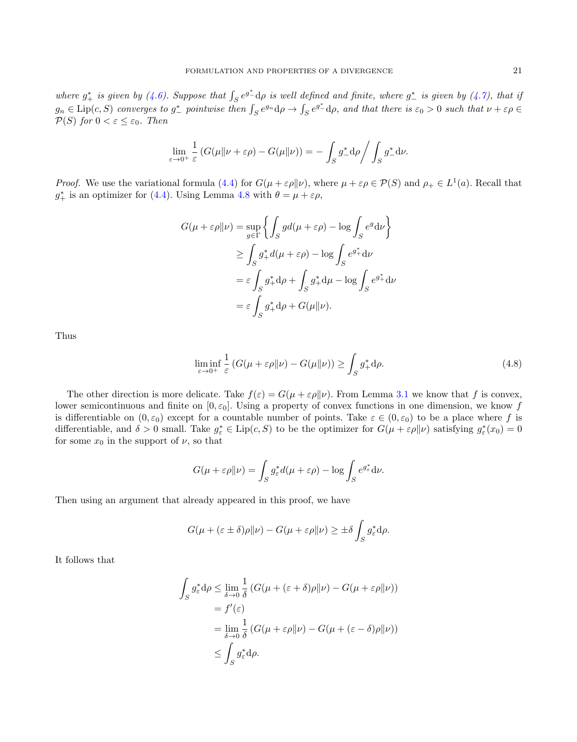*where $g_+^*$ is given by (4.6). Suppose that $\int_S e^{g_-^*}\mathrm{d}\rho$ is well defined and finite, where $g_-^*$ is given by (4.7), that if $g_n \in \mathrm{Lip}(c,S)$ converges to $g_-^*$ pointwise then $\int_S e^{g_n}\mathrm{d}\rho \to \int_S e^{g_-^*}\mathrm{d}\rho$, and that there is $\varepsilon_0 > 0$ such that $\nu + \varepsilon\rho \in \mathcal{P}(S)$ for $0 < \varepsilon \le \varepsilon_0$. Then*

$$\lim_{\varepsilon\to 0^+} \frac{1}{\varepsilon}\left(G(\mu\|\nu+\varepsilon\rho) - G(\mu\|\nu)\right) = -\int_S g_-^*\mathrm{d}\rho \Big/ \int_S g_-^*\mathrm{d}\nu.$$

*Proof.* We use the variational formula (4.4) for $G(\mu+\varepsilon\rho\|\nu)$, where $\mu+\varepsilon\rho \in \mathcal{P}(S)$ and $\rho_+ \in L^1(a)$. Recall that $g_+^*$ is an optimizer for (4.4). Using Lemma 4.8 with $\theta = \mu+\varepsilon\rho$,

$$\begin{aligned}
G(\mu+\varepsilon\rho\|\nu) &= \sup_{g\in\Gamma}\left\{\int_S g d(\mu+\varepsilon\rho) - \log\int_S e^g \mathrm{d}\nu\right\}\\
&\ge \int_S g_+^* d(\mu+\varepsilon\rho) - \log\int_S e^{g_+^*}\mathrm{d}\nu\\
&= \varepsilon\int_S g_+^*\mathrm{d}\rho + \int_S g_+^*\mathrm{d}\mu - \log\int_S e^{g_+^*}\mathrm{d}\nu\\
&= \varepsilon\int_S g_+^*\mathrm{d}\rho + G(\mu\|\nu).
\end{aligned}$$

Thus

$$\liminf_{\varepsilon\to 0^+} \frac{1}{\varepsilon}\left(G(\mu+\varepsilon\rho\|\nu) - G(\mu\|\nu)\right) \ge \int_S g_+^*\mathrm{d}\rho. \tag{4.8}$$

The other direction is more delicate. Take $f(\varepsilon) = G(\mu+\varepsilon\rho\|\nu)$. From Lemma 3.1 we know that $f$ is convex, lower semicontinuous and finite on $[0,\varepsilon_0]$. Using a property of convex functions in one dimension, we know $f$ is differentiable on $(0,\varepsilon_0)$ except for a countable number of points. Take $\varepsilon \in (0,\varepsilon_0)$ to be a place where $f$ is differentiable, and $\delta > 0$ small. Take $g_\varepsilon^* \in \mathrm{Lip}(c,S)$ to be the optimizer for $G(\mu+\varepsilon\rho\|\nu)$ satisfying $g_\varepsilon^*(x_0) = 0$ for some $x_0$ in the support of $\nu$, so that

$$G(\mu+\varepsilon\rho\|\nu) = \int_S g_\varepsilon^* d(\mu+\varepsilon\rho) - \log\int_S e^{g_\varepsilon^*}\mathrm{d}\nu.$$

Then using an argument that already appeared in this proof, we have

$$G(\mu+(\varepsilon\pm\delta)\rho\|\nu) - G(\mu+\varepsilon\rho\|\nu) \ge \pm\delta\int_S g_\varepsilon^*\mathrm{d}\rho.$$

It follows that

$$\begin{aligned}
\int_S g_\varepsilon^*\mathrm{d}\rho &\le \lim_{\delta\to 0}\frac{1}{\delta}\left(G(\mu+(\varepsilon+\delta)\rho\|\nu) - G(\mu+\varepsilon\rho\|\nu)\right)\\
&= f'(\varepsilon)\\
&= \lim_{\delta\to 0}\frac{1}{\delta}\left(G(\mu+\varepsilon\rho\|\nu) - G(\mu+(\varepsilon-\delta)\rho\|\nu)\right)\\
&\le \int_S g_\varepsilon^*\mathrm{d}\rho.
\end{aligned}$$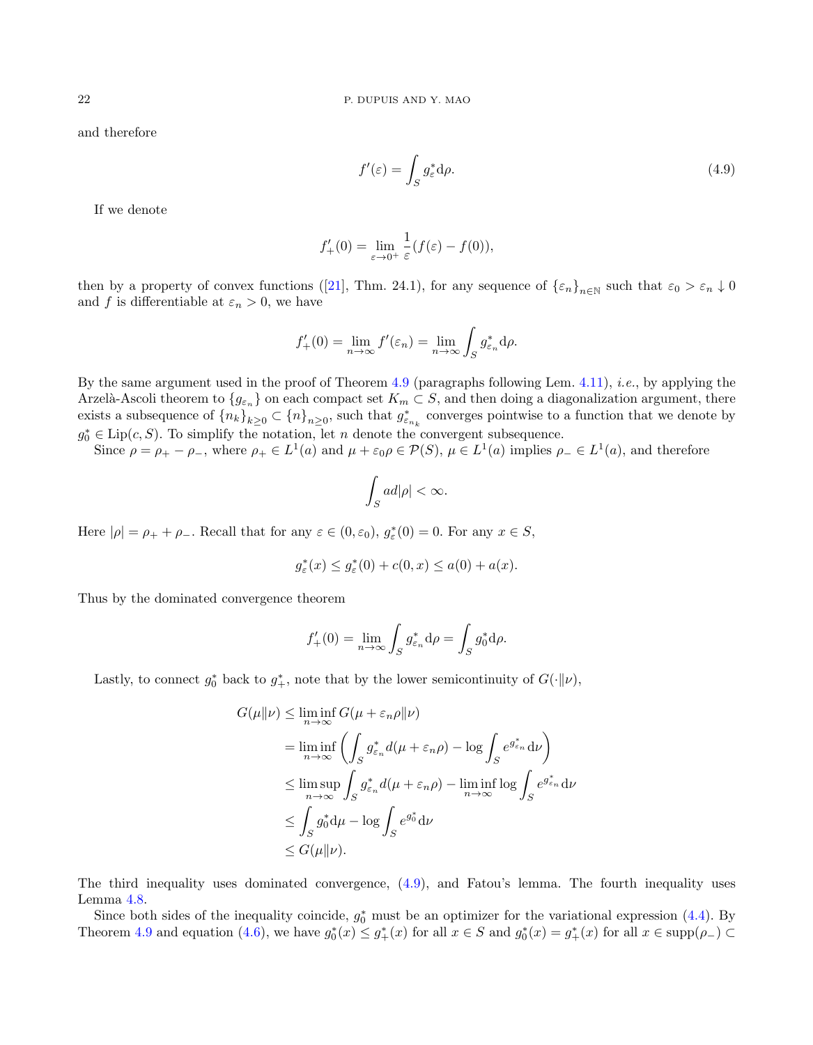and therefore

$$f'(\varepsilon) = \int_S g^*_\varepsilon \mathrm{d}\rho. \tag{4.9}$$

If we denote

$$f'_+(0) = \lim_{\varepsilon \to 0^+} \frac{1}{\varepsilon}(f(\varepsilon) - f(0)),$$

then by a property of convex functions ([21], Thm. 24.1), for any sequence of $\{\varepsilon_n\}_{n\in\mathbb{N}}$ such that $\varepsilon_0 > \varepsilon_n \downarrow 0$ and $f$ is differentiable at $\varepsilon_n > 0$, we have

$$f'_+(0) = \lim_{n\to\infty} f'(\varepsilon_n) = \lim_{n\to\infty} \int_S g^*_{\varepsilon_n} \mathrm{d}\rho.$$

By the same argument used in the proof of Theorem 4.9 (paragraphs following Lem. 4.11), *i.e.*, by applying the Arzelà-Ascoli theorem to $\{g_{\varepsilon_n}\}$ on each compact set $K_m \subset S$, and then doing a diagonalization argument, there exists a subsequence of $\{n_k\}_{k\geq 0} \subset \{n\}_{n\geq 0}$, such that $g^*_{\varepsilon_{n_k}}$ converges pointwise to a function that we denote by $g^*_0 \in \mathrm{Lip}(c, S)$. To simplify the notation, let $n$ denote the convergent subsequence.

Since $\rho = \rho_+ - \rho_-$, where $\rho_+ \in L^1(a)$ and $\mu + \varepsilon_0\rho \in \mathcal{P}(S)$, $\mu \in L^1(a)$ implies $\rho_- \in L^1(a)$, and therefore

$$\int_S a d|\rho| < \infty.$$

Here $|\rho| = \rho_+ + \rho_-$. Recall that for any $\varepsilon \in (0, \varepsilon_0)$, $g^*_\varepsilon(0) = 0$. For any $x \in S$,

$$g^*_\varepsilon(x) \leq g^*_\varepsilon(0) + c(0, x) \leq a(0) + a(x).$$

Thus by the dominated convergence theorem

$$f'_+(0) = \lim_{n\to\infty} \int_S g^*_{\varepsilon_n} \mathrm{d}\rho = \int_S g^*_0 \mathrm{d}\rho.$$

Lastly, to connect $g^*_0$ back to $g^*_+$, note that by the lower semicontinuity of $G(\cdot\|\nu)$,

$$\begin{aligned}
G(\mu\|\nu) &\leq \liminf_{n\to\infty} G(\mu + \varepsilon_n\rho\|\nu) \\
&= \liminf_{n\to\infty} \left( \int_S g^*_{\varepsilon_n} d(\mu + \varepsilon_n\rho) - \log \int_S e^{g^*_{\varepsilon_n}} \mathrm{d}\nu \right) \\
&\leq \limsup_{n\to\infty} \int_S g^*_{\varepsilon_n} d(\mu + \varepsilon_n\rho) - \liminf_{n\to\infty} \log \int_S e^{g^*_{\varepsilon_n}} \mathrm{d}\nu \\
&\leq \int_S g^*_0 \mathrm{d}\mu - \log \int_S e^{g^*_0} \mathrm{d}\nu \\
&\leq G(\mu\|\nu).
\end{aligned}$$

The third inequality uses dominated convergence, (4.9), and Fatou's lemma. The fourth inequality uses Lemma 4.8.

Since both sides of the inequality coincide, $g^*_0$ must be an optimizer for the variational expression (4.4). By Theorem 4.9 and equation (4.6), we have $g^*_0(x) \leq g^*_+(x)$ for all $x \in S$ and $g^*_0(x) = g^*_+(x)$ for all $x \in \mathrm{supp}(\rho_-) \subset$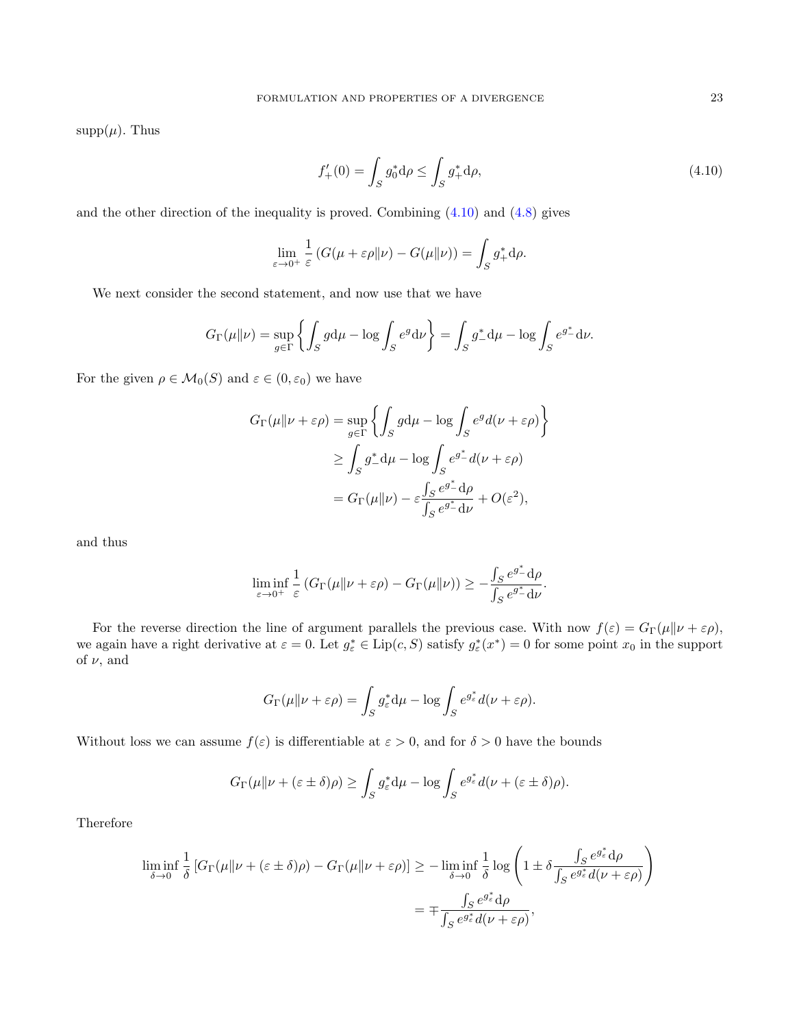supp($\mu$). Thus

$$f'_+(0) = \int_S g_0^* \mathrm{d}\rho \leq \int_S g_+^* \mathrm{d}\rho, \tag{4.10}$$

and the other direction of the inequality is proved. Combining (4.10) and (4.8) gives

$$\lim_{\varepsilon \to 0^+} \frac{1}{\varepsilon} \left( G(\mu + \varepsilon\rho \| \nu) - G(\mu\|\nu) \right) = \int_S g_+^* \mathrm{d}\rho.$$

We next consider the second statement, and now use that we have

$$G_\Gamma(\mu\|\nu) = \sup_{g\in\Gamma} \left\{ \int_S g \mathrm{d}\mu - \log \int_S e^g \mathrm{d}\nu \right\} = \int_S g_-^* \mathrm{d}\mu - \log \int_S e^{g_-^*} \mathrm{d}\nu.$$

For the given $\rho \in \mathcal{M}_0(S)$ and $\varepsilon \in (0, \varepsilon_0)$ we have

$$\begin{aligned} G_\Gamma(\mu\|\nu + \varepsilon\rho) &= \sup_{g\in\Gamma} \left\{ \int_S g \mathrm{d}\mu - \log \int_S e^g d(\nu + \varepsilon\rho) \right\} \\ &\geq \int_S g_-^* \mathrm{d}\mu - \log \int_S e^{g_-^*} d(\nu + \varepsilon\rho) \\ &= G_\Gamma(\mu\|\nu) - \varepsilon \frac{\int_S e^{g_-^*} \mathrm{d}\rho}{\int_S e^{g_-^*} \mathrm{d}\nu} + O(\varepsilon^2), \end{aligned}$$

and thus

$$\liminf_{\varepsilon \to 0^+} \frac{1}{\varepsilon} \left( G_\Gamma(\mu\|\nu + \varepsilon\rho) - G_\Gamma(\mu\|\nu) \right) \geq -\frac{\int_S e^{g_-^*} \mathrm{d}\rho}{\int_S e^{g_-^*} \mathrm{d}\nu}.$$

For the reverse direction the line of argument parallels the previous case. With now $f(\varepsilon) = G_\Gamma(\mu\|\nu + \varepsilon\rho)$, we again have a right derivative at $\varepsilon = 0$. Let $g_\varepsilon^* \in \mathrm{Lip}(c, S)$ satisfy $g_\varepsilon^*(x^*) = 0$ for some point $x_0$ in the support of $\nu$, and

$$G_\Gamma(\mu\|\nu + \varepsilon\rho) = \int_S g_\varepsilon^* \mathrm{d}\mu - \log \int_S e^{g_\varepsilon^*} d(\nu + \varepsilon\rho).$$

Without loss we can assume $f(\varepsilon)$ is differentiable at $\varepsilon > 0$, and for $\delta > 0$ have the bounds

$$G_\Gamma(\mu\|\nu + (\varepsilon \pm \delta)\rho) \geq \int_S g_\varepsilon^* \mathrm{d}\mu - \log \int_S e^{g_\varepsilon^*} d(\nu + (\varepsilon \pm \delta)\rho).$$

Therefore

$$\begin{aligned} \liminf_{\delta \to 0} \frac{1}{\delta} \left[ G_\Gamma(\mu\|\nu + (\varepsilon \pm \delta)\rho) - G_\Gamma(\mu\|\nu + \varepsilon\rho) \right] &\geq -\liminf_{\delta \to 0} \frac{1}{\delta} \log \left( 1 \pm \delta \frac{\int_S e^{g_\varepsilon^*} \mathrm{d}\rho}{\int_S e^{g_\varepsilon^*} d(\nu + \varepsilon\rho)} \right) \\ &= \mp \frac{\int_S e^{g_\varepsilon^*} \mathrm{d}\rho}{\int_S e^{g_\varepsilon^*} d(\nu + \varepsilon\rho)}, \end{aligned}$$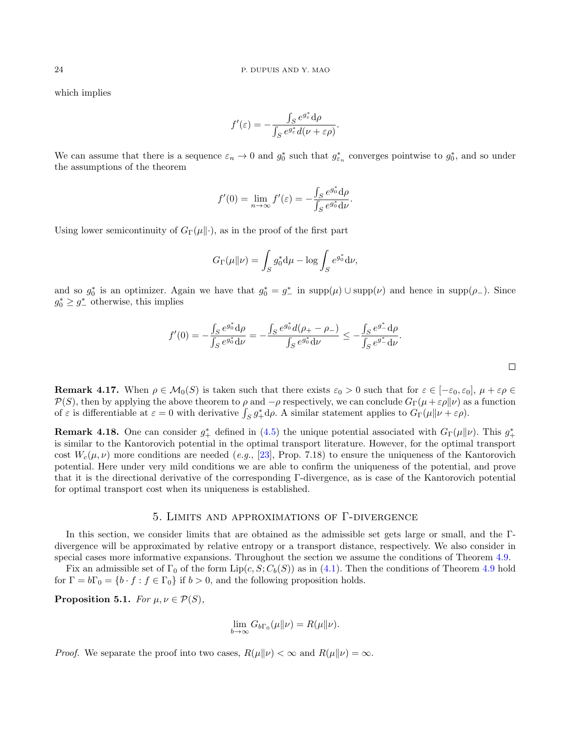which implies

$$f'(\varepsilon) = -\frac{\int_S e^{g_\varepsilon^*} \mathrm{d}\rho}{\int_S e^{g_\varepsilon^*} d(\nu + \varepsilon\rho)}.$$

We can assume that there is a sequence $\varepsilon_n \to 0$ and $g_0^*$ such that $g_{\varepsilon_n}^*$ converges pointwise to $g_0^*$, and so under the assumptions of the theorem

$$f'(0) = \lim_{n\to\infty} f'(\varepsilon) = -\frac{\int_S e^{g_0^*} \mathrm{d}\rho}{\int_S e^{g_0^*} \mathrm{d}\nu}.$$

Using lower semicontinuity of $G_\Gamma(\mu\|\cdot)$, as in the proof of the first part

$$G_\Gamma(\mu\|\nu) = \int_S g_0^* \mathrm{d}\mu - \log \int_S e^{g_0^*} \mathrm{d}\nu,$$

and so $g_0^*$ is an optimizer. Again we have that $g_0^* = g_-^*$ in $\mathrm{supp}(\mu) \cup \mathrm{supp}(\nu)$ and hence in $\mathrm{supp}(\rho_-)$. Since $g_0^* \geq g_-^*$ otherwise, this implies

$$f'(0) = -\frac{\int_S e^{g_0^*} \mathrm{d}\rho}{\int_S e^{g_0^*} \mathrm{d}\nu} = -\frac{\int_S e^{g_0^*} d(\rho_+ - \rho_-)}{\int_S e^{g_0^*} \mathrm{d}\nu} \leq -\frac{\int_S e^{g_-^*} \mathrm{d}\rho}{\int_S e^{g_-^*} \mathrm{d}\nu}.$$

$\square$

**Remark 4.17.** When $\rho \in \mathcal{M}_0(S)$ is taken such that there exists $\varepsilon_0 > 0$ such that for $\varepsilon \in [-\varepsilon_0, \varepsilon_0]$, $\mu + \varepsilon\rho \in \mathcal{P}(S)$, then by applying the above theorem to $\rho$ and $-\rho$ respectively, we can conclude $G_\Gamma(\mu + \varepsilon\rho\|\nu)$ as a function of $\varepsilon$ is differentiable at $\varepsilon = 0$ with derivative $\int_S g_+^* \mathrm{d}\rho$. A similar statement applies to $G_\Gamma(\mu\|\nu + \varepsilon\rho)$.

**Remark 4.18.** One can consider $g_+^*$ defined in (4.5) the unique potential associated with $G_\Gamma(\mu\|\nu)$. This $g_+^*$ is similar to the Kantorovich potential in the optimal transport literature. However, for the optimal transport cost $W_c(\mu,\nu)$ more conditions are needed (*e.g.*, [23], Prop. 7.18) to ensure the uniqueness of the Kantorovich potential. Here under very mild conditions we are able to confirm the uniqueness of the potential, and prove that it is the directional derivative of the corresponding Γ-divergence, as is case of the Kantorovich potential for optimal transport cost when its uniqueness is established.

## 5. Limits and approximations of Γ-divergence

In this section, we consider limits that are obtained as the admissible set gets large or small, and the Γ-divergence will be approximated by relative entropy or a transport distance, respectively. We also consider in special cases more informative expansions. Throughout the section we assume the conditions of Theorem 4.9.

Fix an admissible set of $\Gamma_0$ of the form $\mathrm{Lip}(c, S; C_b(S))$ as in (4.1). Then the conditions of Theorem 4.9 hold for $\Gamma = b\Gamma_0 = \{b \cdot f : f \in \Gamma_0\}$ if $b > 0$, and the following proposition holds.

**Proposition 5.1.** *For $\mu, \nu \in \mathcal{P}(S)$,*

$$\lim_{b\to\infty} G_{b\Gamma_0}(\mu\|\nu) = R(\mu\|\nu).$$

*Proof.* We separate the proof into two cases, $R(\mu\|\nu) < \infty$ and $R(\mu\|\nu) = \infty$.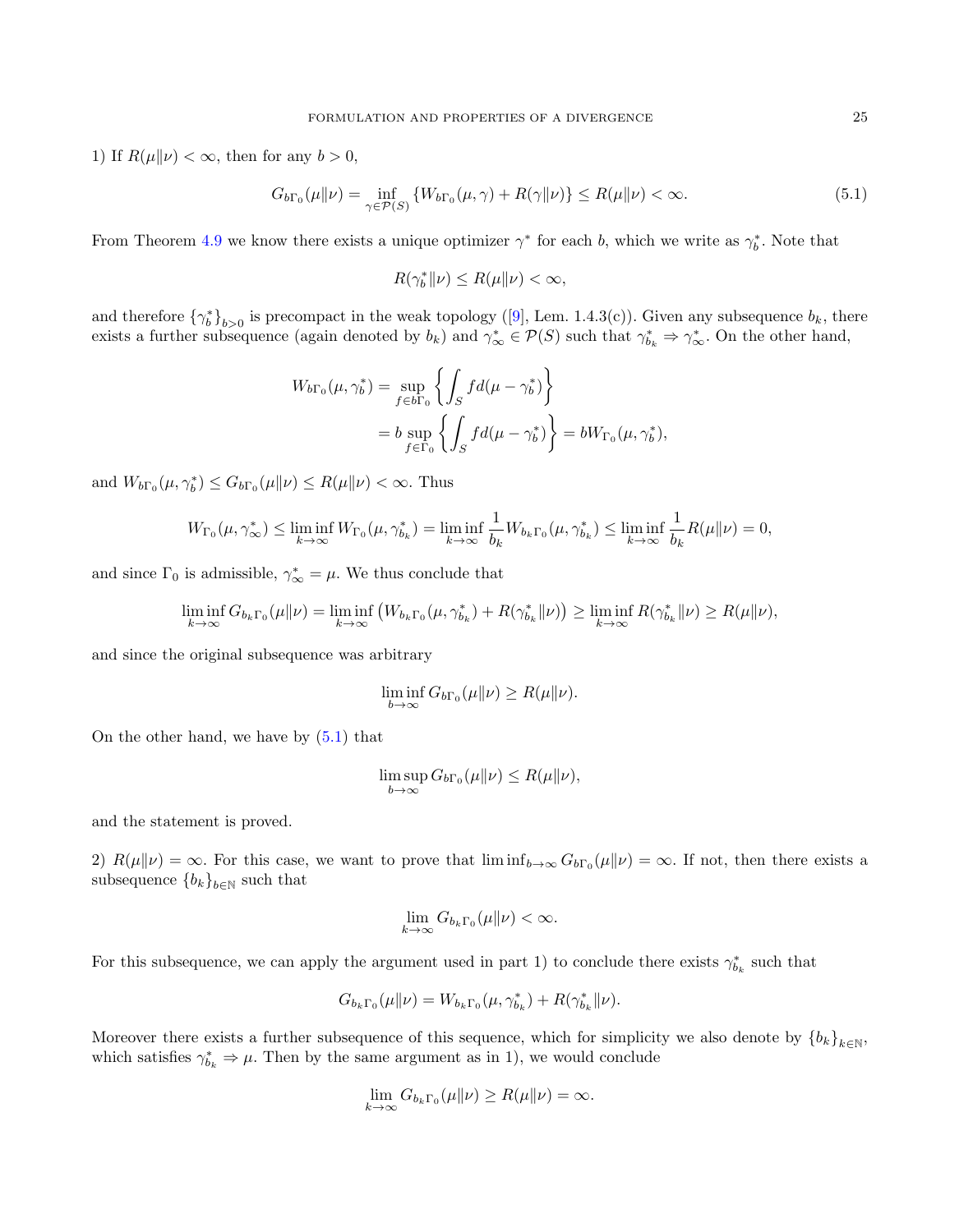1) If $R(\mu\|\nu) < \infty$, then for any $b > 0$,

$$G_{b\Gamma_0}(\mu\|\nu) = \inf_{\gamma \in \mathcal{P}(S)} \{W_{b\Gamma_0}(\mu, \gamma) + R(\gamma\|\nu)\} \le R(\mu\|\nu) < \infty. \tag{5.1}$$

From Theorem 4.9 we know there exists a unique optimizer $\gamma^*$ for each $b$, which we write as $\gamma_b^*$. Note that

$$R(\gamma_b^*\|\nu) \le R(\mu\|\nu) < \infty,$$

and therefore $\{\gamma_b^*\}_{b>0}$ is precompact in the weak topology ([9], Lem. 1.4.3(c)). Given any subsequence $b_k$, there exists a further subsequence (again denoted by $b_k$) and $\gamma_\infty^* \in \mathcal{P}(S)$ such that $\gamma_{b_k}^* \Rightarrow \gamma_\infty^*$. On the other hand,

$$\begin{aligned}
W_{b\Gamma_0}(\mu, \gamma_b^*) &= \sup_{f \in b\Gamma_0} \left\{ \int_S f d(\mu - \gamma_b^*) \right\} \\
&= b \sup_{f \in \Gamma_0} \left\{ \int_S f d(\mu - \gamma_b^*) \right\} = b W_{\Gamma_0}(\mu, \gamma_b^*),
\end{aligned}$$

and $W_{b\Gamma_0}(\mu, \gamma_b^*) \le G_{b\Gamma_0}(\mu\|\nu) \le R(\mu\|\nu) < \infty$. Thus

$$W_{\Gamma_0}(\mu, \gamma_\infty^*) \le \liminf_{k\to\infty} W_{\Gamma_0}(\mu, \gamma_{b_k}^*) = \liminf_{k\to\infty} \frac{1}{b_k} W_{b_k\Gamma_0}(\mu, \gamma_{b_k}^*) \le \liminf_{k\to\infty} \frac{1}{b_k} R(\mu\|\nu) = 0,$$

and since $\Gamma_0$ is admissible, $\gamma_\infty^* = \mu$. We thus conclude that

$$\liminf_{k\to\infty} G_{b_k\Gamma_0}(\mu\|\nu) = \liminf_{k\to\infty} \left( W_{b_k\Gamma_0}(\mu, \gamma_{b_k}^*) + R(\gamma_{b_k}^*\|\nu) \right) \ge \liminf_{k\to\infty} R(\gamma_{b_k}^*\|\nu) \ge R(\mu\|\nu),$$

and since the original subsequence was arbitrary

$$\liminf_{b\to\infty} G_{b\Gamma_0}(\mu\|\nu) \ge R(\mu\|\nu).$$

On the other hand, we have by (5.1) that

$$\limsup_{b\to\infty} G_{b\Gamma_0}(\mu\|\nu) \le R(\mu\|\nu),$$

and the statement is proved.

2) $R(\mu\|\nu) = \infty$. For this case, we want to prove that $\liminf_{b\to\infty} G_{b\Gamma_0}(\mu\|\nu) = \infty$. If not, then there exists a subsequence $\{b_k\}_{b\in\mathbb{N}}$ such that

$$\lim_{k\to\infty} G_{b_k\Gamma_0}(\mu\|\nu) < \infty.$$

For this subsequence, we can apply the argument used in part 1) to conclude there exists $\gamma_{b_k}^*$ such that

$$G_{b_k\Gamma_0}(\mu\|\nu) = W_{b_k\Gamma_0}(\mu, \gamma_{b_k}^*) + R(\gamma_{b_k}^*\|\nu).$$

Moreover there exists a further subsequence of this sequence, which for simplicity we also denote by $\{b_k\}_{k\in\mathbb{N}}$, which satisfies $\gamma_{b_k}^* \Rightarrow \mu$. Then by the same argument as in 1), we would conclude

$$\lim_{k\to\infty} G_{b_k\Gamma_0}(\mu\|\nu) \ge R(\mu\|\nu) = \infty.$$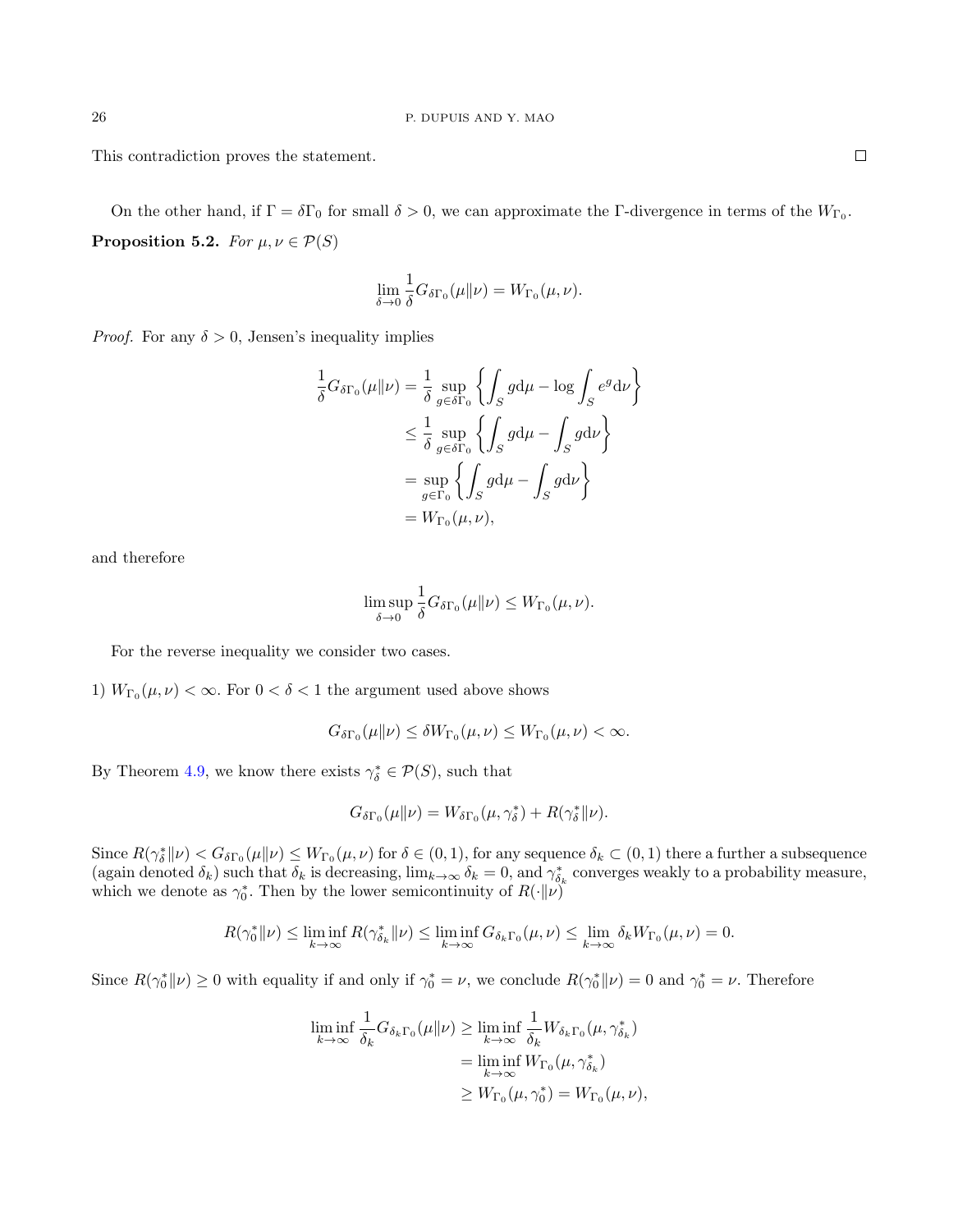This contradiction proves the statement. ∎

On the other hand, if $\Gamma = \delta\Gamma_0$ for small $\delta > 0$, we can approximate the $\Gamma$-divergence in terms of the $W_{\Gamma_0}$.

**Proposition 5.2.** *For $\mu, \nu \in \mathcal{P}(S)$*

$$\lim_{\delta \to 0} \frac{1}{\delta} G_{\delta\Gamma_0}(\mu \| \nu) = W_{\Gamma_0}(\mu, \nu).$$

*Proof.* For any $\delta > 0$, Jensen's inequality implies

$$\begin{aligned}
\frac{1}{\delta} G_{\delta\Gamma_0}(\mu \| \nu) &= \frac{1}{\delta} \sup_{g \in \delta\Gamma_0} \left\{ \int_S g \mathrm{d}\mu - \log \int_S e^g \mathrm{d}\nu \right\} \\
&\leq \frac{1}{\delta} \sup_{g \in \delta\Gamma_0} \left\{ \int_S g \mathrm{d}\mu - \int_S g \mathrm{d}\nu \right\} \\
&= \sup_{g \in \Gamma_0} \left\{ \int_S g \mathrm{d}\mu - \int_S g \mathrm{d}\nu \right\} \\
&= W_{\Gamma_0}(\mu, \nu),
\end{aligned}$$

and therefore

$$\limsup_{\delta \to 0} \frac{1}{\delta} G_{\delta\Gamma_0}(\mu \| \nu) \leq W_{\Gamma_0}(\mu, \nu).$$

For the reverse inequality we consider two cases.

1) $W_{\Gamma_0}(\mu, \nu) < \infty$. For $0 < \delta < 1$ the argument used above shows

$$G_{\delta\Gamma_0}(\mu \| \nu) \leq \delta W_{\Gamma_0}(\mu, \nu) \leq W_{\Gamma_0}(\mu, \nu) < \infty.$$

By Theorem 4.9, we know there exists $\gamma_\delta^* \in \mathcal{P}(S)$, such that

$$G_{\delta\Gamma_0}(\mu \| \nu) = W_{\delta\Gamma_0}(\mu, \gamma_\delta^*) + R(\gamma_\delta^* \| \nu).$$

Since $R(\gamma_\delta^* \| \nu) < G_{\delta\Gamma_0}(\mu \| \nu) \leq W_{\Gamma_0}(\mu, \nu)$ for $\delta \in (0, 1)$, for any sequence $\delta_k \subset (0, 1)$ there a further a subsequence (again denoted $\delta_k$) such that $\delta_k$ is decreasing, $\lim_{k \to \infty} \delta_k = 0$, and $\gamma_{\delta_k}^*$ converges weakly to a probability measure, which we denote as $\gamma_0^*$. Then by the lower semicontinuity of $R(\cdot \| \nu)$

$$R(\gamma_0^* \| \nu) \leq \liminf_{k \to \infty} R(\gamma_{\delta_k}^* \| \nu) \leq \liminf_{k \to \infty} G_{\delta_k \Gamma_0}(\mu, \nu) \leq \lim_{k \to \infty} \delta_k W_{\Gamma_0}(\mu, \nu) = 0.$$

Since $R(\gamma_0^* \| \nu) \geq 0$ with equality if and only if $\gamma_0^* = \nu$, we conclude $R(\gamma_0^* \| \nu) = 0$ and $\gamma_0^* = \nu$. Therefore

$$\begin{aligned}
\liminf_{k \to \infty} \frac{1}{\delta_k} G_{\delta_k \Gamma_0}(\mu \| \nu) &\geq \liminf_{k \to \infty} \frac{1}{\delta_k} W_{\delta_k \Gamma_0}(\mu, \gamma_{\delta_k}^*) \\
&= \liminf_{k \to \infty} W_{\Gamma_0}(\mu, \gamma_{\delta_k}^*) \\
&\geq W_{\Gamma_0}(\mu, \gamma_0^*) = W_{\Gamma_0}(\mu, \nu),
\end{aligned}$$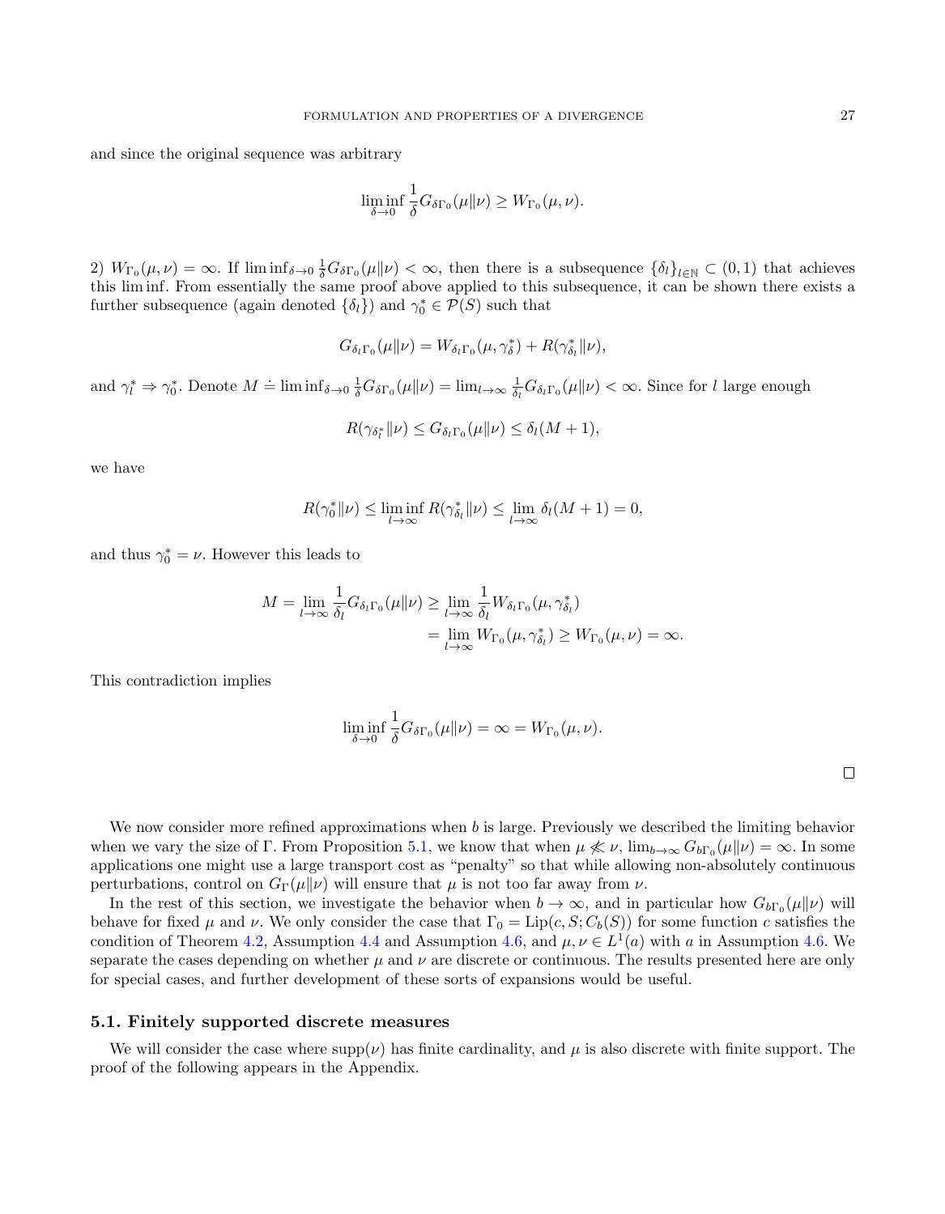and since the original sequence was arbitrary

$$\liminf_{\delta \to 0} \frac{1}{\delta} G_{\delta \Gamma_0}(\mu \| \nu) \geq W_{\Gamma_0}(\mu, \nu).$$

2) $W_{\Gamma_0}(\mu, \nu) = \infty$. If $\liminf_{\delta \to 0} \frac{1}{\delta} G_{\delta \Gamma_0}(\mu \| \nu) < \infty$, then there is a subsequence $\{\delta_l\}_{l \in \mathbb{N}} \subset (0, 1)$ that achieves this lim inf. From essentially the same proof above applied to this subsequence, it can be shown there exists a further subsequence (again denoted $\{\delta_l\}$) and $\gamma_0^* \in \mathcal{P}(S)$ such that

$$G_{\delta_l \Gamma_0}(\mu \| \nu) = W_{\delta_l \Gamma_0}(\mu, \gamma_\delta^*) + R(\gamma_{\delta_l}^* \| \nu),$$

and $\gamma_l^* \Rightarrow \gamma_0^*$. Denote $M \doteq \liminf_{\delta \to 0} \frac{1}{\delta} G_{\delta \Gamma_0}(\mu \| \nu) = \lim_{l \to \infty} \frac{1}{\delta_l} G_{\delta_l \Gamma_0}(\mu \| \nu) < \infty$. Since for $l$ large enough

$$R(\gamma_{\delta_l^*} \| \nu) \leq G_{\delta_l \Gamma_0}(\mu \| \nu) \leq \delta_l (M + 1),$$

we have

$$R(\gamma_0^* \| \nu) \leq \liminf_{l \to \infty} R(\gamma_{\delta_l}^* \| \nu) \leq \lim_{l \to \infty} \delta_l (M + 1) = 0,$$

and thus $\gamma_0^* = \nu$. However this leads to

$$\begin{aligned} M = \lim_{l \to \infty} \frac{1}{\delta_l} G_{\delta_l \Gamma_0}(\mu \| \nu) &\geq \lim_{l \to \infty} \frac{1}{\delta_l} W_{\delta_l \Gamma_0}(\mu, \gamma_{\delta_l}^*) \\ &= \lim_{l \to \infty} W_{\Gamma_0}(\mu, \gamma_{\delta_l}^*) \geq W_{\Gamma_0}(\mu, \nu) = \infty. \end{aligned}$$

This contradiction implies

$$\liminf_{\delta \to 0} \frac{1}{\delta} G_{\delta \Gamma_0}(\mu \| \nu) = \infty = W_{\Gamma_0}(\mu, \nu).$$

□

We now consider more refined approximations when $b$ is large. Previously we described the limiting behavior when we vary the size of $\Gamma$. From Proposition 5.1, we know that when $\mu \not\ll \nu$, $\lim_{b \to \infty} G_{b \Gamma_0}(\mu \| \nu) = \infty$. In some applications one might use a large transport cost as "penalty" so that while allowing non-absolutely continuous perturbations, control on $G_\Gamma(\mu \| \nu)$ will ensure that $\mu$ is not too far away from $\nu$.

In the rest of this section, we investigate the behavior when $b \to \infty$, and in particular how $G_{b \Gamma_0}(\mu \| \nu)$ will behave for fixed $\mu$ and $\nu$. We only consider the case that $\Gamma_0 = \mathrm{Lip}(c, S; C_b(S))$ for some function $c$ satisfies the condition of Theorem 4.2, Assumption 4.4 and Assumption 4.6, and $\mu, \nu \in L^1(a)$ with $a$ in Assumption 4.6. We separate the cases depending on whether $\mu$ and $\nu$ are discrete or continuous. The results presented here are only for special cases, and further development of these sorts of expansions would be useful.

### 5.1. Finitely supported discrete measures

We will consider the case where $\mathrm{supp}(\nu)$ has finite cardinality, and $\mu$ is also discrete with finite support. The proof of the following appears in the Appendix.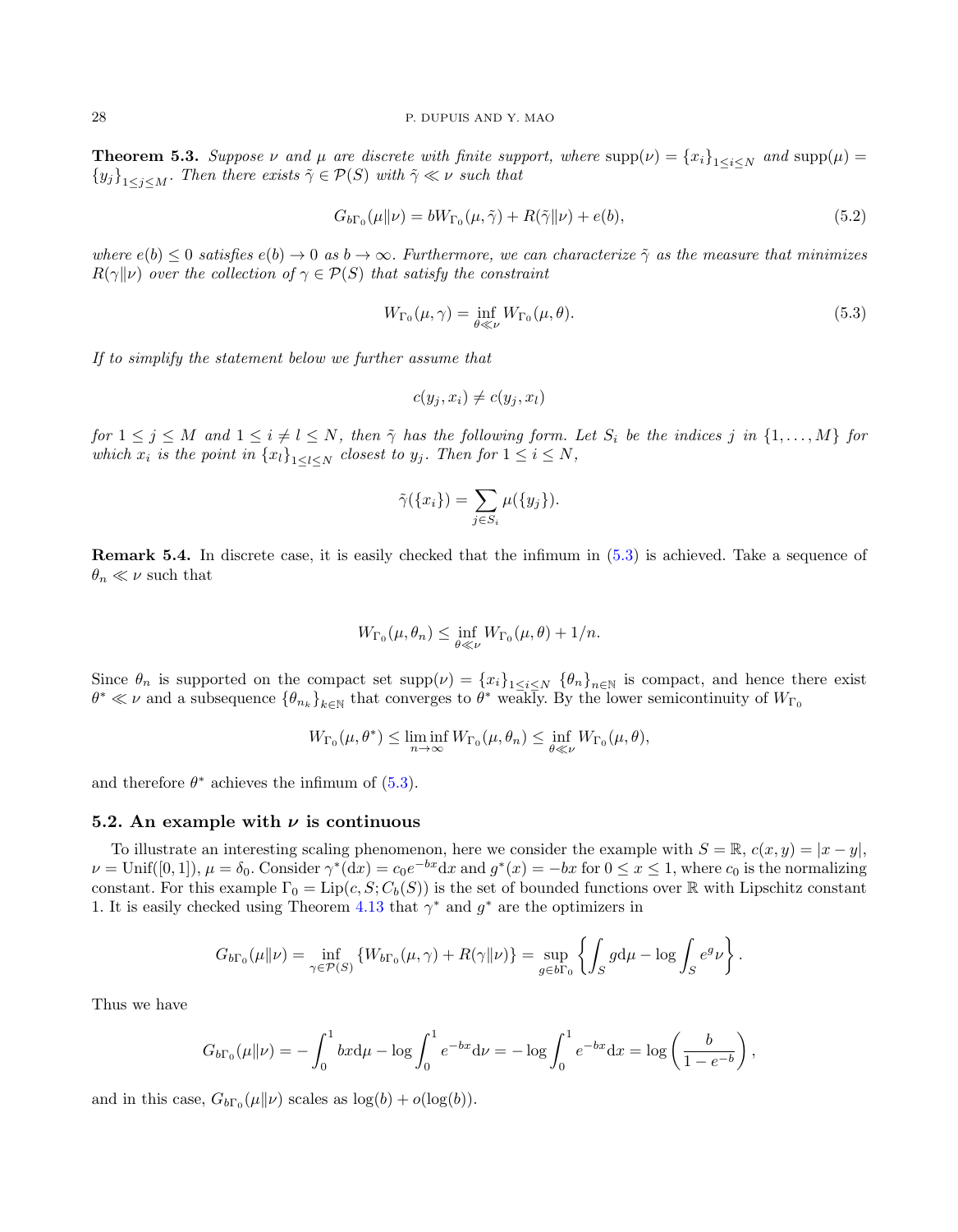**Theorem 5.3.** *Suppose $\nu$ and $\mu$ are discrete with finite support, where $\operatorname{supp}(\nu) = \{x_i\}_{1\le i\le N}$ and $\operatorname{supp}(\mu) = \{y_j\}_{1\le j\le M}$. Then there exists $\tilde{\gamma} \in \mathcal{P}(S)$ with $\tilde{\gamma} \ll \nu$ such that*

$$G_{b\Gamma_0}(\mu\|\nu) = bW_{\Gamma_0}(\mu, \tilde{\gamma}) + R(\tilde{\gamma}\|\nu) + e(b), \tag{5.2}$$

*where $e(b) \le 0$ satisfies $e(b) \to 0$ as $b \to \infty$. Furthermore, we can characterize $\tilde{\gamma}$ as the measure that minimizes $R(\gamma\|\nu)$ over the collection of $\gamma \in \mathcal{P}(S)$ that satisfy the constraint*

$$W_{\Gamma_0}(\mu, \gamma) = \inf_{\theta \ll \nu} W_{\Gamma_0}(\mu, \theta). \tag{5.3}$$

*If to simplify the statement below we further assume that*

$$c(y_j, x_i) \neq c(y_j, x_l)$$

*for $1 \le j \le M$ and $1 \le i \neq l \le N$, then $\tilde{\gamma}$ has the following form. Let $S_i$ be the indices $j$ in $\{1, \ldots, M\}$ for which $x_i$ is the point in $\{x_l\}_{1\le l\le N}$ closest to $y_j$. Then for $1 \le i \le N$,*

$$\tilde{\gamma}(\{x_i\}) = \sum_{j \in S_i} \mu(\{y_j\}).$$

**Remark 5.4.** In discrete case, it is easily checked that the infimum in (5.3) is achieved. Take a sequence of $\theta_n \ll \nu$ such that

$$W_{\Gamma_0}(\mu, \theta_n) \le \inf_{\theta \ll \nu} W_{\Gamma_0}(\mu, \theta) + 1/n.$$

Since $\theta_n$ is supported on the compact set $\operatorname{supp}(\nu) = \{x_i\}_{1\le i\le N}$ $\{\theta_n\}_{n\in\mathbb{N}}$ is compact, and hence there exist $\theta^* \ll \nu$ and a subsequence $\{\theta_{n_k}\}_{k\in\mathbb{N}}$ that converges to $\theta^*$ weakly. By the lower semicontinuity of $W_{\Gamma_0}$

$$W_{\Gamma_0}(\mu, \theta^*) \le \liminf_{n\to\infty} W_{\Gamma_0}(\mu, \theta_n) \le \inf_{\theta \ll \nu} W_{\Gamma_0}(\mu, \theta),$$

and therefore $\theta^*$ achieves the infimum of (5.3).

### 5.2. An example with $\nu$ is continuous

To illustrate an interesting scaling phenomenon, here we consider the example with $S = \mathbb{R}$, $c(x, y) = |x - y|$, $\nu = \text{Unif}([0, 1])$, $\mu = \delta_0$. Consider $\gamma^*(\mathrm{d}x) = c_0 e^{-bx}\mathrm{d}x$ and $g^*(x) = -bx$ for $0 \le x \le 1$, where $c_0$ is the normalizing constant. For this example $\Gamma_0 = \text{Lip}(c, S; C_b(S))$ is the set of bounded functions over $\mathbb{R}$ with Lipschitz constant 1. It is easily checked using Theorem 4.13 that $\gamma^*$ and $g^*$ are the optimizers in

$$G_{b\Gamma_0}(\mu\|\nu) = \inf_{\gamma\in\mathcal{P}(S)} \{W_{b\Gamma_0}(\mu, \gamma) + R(\gamma\|\nu)\} = \sup_{g\in b\Gamma_0} \left\{ \int_S g \mathrm{d}\mu - \log \int_S e^g \nu \right\}.$$

Thus we have

$$G_{b\Gamma_0}(\mu\|\nu) = -\int_0^1 bx \mathrm{d}\mu - \log \int_0^1 e^{-bx} \mathrm{d}\nu = -\log \int_0^1 e^{-bx} \mathrm{d}x = \log\left(\frac{b}{1 - e^{-b}}\right),$$

and in this case, $G_{b\Gamma_0}(\mu\|\nu)$ scales as $\log(b) + o(\log(b))$.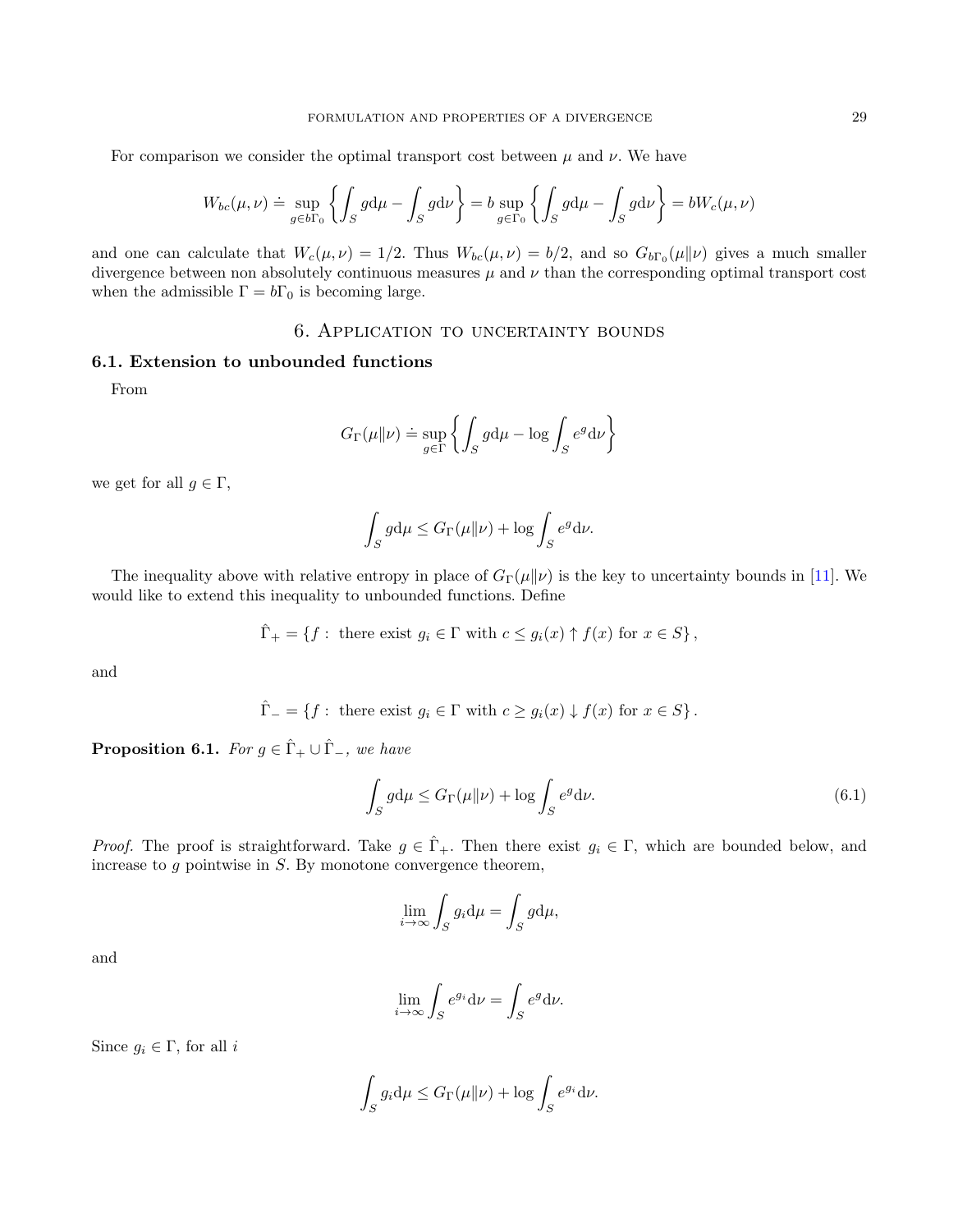For comparison we consider the optimal transport cost between $\mu$ and $\nu$. We have

$$W_{bc}(\mu,\nu) \doteq \sup_{g\in b\Gamma_0}\left\{\int_S g\mathrm{d}\mu - \int_S g\mathrm{d}\nu\right\} = b\sup_{g\in\Gamma_0}\left\{\int_S g\mathrm{d}\mu - \int_S g\mathrm{d}\nu\right\} = bW_c(\mu,\nu)$$

and one can calculate that $W_c(\mu,\nu) = 1/2$. Thus $W_{bc}(\mu,\nu) = b/2$, and so $G_{b\Gamma_0}(\mu\|\nu)$ gives a much smaller divergence between non absolutely continuous measures $\mu$ and $\nu$ than the corresponding optimal transport cost when the admissible $\Gamma = b\Gamma_0$ is becoming large.

## 6. Application to uncertainty bounds

### 6.1. Extension to unbounded functions

From

$$G_\Gamma(\mu\|\nu) \doteq \sup_{g\in\Gamma}\left\{\int_S g\mathrm{d}\mu - \log\int_S e^g\mathrm{d}\nu\right\}$$

we get for all $g\in\Gamma$,

$$\int_S g\mathrm{d}\mu \le G_\Gamma(\mu\|\nu) + \log\int_S e^g\mathrm{d}\nu.$$

The inequality above with relative entropy in place of $G_\Gamma(\mu\|\nu)$ is the key to uncertainty bounds in [11]. We would like to extend this inequality to unbounded functions. Define

$$\hat{\Gamma}_+ = \{f:\ \text{there exist } g_i\in\Gamma \text{ with } c\le g_i(x)\uparrow f(x) \text{ for } x\in S\},$$

and

$$\hat{\Gamma}_- = \{f:\ \text{there exist } g_i\in\Gamma \text{ with } c\ge g_i(x)\downarrow f(x) \text{ for } x\in S\}.$$

**Proposition 6.1.** *For $g\in\hat{\Gamma}_+\cup\hat{\Gamma}_-$, we have*

$$\int_S g\mathrm{d}\mu \le G_\Gamma(\mu\|\nu) + \log\int_S e^g\mathrm{d}\nu. \tag{6.1}$$

*Proof.* The proof is straightforward. Take $g\in\hat{\Gamma}_+$. Then there exist $g_i\in\Gamma$, which are bounded below, and increase to $g$ pointwise in $S$. By monotone convergence theorem,

$$\lim_{i\to\infty}\int_S g_i\mathrm{d}\mu = \int_S g\mathrm{d}\mu,$$

and

$$\lim_{i\to\infty}\int_S e^{g_i}\mathrm{d}\nu = \int_S e^g\mathrm{d}\nu.$$

Since $g_i\in\Gamma$, for all $i$

$$\int_S g_i\mathrm{d}\mu \le G_\Gamma(\mu\|\nu) + \log\int_S e^{g_i}\mathrm{d}\nu.$$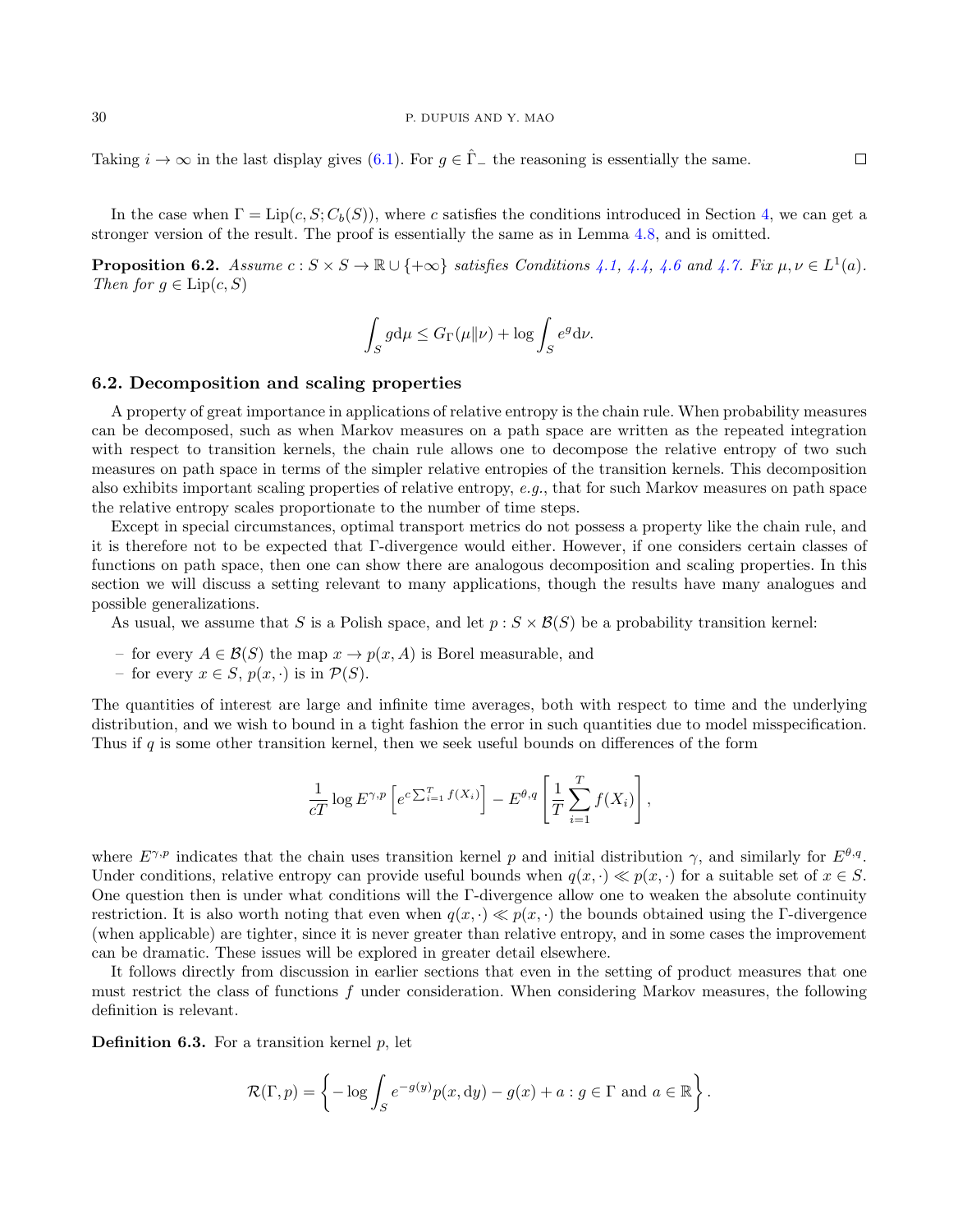Taking $i \to \infty$ in the last display gives (6.1). For $g \in \hat{\Gamma}_-$ the reasoning is essentially the same. □

In the case when $\Gamma = \mathrm{Lip}(c, S; C_b(S))$, where $c$ satisfies the conditions introduced in Section 4, we can get a stronger version of the result. The proof is essentially the same as in Lemma 4.8, and is omitted.

**Proposition 6.2.** *Assume $c : S \times S \to \mathbb{R} \cup \{+\infty\}$ satisfies Conditions 4.1, 4.4, 4.6 and 4.7. Fix $\mu, \nu \in L^1(a)$. Then for $g \in \mathrm{Lip}(c, S)$*

$$\int_S g \mathrm{d}\mu \leq G_\Gamma(\mu \| \nu) + \log \int_S e^g \mathrm{d}\nu.$$

## 6.2. Decomposition and scaling properties

A property of great importance in applications of relative entropy is the chain rule. When probability measures can be decomposed, such as when Markov measures on a path space are written as the repeated integration with respect to transition kernels, the chain rule allows one to decompose the relative entropy of two such measures on path space in terms of the simpler relative entropies of the transition kernels. This decomposition also exhibits important scaling properties of relative entropy, *e.g.*, that for such Markov measures on path space the relative entropy scales proportionate to the number of time steps.

Except in special circumstances, optimal transport metrics do not possess a property like the chain rule, and it is therefore not to be expected that Γ-divergence would either. However, if one considers certain classes of functions on path space, then one can show there are analogous decomposition and scaling properties. In this section we will discuss a setting relevant to many applications, though the results have many analogues and possible generalizations.

As usual, we assume that $S$ is a Polish space, and let $p : S \times \mathcal{B}(S)$ be a probability transition kernel:

- for every $A \in \mathcal{B}(S)$ the map $x \to p(x, A)$ is Borel measurable, and
- for every $x \in S$, $p(x, \cdot)$ is in $\mathcal{P}(S)$.

The quantities of interest are large and infinite time averages, both with respect to time and the underlying distribution, and we wish to bound in a tight fashion the error in such quantities due to model misspecification. Thus if $q$ is some other transition kernel, then we seek useful bounds on differences of the form

$$\frac{1}{cT} \log E^{\gamma,p}\left[e^{c\sum_{i=1}^T f(X_i)}\right] - E^{\theta,q}\left[\frac{1}{T}\sum_{i=1}^T f(X_i)\right],$$

where $E^{\gamma,p}$ indicates that the chain uses transition kernel $p$ and initial distribution $\gamma$, and similarly for $E^{\theta,q}$. Under conditions, relative entropy can provide useful bounds when $q(x,\cdot) \ll p(x,\cdot)$ for a suitable set of $x \in S$. One question then is under what conditions will the Γ-divergence allow one to weaken the absolute continuity restriction. It is also worth noting that even when $q(x,\cdot) \ll p(x,\cdot)$ the bounds obtained using the Γ-divergence (when applicable) are tighter, since it is never greater than relative entropy, and in some cases the improvement can be dramatic. These issues will be explored in greater detail elsewhere.

It follows directly from discussion in earlier sections that even in the setting of product measures that one must restrict the class of functions $f$ under consideration. When considering Markov measures, the following definition is relevant.

**Definition 6.3.** For a transition kernel $p$, let

$$\mathcal{R}(\Gamma, p) = \left\{ -\log \int_S e^{-g(y)} p(x, \mathrm{d}y) - g(x) + a : g \in \Gamma \text{ and } a \in \mathbb{R} \right\}.$$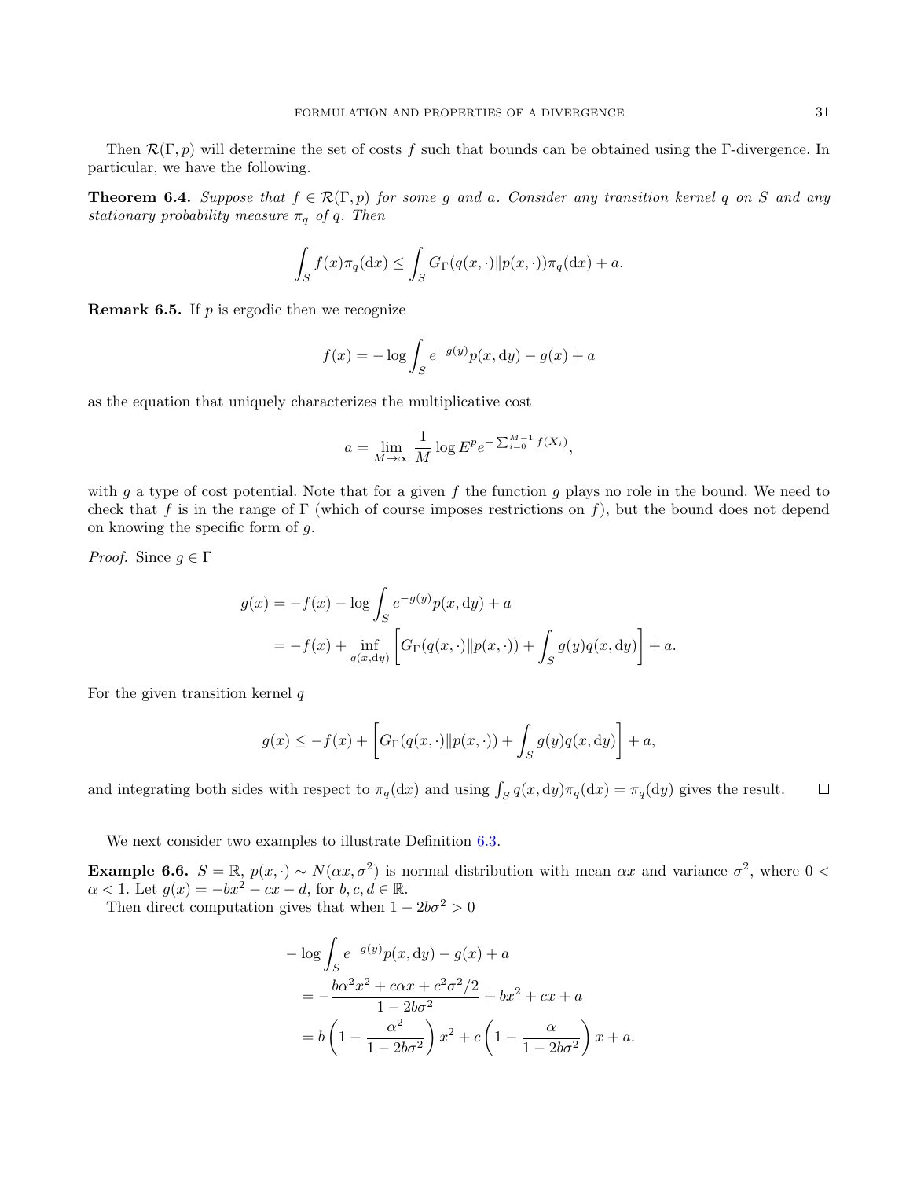Then $\mathcal{R}(\Gamma, p)$ will determine the set of costs $f$ such that bounds can be obtained using the $\Gamma$-divergence. In particular, we have the following.

**Theorem 6.4.** *Suppose that $f \in \mathcal{R}(\Gamma, p)$ for some $g$ and $a$. Consider any transition kernel $q$ on $S$ and any stationary probability measure $\pi_q$ of $q$. Then*

$$\int_S f(x)\pi_q(\mathrm{d}x) \leq \int_S G_\Gamma(q(x,\cdot)\|p(x,\cdot))\pi_q(\mathrm{d}x) + a.$$

**Remark 6.5.** If $p$ is ergodic then we recognize

$$f(x) = -\log \int_S e^{-g(y)} p(x, \mathrm{d}y) - g(x) + a$$

as the equation that uniquely characterizes the multiplicative cost

$$a = \lim_{M\to\infty} \frac{1}{M} \log E^p e^{-\sum_{i=0}^{M-1} f(X_i)},$$

with $g$ a type of cost potential. Note that for a given $f$ the function $g$ plays no role in the bound. We need to check that $f$ is in the range of $\Gamma$ (which of course imposes restrictions on $f$), but the bound does not depend on knowing the specific form of $g$.

*Proof.* Since $g \in \Gamma$

$$\begin{aligned}
g(x) &= -f(x) - \log \int_S e^{-g(y)} p(x, \mathrm{d}y) + a \\
&= -f(x) + \inf_{q(x,\mathrm{d}y)} \left[ G_\Gamma(q(x,\cdot)\|p(x,\cdot)) + \int_S g(y) q(x, \mathrm{d}y) \right] + a.
\end{aligned}$$

For the given transition kernel $q$

$$g(x) \leq -f(x) + \left[ G_\Gamma(q(x,\cdot)\|p(x,\cdot)) + \int_S g(y) q(x, \mathrm{d}y) \right] + a,$$

and integrating both sides with respect to $\pi_q(\mathrm{d}x)$ and using $\int_S q(x, \mathrm{d}y)\pi_q(\mathrm{d}x) = \pi_q(\mathrm{d}y)$ gives the result. $\square$

We next consider two examples to illustrate Definition 6.3.

**Example 6.6.** $S = \mathbb{R}$, $p(x,\cdot) \sim N(\alpha x, \sigma^2)$ is normal distribution with mean $\alpha x$ and variance $\sigma^2$, where $0 < \alpha < 1$. Let $g(x) = -bx^2 - cx - d$, for $b, c, d \in \mathbb{R}$.

Then direct computation gives that when $1 - 2b\sigma^2 > 0$

$$\begin{aligned}
&-\log \int_S e^{-g(y)} p(x, \mathrm{d}y) - g(x) + a \\
&\quad = -\frac{b\alpha^2 x^2 + c\alpha x + c^2\sigma^2/2}{1 - 2b\sigma^2} + bx^2 + cx + a \\
&\quad = b\left(1 - \frac{\alpha^2}{1 - 2b\sigma^2}\right) x^2 + c\left(1 - \frac{\alpha}{1 - 2b\sigma^2}\right) x + a.
\end{aligned}$$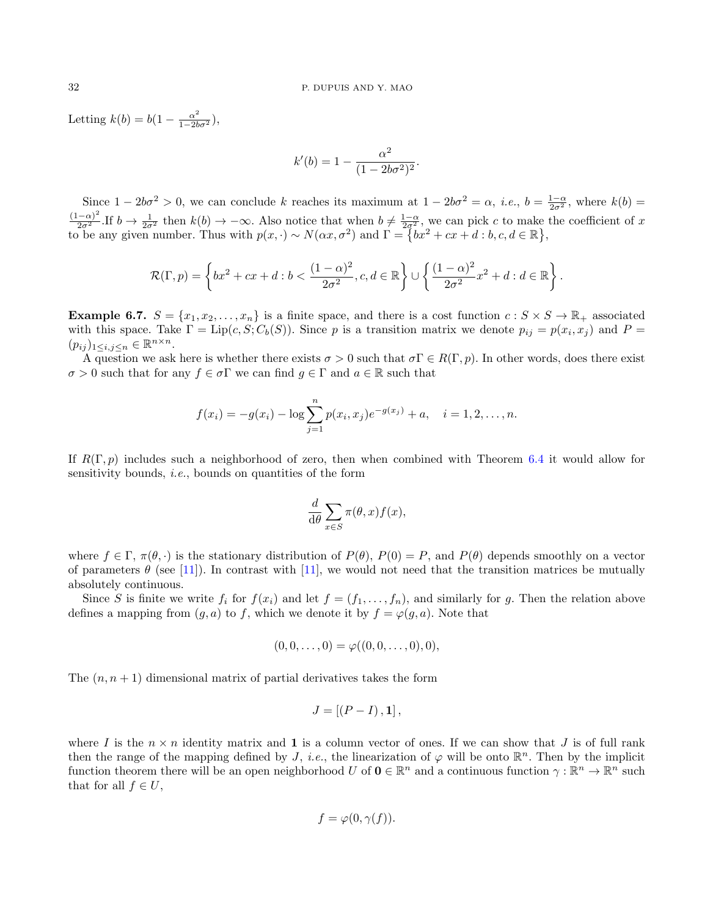Letting $k(b) = b(1 - \frac{\alpha^2}{1-2b\sigma^2})$,

$$k'(b) = 1 - \frac{\alpha^2}{(1-2b\sigma^2)^2}.$$

Since $1 - 2b\sigma^2 > 0$, we can conclude $k$ reaches its maximum at $1 - 2b\sigma^2 = \alpha$, *i.e.*, $b = \frac{1-\alpha}{2\sigma^2}$, where $k(b) = \frac{(1-\alpha)^2}{2\sigma^2}$.If $b \to \frac{1}{2\sigma^2}$ then $k(b) \to -\infty$. Also notice that when $b \neq \frac{1-\alpha}{2\sigma^2}$, we can pick $c$ to make the coefficient of $x$ to be any given number. Thus with $p(x, \cdot) \sim N(\alpha x, \sigma^2)$ and $\Gamma = \{bx^2 + cx + d : b, c, d \in \mathbb{R}\}$,

$$\mathcal{R}(\Gamma, p) = \left\{ bx^2 + cx + d : b < \frac{(1-\alpha)^2}{2\sigma^2}, c, d \in \mathbb{R} \right\} \cup \left\{ \frac{(1-\alpha)^2}{2\sigma^2} x^2 + d : d \in \mathbb{R} \right\}.$$

**Example 6.7.** $S = \{x_1, x_2, \ldots, x_n\}$ is a finite space, and there is a cost function $c : S \times S \to \mathbb{R}_+$ associated with this space. Take $\Gamma = \mathrm{Lip}(c, S; C_b(S))$. Since $p$ is a transition matrix we denote $p_{ij} = p(x_i, x_j)$ and $P = (p_{ij})_{1 \le i,j \le n} \in \mathbb{R}^{n \times n}$.

A question we ask here is whether there exists $\sigma > 0$ such that $\sigma\Gamma \in R(\Gamma, p)$. In other words, does there exist $\sigma > 0$ such that for any $f \in \sigma\Gamma$ we can find $g \in \Gamma$ and $a \in \mathbb{R}$ such that

$$f(x_i) = -g(x_i) - \log \sum_{j=1}^{n} p(x_i, x_j) e^{-g(x_j)} + a, \quad i = 1, 2, \ldots, n.$$

If $R(\Gamma, p)$ includes such a neighborhood of zero, then when combined with Theorem 6.4 it would allow for sensitivity bounds, *i.e.*, bounds on quantities of the form

$$\frac{d}{d\theta} \sum_{x \in S} \pi(\theta, x) f(x),$$

where $f \in \Gamma$, $\pi(\theta, \cdot)$ is the stationary distribution of $P(\theta)$, $P(0) = P$, and $P(\theta)$ depends smoothly on a vector of parameters $\theta$ (see [11]). In contrast with [11], we would not need that the transition matrices be mutually absolutely continuous.

Since $S$ is finite we write $f_i$ for $f(x_i)$ and let $f = (f_1, \ldots, f_n)$, and similarly for $g$. Then the relation above defines a mapping from $(g, a)$ to $f$, which we denote it by $f = \varphi(g, a)$. Note that

$$(0, 0, \ldots, 0) = \varphi((0, 0, \ldots, 0), 0),$$

The $(n, n+1)$ dimensional matrix of partial derivatives takes the form

$$J = [(P - I), \mathbf{1}],$$

where $I$ is the $n \times n$ identity matrix and $\mathbf{1}$ is a column vector of ones. If we can show that $J$ is of full rank then the range of the mapping defined by $J$, *i.e.*, the linearization of $\varphi$ will be onto $\mathbb{R}^n$. Then by the implicit function theorem there will be an open neighborhood $U$ of $\mathbf{0} \in \mathbb{R}^n$ and a continuous function $\gamma : \mathbb{R}^n \to \mathbb{R}^n$ such that for all $f \in U$,

$$f = \varphi(0, \gamma(f)).$$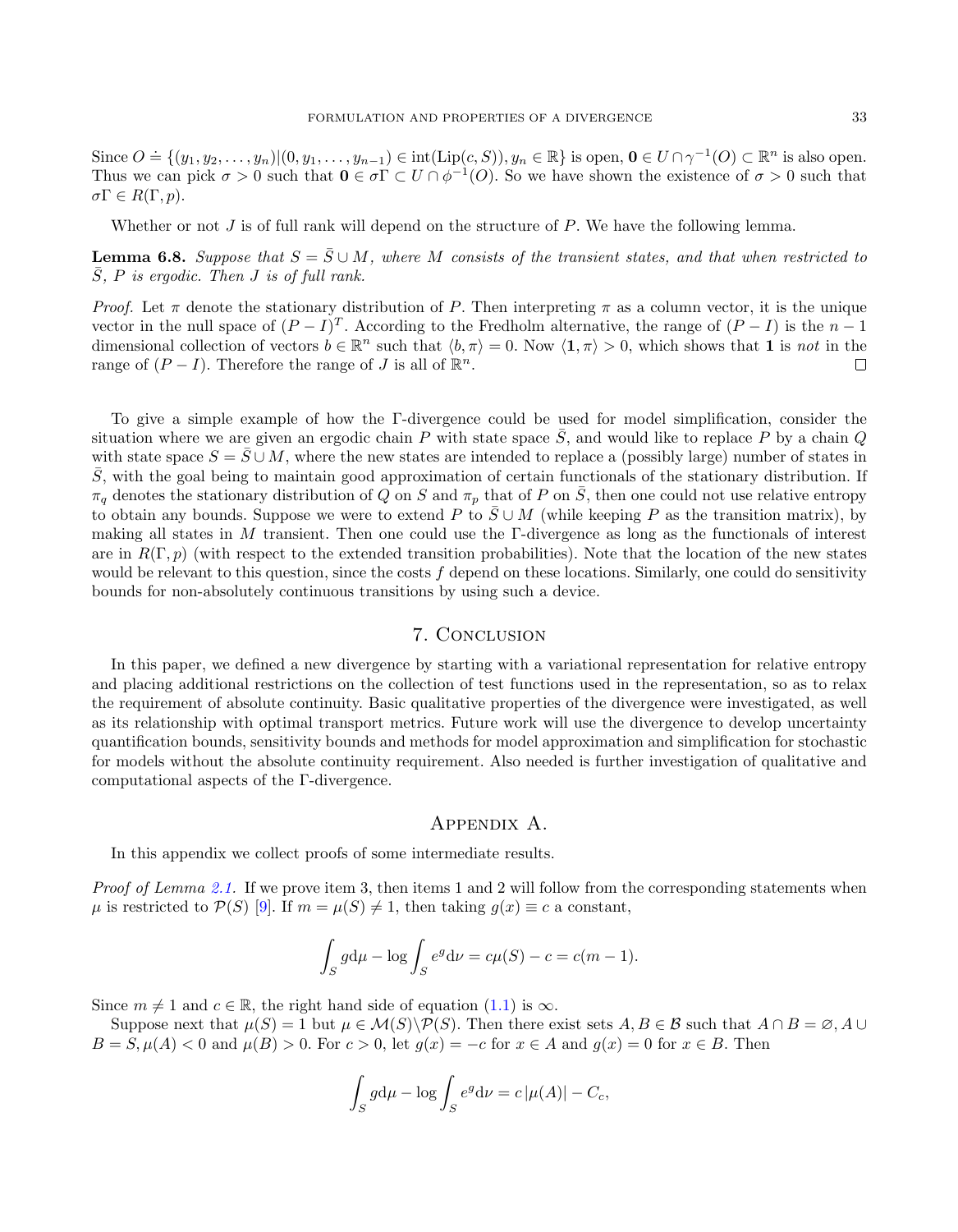Since $O \doteq \{(y_1, y_2, \ldots, y_n) | (0, y_1, \ldots, y_{n-1}) \in \text{int}(\text{Lip}(c, S)), y_n \in \mathbb{R}\}$ is open, $\mathbf{0} \in U \cap \gamma^{-1}(O) \subset \mathbb{R}^n$ is also open. Thus we can pick $\sigma > 0$ such that $\mathbf{0} \in \sigma\Gamma \subset U \cap \phi^{-1}(O)$. So we have shown the existence of $\sigma > 0$ such that $\sigma\Gamma \in R(\Gamma, p)$.

Whether or not $J$ is of full rank will depend on the structure of $P$. We have the following lemma.

**Lemma 6.8.** *Suppose that $S = \bar{S} \cup M$, where $M$ consists of the transient states, and that when restricted to $\bar{S}$, $P$ is ergodic. Then $J$ is of full rank.*

*Proof.* Let $\pi$ denote the stationary distribution of $P$. Then interpreting $\pi$ as a column vector, it is the unique vector in the null space of $(P - I)^T$. According to the Fredholm alternative, the range of $(P - I)$ is the $n - 1$ dimensional collection of vectors $b \in \mathbb{R}^n$ such that $\langle b, \pi \rangle = 0$. Now $\langle \mathbf{1}, \pi \rangle > 0$, which shows that $\mathbf{1}$ is *not* in the range of $(P - I)$. Therefore the range of $J$ is all of $\mathbb{R}^n$. ∎

To give a simple example of how the Γ-divergence could be used for model simplification, consider the situation where we are given an ergodic chain $P$ with state space $\bar{S}$, and would like to replace $P$ by a chain $Q$ with state space $S = \bar{S} \cup M$, where the new states are intended to replace a (possibly large) number of states in $\bar{S}$, with the goal being to maintain good approximation of certain functionals of the stationary distribution. If $\pi_q$ denotes the stationary distribution of $Q$ on $S$ and $\pi_p$ that of $P$ on $\bar{S}$, then one could not use relative entropy to obtain any bounds. Suppose we were to extend $P$ to $\bar{S} \cup M$ (while keeping $P$ as the transition matrix), by making all states in $M$ transient. Then one could use the Γ-divergence as long as the functionals of interest are in $R(\Gamma, p)$ (with respect to the extended transition probabilities). Note that the location of the new states would be relevant to this question, since the costs $f$ depend on these locations. Similarly, one could do sensitivity bounds for non-absolutely continuous transitions by using such a device.

## 7. Conclusion

In this paper, we defined a new divergence by starting with a variational representation for relative entropy and placing additional restrictions on the collection of test functions used in the representation, so as to relax the requirement of absolute continuity. Basic qualitative properties of the divergence were investigated, as well as its relationship with optimal transport metrics. Future work will use the divergence to develop uncertainty quantification bounds, sensitivity bounds and methods for model approximation and simplification for stochastic for models without the absolute continuity requirement. Also needed is further investigation of qualitative and computational aspects of the Γ-divergence.

## Appendix A.

In this appendix we collect proofs of some intermediate results.

*Proof of Lemma 2.1.* If we prove item 3, then items 1 and 2 will follow from the corresponding statements when $\mu$ is restricted to $\mathcal{P}(S)$ [9]. If $m = \mu(S) \neq 1$, then taking $g(x) \equiv c$ a constant,

$$\int_S g \mathrm{d}\mu - \log \int_S e^g \mathrm{d}\nu = c\mu(S) - c = c(m-1).$$

Since $m \neq 1$ and $c \in \mathbb{R}$, the right hand side of equation (1.1) is $\infty$.

Suppose next that $\mu(S) = 1$ but $\mu \in \mathcal{M}(S) \backslash \mathcal{P}(S)$. Then there exist sets $A, B \in \mathcal{B}$ such that $A \cap B = \varnothing, A \cup B = S, \mu(A) < 0$ and $\mu(B) > 0$. For $c > 0$, let $g(x) = -c$ for $x \in A$ and $g(x) = 0$ for $x \in B$. Then

$$\int_S g \mathrm{d}\mu - \log \int_S e^g \mathrm{d}\nu = c\,|\mu(A)| - C_c,$$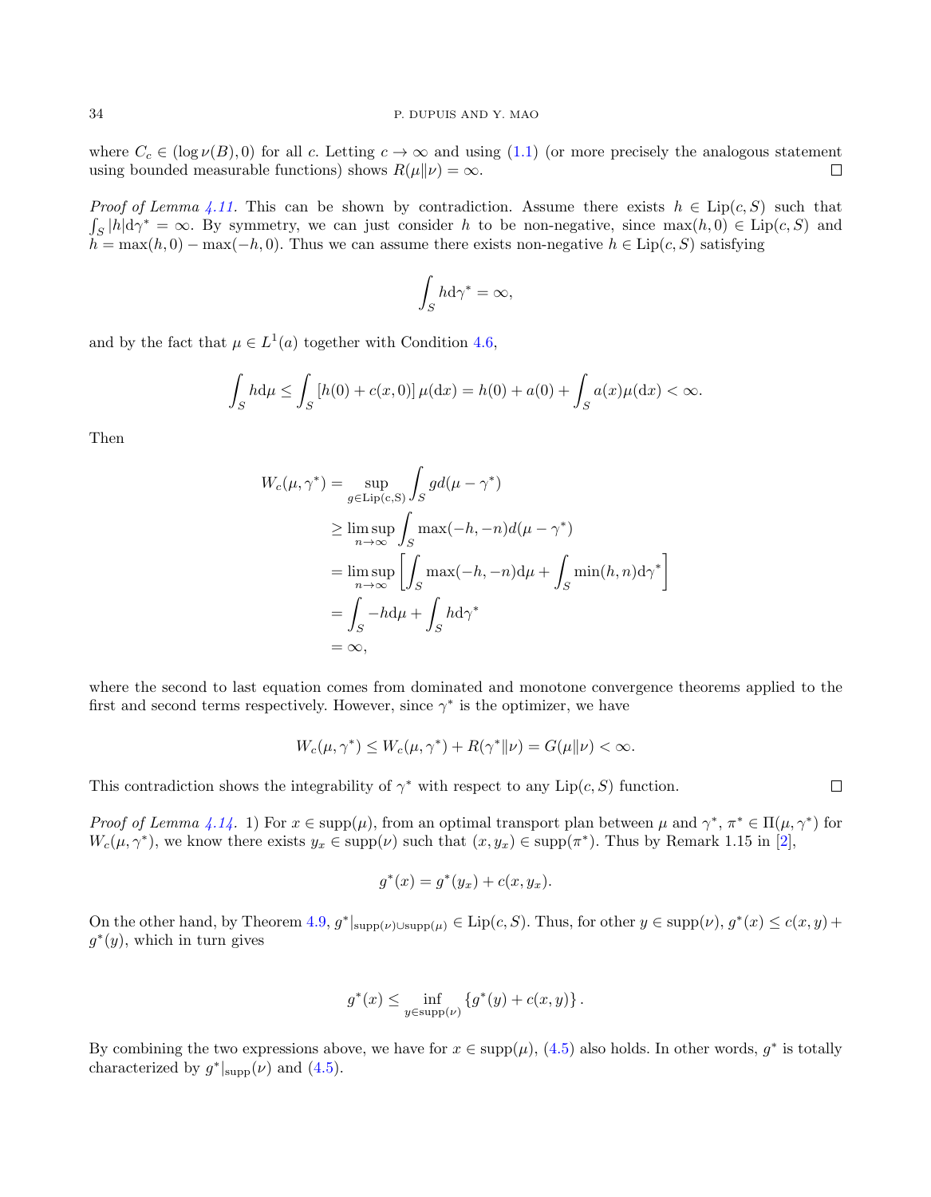where $C_c \in (\log \nu(B), 0)$ for all $c$. Letting $c \to \infty$ and using (1.1) (or more precisely the analogous statement using bounded measurable functions) shows $R(\mu\|\nu) = \infty$. $\square$

*Proof of Lemma 4.11.* This can be shown by contradiction. Assume there exists $h \in \mathrm{Lip}(c, S)$ such that $\int_S |h| \mathrm{d}\gamma^* = \infty$. By symmetry, we can just consider $h$ to be non-negative, since $\max(h, 0) \in \mathrm{Lip}(c, S)$ and $h = \max(h, 0) - \max(-h, 0)$. Thus we can assume there exists non-negative $h \in \mathrm{Lip}(c, S)$ satisfying

$$\int_S h \mathrm{d}\gamma^* = \infty,$$

and by the fact that $\mu \in L^1(a)$ together with Condition 4.6,

$$\int_S h \mathrm{d}\mu \leq \int_S [h(0) + c(x, 0)]\, \mu(\mathrm{d}x) = h(0) + a(0) + \int_S a(x)\mu(\mathrm{d}x) < \infty.$$

Then

$$\begin{aligned}
W_c(\mu, \gamma^*) &= \sup_{g \in \mathrm{Lip(c,S)}} \int_S g d(\mu - \gamma^*) \\
&\geq \limsup_{n\to\infty} \int_S \max(-h, -n) d(\mu - \gamma^*) \\
&= \limsup_{n\to\infty} \left[ \int_S \max(-h, -n) \mathrm{d}\mu + \int_S \min(h, n) \mathrm{d}\gamma^* \right] \\
&= \int_S -h \mathrm{d}\mu + \int_S h \mathrm{d}\gamma^* \\
&= \infty,
\end{aligned}$$

where the second to last equation comes from dominated and monotone convergence theorems applied to the first and second terms respectively. However, since $\gamma^*$ is the optimizer, we have

$$W_c(\mu, \gamma^*) \leq W_c(\mu, \gamma^*) + R(\gamma^*\|\nu) = G(\mu\|\nu) < \infty.$$

This contradiction shows the integrability of $\gamma^*$ with respect to any $\mathrm{Lip}(c, S)$ function. $\square$

*Proof of Lemma 4.14.* 1) For $x \in \mathrm{supp}(\mu)$, from an optimal transport plan between $\mu$ and $\gamma^*$, $\pi^* \in \Pi(\mu, \gamma^*)$ for $W_c(\mu, \gamma^*)$, we know there exists $y_x \in \mathrm{supp}(\nu)$ such that $(x, y_x) \in \mathrm{supp}(\pi^*)$. Thus by Remark 1.15 in [2],

$$g^*(x) = g^*(y_x) + c(x, y_x).$$

On the other hand, by Theorem 4.9, $g^*|_{\mathrm{supp}(\nu) \cup \mathrm{supp}(\mu)} \in \mathrm{Lip}(c, S)$. Thus, for other $y \in \mathrm{supp}(\nu)$, $g^*(x) \leq c(x, y) + g^*(y)$, which in turn gives

$$g^*(x) \leq \inf_{y \in \mathrm{supp}(\nu)} \{g^*(y) + c(x, y)\}.$$

By combining the two expressions above, we have for $x \in \mathrm{supp}(\mu)$, (4.5) also holds. In other words, $g^*$ is totally characterized by $g^*|_{\mathrm{supp}}(\nu)$ and (4.5).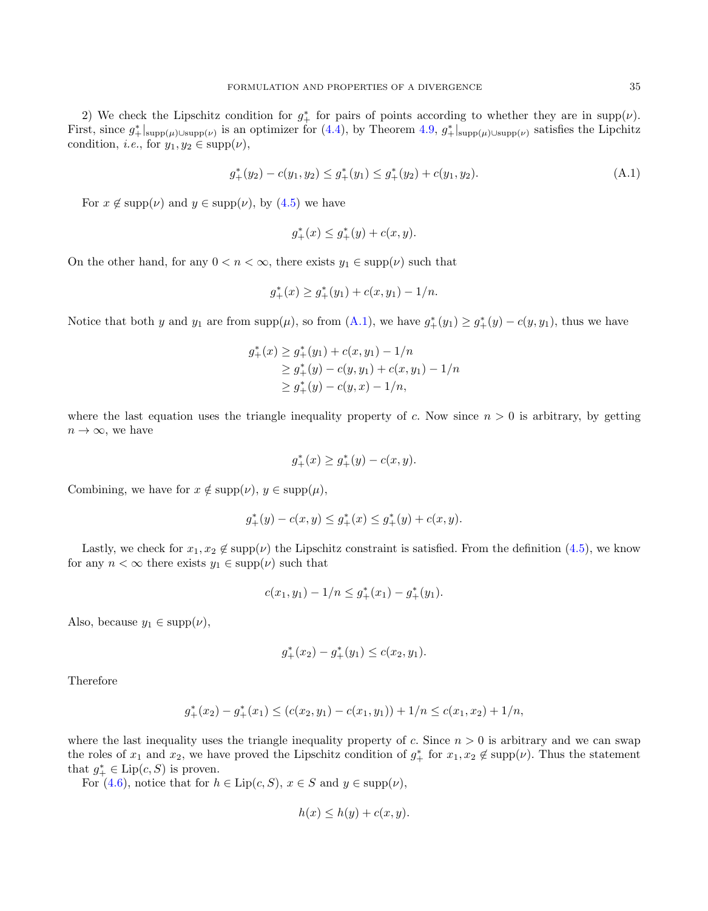2) We check the Lipschitz condition for $g_+^*$ for pairs of points according to whether they are in $\mathrm{supp}(\nu)$. First, since $g_+^*|_{\mathrm{supp}(\mu)\cup\mathrm{supp}(\nu)}$ is an optimizer for (4.4), by Theorem 4.9, $g_+^*|_{\mathrm{supp}(\mu)\cup\mathrm{supp}(\nu)}$ satisfies the Lipchitz condition, *i.e.*, for $y_1, y_2 \in \mathrm{supp}(\nu)$,

$$g_+^*(y_2) - c(y_1, y_2) \le g_+^*(y_1) \le g_+^*(y_2) + c(y_1, y_2). \tag{A.1}$$

For $x \notin \mathrm{supp}(\nu)$ and $y \in \mathrm{supp}(\nu)$, by (4.5) we have

$$g_+^*(x) \le g_+^*(y) + c(x, y).$$

On the other hand, for any $0 < n < \infty$, there exists $y_1 \in \mathrm{supp}(\nu)$ such that

$$g_+^*(x) \ge g_+^*(y_1) + c(x, y_1) - 1/n.$$

Notice that both $y$ and $y_1$ are from $\mathrm{supp}(\mu)$, so from (A.1), we have $g_+^*(y_1) \ge g_+^*(y) - c(y, y_1)$, thus we have

$$\begin{aligned} g_+^*(x) &\ge g_+^*(y_1) + c(x, y_1) - 1/n \\ &\ge g_+^*(y) - c(y, y_1) + c(x, y_1) - 1/n \\ &\ge g_+^*(y) - c(y, x) - 1/n, \end{aligned}$$

where the last equation uses the triangle inequality property of $c$. Now since $n > 0$ is arbitrary, by getting $n \to \infty$, we have

$$g_+^*(x) \ge g_+^*(y) - c(x, y).$$

Combining, we have for $x \notin \mathrm{supp}(\nu)$, $y \in \mathrm{supp}(\mu)$,

$$g_+^*(y) - c(x, y) \le g_+^*(x) \le g_+^*(y) + c(x, y).$$

Lastly, we check for $x_1, x_2 \notin \mathrm{supp}(\nu)$ the Lipschitz constraint is satisfied. From the definition (4.5), we know for any $n < \infty$ there exists $y_1 \in \mathrm{supp}(\nu)$ such that

$$c(x_1, y_1) - 1/n \le g_+^*(x_1) - g_+^*(y_1).$$

Also, because $y_1 \in \mathrm{supp}(\nu)$,

$$g_+^*(x_2) - g_+^*(y_1) \le c(x_2, y_1).$$

Therefore

$$g_+^*(x_2) - g_+^*(x_1) \le (c(x_2, y_1) - c(x_1, y_1)) + 1/n \le c(x_1, x_2) + 1/n,$$

where the last inequality uses the triangle inequality property of $c$. Since $n > 0$ is arbitrary and we can swap the roles of $x_1$ and $x_2$, we have proved the Lipschitz condition of $g_+^*$ for $x_1, x_2 \notin \mathrm{supp}(\nu)$. Thus the statement that $g_+^* \in \mathrm{Lip}(c, S)$ is proven.

For (4.6), notice that for $h \in \mathrm{Lip}(c, S)$, $x \in S$ and $y \in \mathrm{supp}(\nu)$,

$$h(x) \le h(y) + c(x, y).$$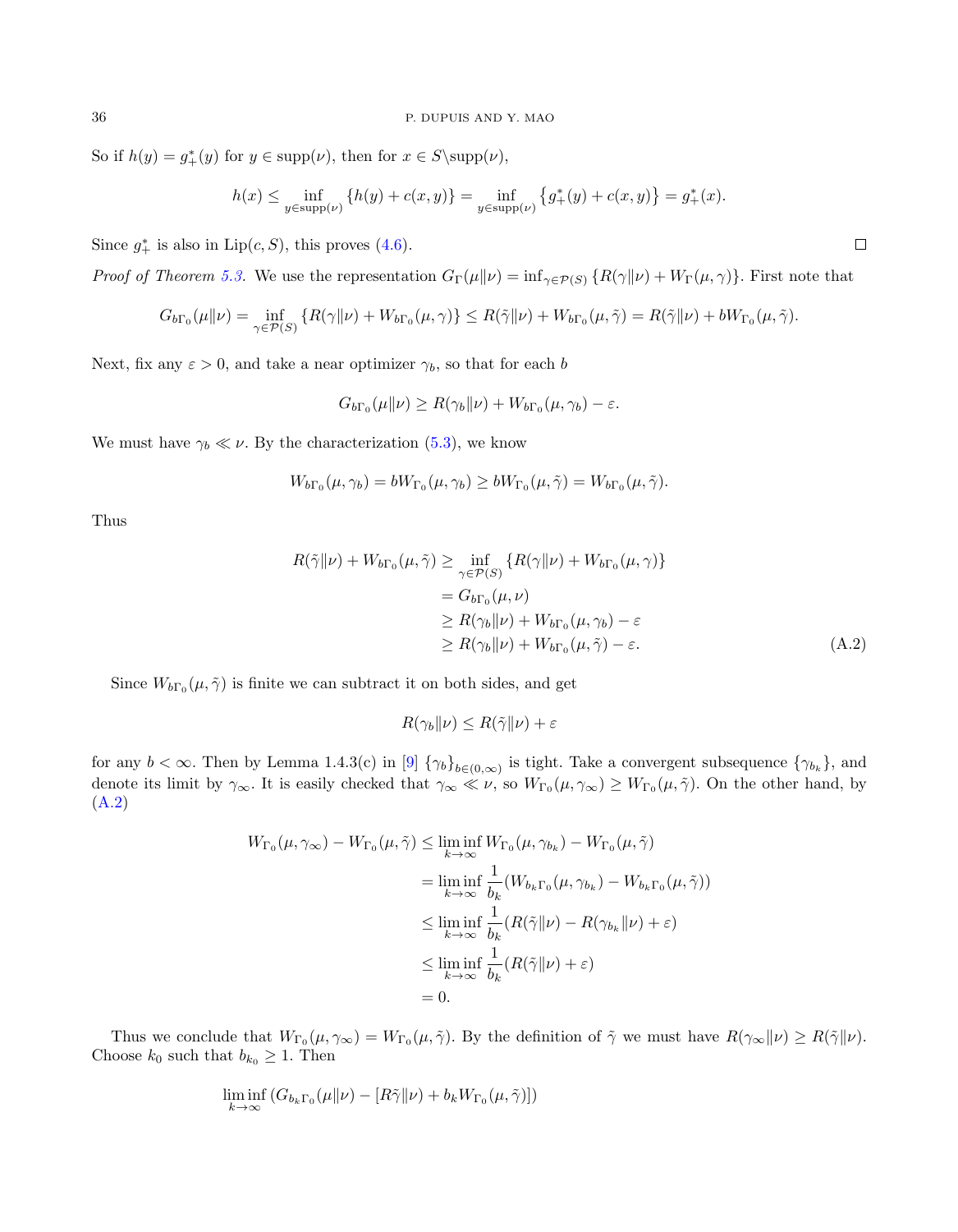So if $h(y) = g_+^*(y)$ for $y \in \text{supp}(\nu)$, then for $x \in S \backslash \text{supp}(\nu)$,

$$h(x) \le \inf_{y \in \text{supp}(\nu)} \{h(y) + c(x,y)\} = \inf_{y \in \text{supp}(\nu)} \left\{g_+^*(y) + c(x,y)\right\} = g_+^*(x).$$

Since $g_+^*$ is also in $\text{Lip}(c, S)$, this proves (4.6). $\square$

*Proof of Theorem 5.3.* We use the representation $G_\Gamma(\mu\|\nu) = \inf_{\gamma \in \mathcal{P}(S)} \{R(\gamma\|\nu) + W_\Gamma(\mu, \gamma)\}$. First note that

$$G_{b\Gamma_0}(\mu\|\nu) = \inf_{\gamma \in \mathcal{P}(S)} \{R(\gamma\|\nu) + W_{b\Gamma_0}(\mu,\gamma)\} \le R(\tilde{\gamma}\|\nu) + W_{b\Gamma_0}(\mu, \tilde{\gamma}) = R(\tilde{\gamma}\|\nu) + bW_{\Gamma_0}(\mu, \tilde{\gamma}).$$

Next, fix any $\varepsilon > 0$, and take a near optimizer $\gamma_b$, so that for each $b$

$$G_{b\Gamma_0}(\mu\|\nu) \ge R(\gamma_b\|\nu) + W_{b\Gamma_0}(\mu, \gamma_b) - \varepsilon.$$

We must have $\gamma_b \ll \nu$. By the characterization (5.3), we know

$$W_{b\Gamma_0}(\mu, \gamma_b) = bW_{\Gamma_0}(\mu, \gamma_b) \ge bW_{\Gamma_0}(\mu, \tilde{\gamma}) = W_{b\Gamma_0}(\mu, \tilde{\gamma}).$$

Thus

$$\begin{aligned} R(\tilde{\gamma}\|\nu) + W_{b\Gamma_0}(\mu, \tilde{\gamma}) &\ge \inf_{\gamma \in \mathcal{P}(S)} \{R(\gamma\|\nu) + W_{b\Gamma_0}(\mu, \gamma)\} \\ &= G_{b\Gamma_0}(\mu, \nu) \\ &\ge R(\gamma_b\|\nu) + W_{b\Gamma_0}(\mu, \gamma_b) - \varepsilon \\ &\ge R(\gamma_b\|\nu) + W_{b\Gamma_0}(\mu, \tilde{\gamma}) - \varepsilon. \end{aligned} \tag{A.2}$$

Since $W_{b\Gamma_0}(\mu, \tilde{\gamma})$ is finite we can subtract it on both sides, and get

$$R(\gamma_b\|\nu) \le R(\tilde{\gamma}\|\nu) + \varepsilon$$

for any $b < \infty$. Then by Lemma 1.4.3(c) in [9] $\{\gamma_b\}_{b \in (0,\infty)}$ is tight. Take a convergent subsequence $\{\gamma_{b_k}\}$, and denote its limit by $\gamma_\infty$. It is easily checked that $\gamma_\infty \ll \nu$, so $W_{\Gamma_0}(\mu, \gamma_\infty) \ge W_{\Gamma_0}(\mu, \tilde{\gamma})$. On the other hand, by (A.2)

$$\begin{aligned} W_{\Gamma_0}(\mu, \gamma_\infty) - W_{\Gamma_0}(\mu, \tilde{\gamma}) &\le \liminf_{k \to \infty} W_{\Gamma_0}(\mu, \gamma_{b_k}) - W_{\Gamma_0}(\mu, \tilde{\gamma}) \\ &= \liminf_{k \to \infty} \frac{1}{b_k}(W_{b_k\Gamma_0}(\mu, \gamma_{b_k}) - W_{b_k\Gamma_0}(\mu, \tilde{\gamma})) \\ &\le \liminf_{k \to \infty} \frac{1}{b_k}(R(\tilde{\gamma}\|\nu) - R(\gamma_{b_k}\|\nu) + \varepsilon) \\ &\le \liminf_{k \to \infty} \frac{1}{b_k}(R(\tilde{\gamma}\|\nu) + \varepsilon) \\ &= 0. \end{aligned}$$

Thus we conclude that $W_{\Gamma_0}(\mu, \gamma_\infty) = W_{\Gamma_0}(\mu, \tilde{\gamma})$. By the definition of $\tilde{\gamma}$ we must have $R(\gamma_\infty\|\nu) \ge R(\tilde{\gamma}\|\nu)$. Choose $k_0$ such that $b_{k_0} \ge 1$. Then

$$\liminf_{k \to \infty} (G_{b_k\Gamma_0}(\mu\|\nu) - [R\tilde{\gamma}\|\nu) + b_k W_{\Gamma_0}(\mu, \tilde{\gamma})])$$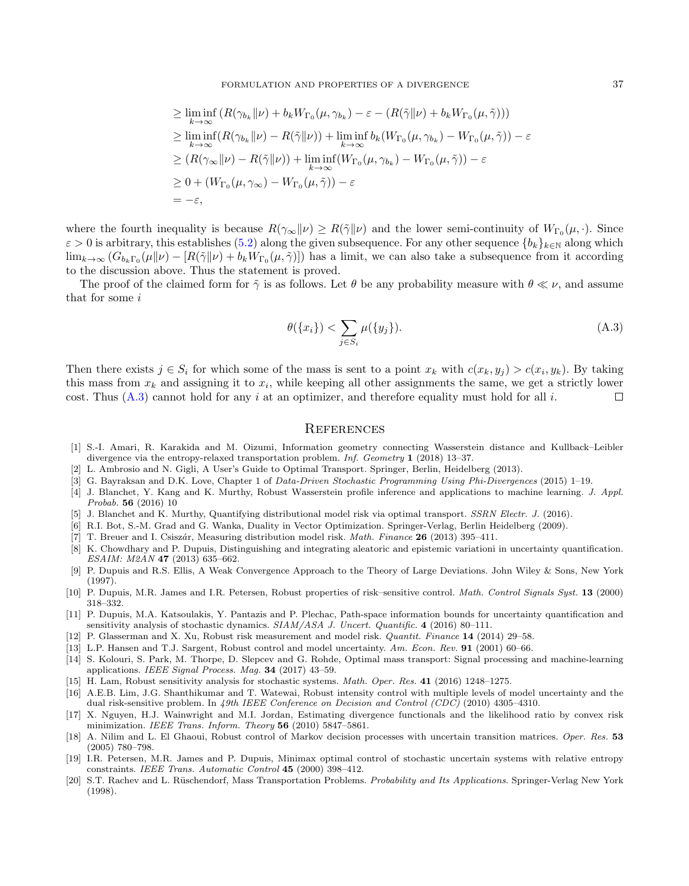$$
\begin{aligned}
&\geq \liminf_{k\to\infty} \left(R(\gamma_{b_k}\|\nu) + b_k W_{\Gamma_0}(\mu,\gamma_{b_k}) - \varepsilon - (R(\tilde{\gamma}\|\nu) + b_k W_{\Gamma_0}(\mu,\tilde{\gamma}))\right) \\
&\geq \liminf_{k\to\infty} (R(\gamma_{b_k}\|\nu) - R(\tilde{\gamma}\|\nu)) + \liminf_{k\to\infty} b_k (W_{\Gamma_0}(\mu,\gamma_{b_k}) - W_{\Gamma_0}(\mu,\tilde{\gamma})) - \varepsilon \\
&\geq (R(\gamma_\infty\|\nu) - R(\tilde{\gamma}\|\nu)) + \liminf_{k\to\infty} (W_{\Gamma_0}(\mu,\gamma_{b_k}) - W_{\Gamma_0}(\mu,\tilde{\gamma})) - \varepsilon \\
&\geq 0 + (W_{\Gamma_0}(\mu,\gamma_\infty) - W_{\Gamma_0}(\mu,\tilde{\gamma})) - \varepsilon \\
&= -\varepsilon,
\end{aligned}
$$

where the fourth inequality is because $R(\gamma_\infty\|\nu) \geq R(\tilde{\gamma}\|\nu)$ and the lower semi-continuity of $W_{\Gamma_0}(\mu,\cdot)$. Since $\varepsilon > 0$ is arbitrary, this establishes (5.2) along the given subsequence. For any other sequence $\{b_k\}_{k\in\mathbb{N}}$ along which $\lim_{k\to\infty} \left(G_{b_k\Gamma_0}(\mu\|\nu) - [R(\tilde{\gamma}\|\nu) + b_k W_{\Gamma_0}(\mu,\tilde{\gamma})]\right)$ has a limit, we can also take a subsequence from it according to the discussion above. Thus the statement is proved.

The proof of the claimed form for $\tilde{\gamma}$ is as follows. Let $\theta$ be any probability measure with $\theta \ll \nu$, and assume that for some $i$

$$
\theta(\{x_i\}) < \sum_{j\in S_i} \mu(\{y_j\}). \tag{A.3}
$$

Then there exists $j \in S_i$ for which some of the mass is sent to a point $x_k$ with $c(x_k, y_j) > c(x_i, y_k)$. By taking this mass from $x_k$ and assigning it to $x_i$, while keeping all other assignments the same, we get a strictly lower cost. Thus (A.3) cannot hold for any $i$ at an optimizer, and therefore equality must hold for all $i$. $\square$

## References

[1] S.-I. Amari, R. Karakida and M. Oizumi, Information geometry connecting Wasserstein distance and Kullback–Leibler divergence via the entropy-relaxed transportation problem. *Inf. Geometry* **1** (2018) 13–37.

[2] L. Ambrosio and N. Gigli, A User's Guide to Optimal Transport. Springer, Berlin, Heidelberg (2013).

[3] G. Bayraksan and D.K. Love, Chapter 1 of *Data-Driven Stochastic Programming Using Phi-Divergences* (2015) 1–19.

[4] J. Blanchet, Y. Kang and K. Murthy, Robust Wasserstein profile inference and applications to machine learning. *J. Appl. Probab.* **56** (2016) 10

[5] J. Blanchet and K. Murthy, Quantifying distributional model risk via optimal transport. *SSRN Electr. J.* (2016).

[6] R.I. Bot, S.-M. Grad and G. Wanka, Duality in Vector Optimization. Springer-Verlag, Berlin Heidelberg (2009).

[7] T. Breuer and I. Csiszár, Measuring distribution model risk. *Math. Finance* **26** (2013) 395–411.

[8] K. Chowdhary and P. Dupuis, Distinguishing and integrating aleatoric and epistemic variationi in uncertainty quantification. *ESAIM: M2AN* **47** (2013) 635–662.

[9] P. Dupuis and R.S. Ellis, A Weak Convergence Approach to the Theory of Large Deviations. John Wiley & Sons, New York (1997).

[10] P. Dupuis, M.R. James and I.R. Petersen, Robust properties of risk–sensitive control. *Math. Control Signals Syst.* **13** (2000) 318–332.

[11] P. Dupuis, M.A. Katsoulakis, Y. Pantazis and P. Plechac, Path-space information bounds for uncertainty quantification and sensitivity analysis of stochastic dynamics. *SIAM/ASA J. Uncert. Quantific.* **4** (2016) 80–111.

[12] P. Glasserman and X. Xu, Robust risk measurement and model risk. *Quantit. Finance* **14** (2014) 29–58.

[13] L.P. Hansen and T.J. Sargent, Robust control and model uncertainty. *Am. Econ. Rev.* **91** (2001) 60–66.

[14] S. Kolouri, S. Park, M. Thorpe, D. Slepcev and G. Rohde, Optimal mass transport: Signal processing and machine-learning applications. *IEEE Signal Process. Mag.* **34** (2017) 43–59.

[15] H. Lam, Robust sensitivity analysis for stochastic systems. *Math. Oper. Res.* **41** (2016) 1248–1275.

[16] A.E.B. Lim, J.G. Shanthikumar and T. Watewai, Robust intensity control with multiple levels of model uncertainty and the dual risk-sensitive problem. In *49th IEEE Conference on Decision and Control (CDC)* (2010) 4305–4310.

[17] X. Nguyen, H.J. Wainwright and M.I. Jordan, Estimating divergence functionals and the likelihood ratio by convex risk minimization. *IEEE Trans. Inform. Theory* **56** (2010) 5847–5861.

[18] A. Nilim and L. El Ghaoui, Robust control of Markov decision processes with uncertain transition matrices. *Oper. Res.* **53** (2005) 780–798.

[19] I.R. Petersen, M.R. James and P. Dupuis, Minimax optimal control of stochastic uncertain systems with relative entropy constraints. *IEEE Trans. Automatic Control* **45** (2000) 398–412.

[20] S.T. Rachev and L. Rüschendorf, Mass Transportation Problems. *Probability and Its Applications*. Springer-Verlag New York (1998).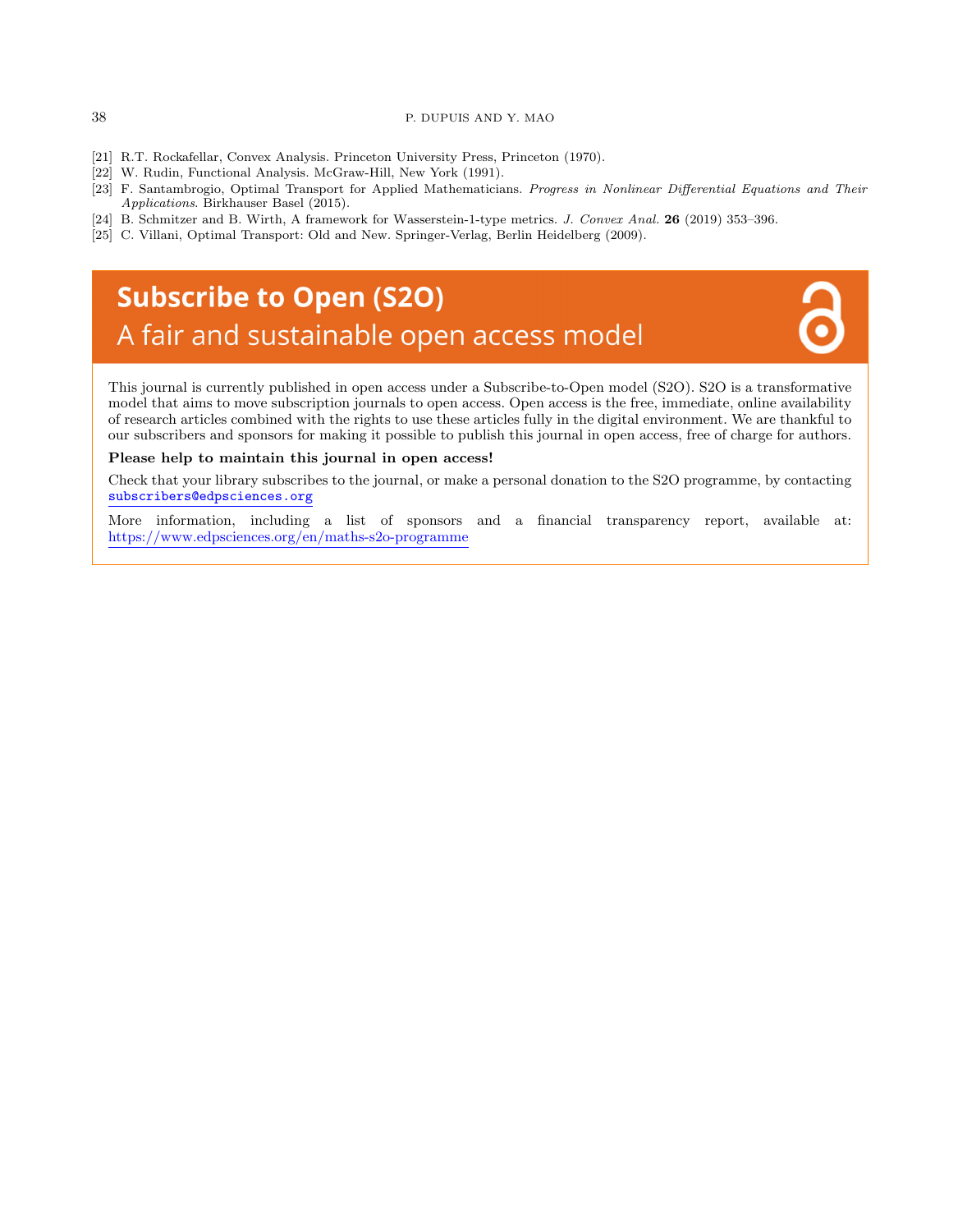[21] R.T. Rockafellar, Convex Analysis. Princeton University Press, Princeton (1970).

[22] W. Rudin, Functional Analysis. McGraw-Hill, New York (1991).

[23] F. Santambrogio, Optimal Transport for Applied Mathematicians. *Progress in Nonlinear Differential Equations and Their Applications*. Birkhauser Basel (2015).

[24] B. Schmitzer and B. Wirth, A framework for Wasserstein-1-type metrics. *J. Convex Anal.* **26** (2019) 353–396.

[25] C. Villani, Optimal Transport: Old and New. Springer-Verlag, Berlin Heidelberg (2009).

## Subscribe to Open (S2O)

A fair and sustainable open access model

This journal is currently published in open access under a Subscribe-to-Open model (S2O). S2O is a transformative model that aims to move subscription journals to open access. Open access is the free, immediate, online availability of research articles combined with the rights to use these articles fully in the digital environment. We are thankful to our subscribers and sponsors for making it possible to publish this journal in open access, free of charge for authors.

**Please help to maintain this journal in open access!**

Check that your library subscribes to the journal, or make a personal donation to the S2O programme, by contacting subscribers@edpsciences.org

More information, including a list of sponsors and a financial transparency report, available at: https://www.edpsciences.org/en/maths-s2o-programme